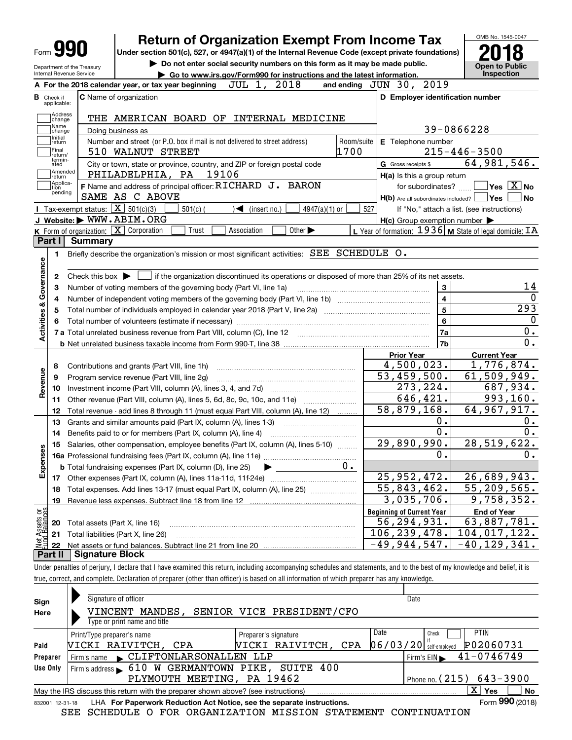Form **990**

# Return of Organization Exempt From Income Tax

**Under section 501(c), 527, or 4947(a)(1) of the Internal Revenue Code (except private foundations)**

▶ Do not enter social security numbers on this form as it may be made public.

▶ Go to www.irs.gov/Form990 for instructions and the latest information.

Department of the Treasury
Internal Revenue Service

OMB No. 1545-0047

**2018**

**Open to Public Inspection**

**A** For the 2018 calendar year, or tax year beginning JUL 1, 2018 and ending JUN 30, 2019

**B** Check if applicable: Address change, Name change, Initial return, Final return/terminated, Amended return, Application pending

**C** Name of organization: THE AMERICAN BOARD OF INTERNAL MEDICINE

Doing business as

Number and street (or P.O. box if mail is not delivered to street address): 510 WALNUT STREET — Room/suite: 1700

City or town, state or province, country, and ZIP or foreign postal code: PHILADELPHIA, PA 19106

**D** Employer identification number: 39-0866228

**E** Telephone number: 215-446-3500

**G** Gross receipts $ 64,981,546.

**F** Name and address of principal officer: RICHARD J. BARON
SAME AS C ABOVE

**H(a)** Is this a group return for subordinates? ☐ Yes ☒ No

**H(b)** Are all subordinates included? ☐ Yes ☐ No
If "No," attach a list. (see instructions)

**H(c)** Group exemption number ▶

**I** Tax-exempt status: ☒ 501(c)(3) ☐ 501(c)( ) ◀ (insert no.) ☐ 4947(a)(1) or ☐ 527

**J** Website: ▶ WWW.ABIM.ORG

**K** Form of organization: ☒ Corporation ☐ Trust ☐ Association ☐ Other ▶

**L** Year of formation: 1936 **M** State of legal domicile: IA

## Part I Summary

**Activities & Governance**

1. Briefly describe the organization's mission or most significant activities: SEE SCHEDULE O.
2. Check this box ▶ ☐ if the organization discontinued its operations or disposed of more than 25% of its net assets.

| | | Line | |
|---|---|---|---|
| 3 | Number of voting members of the governing body (Part VI, line 1a) | 3 | 14 |
| 4 | Number of independent voting members of the governing body (Part VI, line 1b) | 4 | 0 |
| 5 | Total number of individuals employed in calendar year 2018 (Part V, line 2a) | 5 | 293 |
| 6 | Total number of volunteers (estimate if necessary) | 6 | 0 |
| 7a | Total unrelated business revenue from Part VIII, column (C), line 12 | 7a | 0. |
| b | Net unrelated business taxable income from Form 990-T, line 38 | 7b | 0. |

| | | Prior Year | Current Year |
|---|---|---|---|
| **Revenue** | | | |
| 8 | Contributions and grants (Part VIII, line 1h) | 4,500,023. | 1,776,874. |
| 9 | Program service revenue (Part VIII, line 2g) | 53,459,500. | 61,509,949. |
| 10 | Investment income (Part VIII, column (A), lines 3, 4, and 7d) | 273,224. | 687,934. |
| 11 | Other revenue (Part VIII, column (A), lines 5, 6d, 8c, 9c, 10c, and 11e) | 646,421. | 993,160. |
| 12 | Total revenue - add lines 8 through 11 (must equal Part VIII, column (A), line 12) | 58,879,168. | 64,967,917. |
| **Expenses** | | | |
| 13 | Grants and similar amounts paid (Part IX, column (A), lines 1-3) | 0. | 0. |
| 14 | Benefits paid to or for members (Part IX, column (A), line 4) | 0. | 0. |
| 15 | Salaries, other compensation, employee benefits (Part IX, column (A), lines 5-10) | 29,890,990. | 28,519,622. |
| 16a | Professional fundraising fees (Part IX, column (A), line 11e) | 0. | 0. |
| b | Total fundraising expenses (Part IX, column (D), line 25) ▶ 0. | | |
| 17 | Other expenses (Part IX, column (A), lines 11a-11d, 11f-24e) | 25,952,472. | 26,689,943. |
| 18 | Total expenses. Add lines 13-17 (must equal Part IX, column (A), line 25) | 55,843,462. | 55,209,565. |
| 19 | Revenue less expenses. Subtract line 18 from line 12 | 3,035,706. | 9,758,352. |

| **Net Assets or Fund Balances** | | Beginning of Current Year | End of Year |
|---|---|---|---|
| 20 | Total assets (Part X, line 16) | 56,294,931. | 63,887,781. |
| 21 | Total liabilities (Part X, line 26) | 106,239,478. | 104,017,122. |
| 22 | Net assets or fund balances. Subtract line 21 from line 20 | -49,944,547. | -40,129,341. |

## Part II Signature Block

Under penalties of perjury, I declare that I have examined this return, including accompanying schedules and statements, and to the best of my knowledge and belief, it is true, correct, and complete. Declaration of preparer (other than officer) is based on all information of which preparer has any knowledge.

**Sign Here**

Signature of officer — Date

VINCENT MANDES, SENIOR VICE PRESIDENT/CFO
Type or print name and title

**Paid Preparer Use Only**

| Print/Type preparer's name | Preparer's signature | Date | Check ☐ if self-employed | PTIN |
|---|---|---|---|---|
| VICKI RAIVITCH, CPA | VICKI RAIVITCH, CPA | 06/03/20 | | P02060731 |

Firm's name ▶ CLIFTONLARSONALLEN LLP — Firm's EIN ▶ 41-0746749

Firm's address ▶ 610 W GERMANTOWN PIKE, SUITE 400, PLYMOUTH MEETING, PA 19462 — Phone no. (215) 643-3900

May the IRS discuss this return with the preparer shown above? (see instructions) ☒ Yes ☐ No

832001 12-31-18 LHA For Paperwork Reduction Act Notice, see the separate instructions. Form **990** (2018)

SEE SCHEDULE O FOR ORGANIZATION MISSION STATEMENT CONTINUATION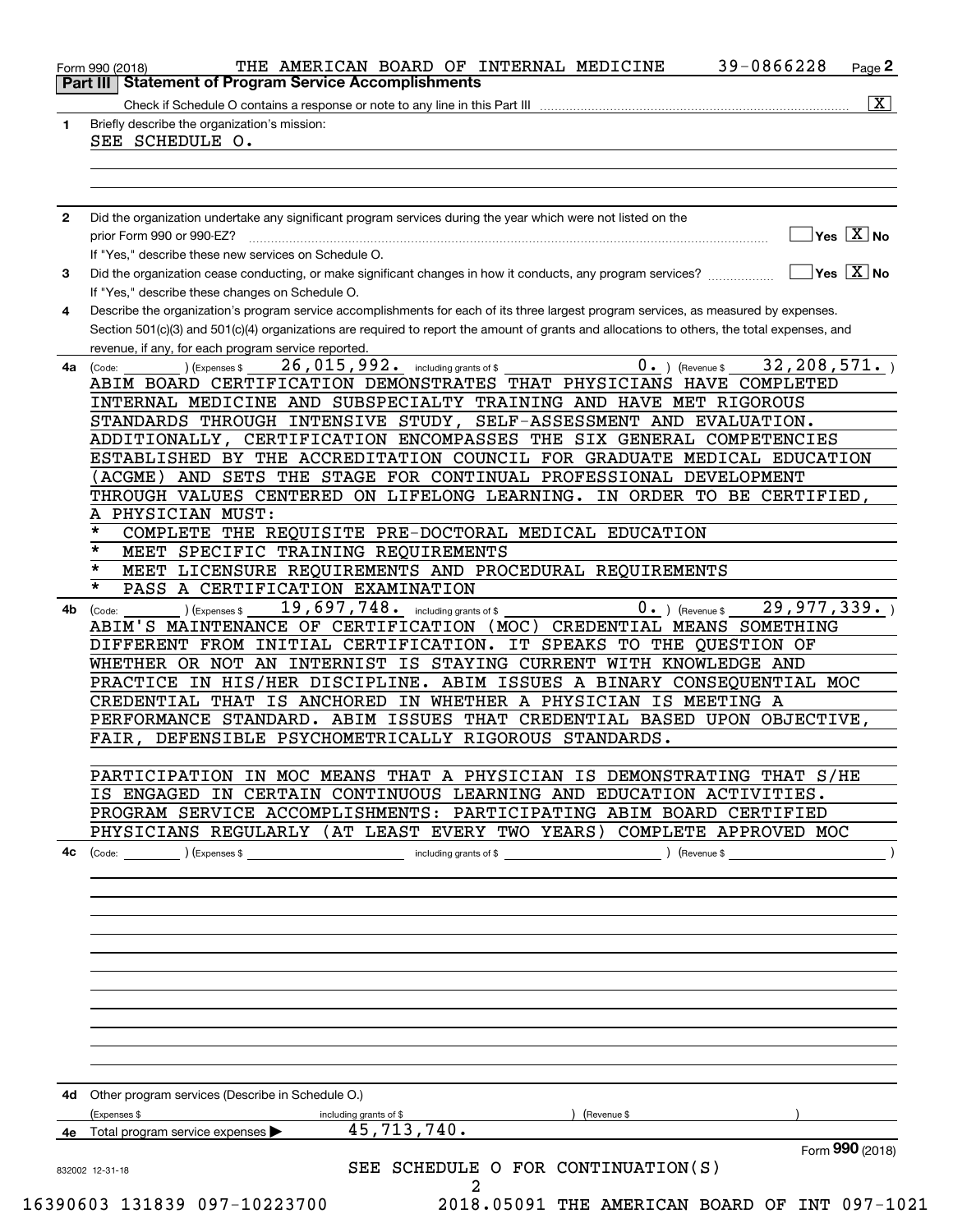Form 990 (2018) THE AMERICAN BOARD OF INTERNAL MEDICINE 39-0866228 Page 2

## Part III Statement of Program Service Accomplishments

Check if Schedule O contains a response or note to any line in this Part III ..... [X]

**1** Briefly describe the organization's mission:

SEE SCHEDULE O.

**2** Did the organization undertake any significant program services during the year which were not listed on the prior Form 990 or 990-EZ? ..... [ ] Yes [X] No

If "Yes," describe these new services on Schedule O.

**3** Did the organization cease conducting, or make significant changes in how it conducts, any program services? ..... [ ] Yes [X] No

If "Yes," describe these changes on Schedule O.

**4** Describe the organization's program service accomplishments for each of its three largest program services, as measured by expenses. Section 501(c)(3) and 501(c)(4) organizations are required to report the amount of grants and allocations to others, the total expenses, and revenue, if any, for each program service reported.

**4a** (Code: ) (Expenses $ 26,015,992. including grants of $ 0. ) (Revenue $ 32,208,571. )

ABIM BOARD CERTIFICATION DEMONSTRATES THAT PHYSICIANS HAVE COMPLETED INTERNAL MEDICINE AND SUBSPECIALTY TRAINING AND HAVE MET RIGOROUS STANDARDS THROUGH INTENSIVE STUDY, SELF-ASSESSMENT AND EVALUATION. ADDITIONALLY, CERTIFICATION ENCOMPASSES THE SIX GENERAL COMPETENCIES ESTABLISHED BY THE ACCREDITATION COUNCIL FOR GRADUATE MEDICAL EDUCATION (ACGME) AND SETS THE STAGE FOR CONTINUAL PROFESSIONAL DEVELOPMENT THROUGH VALUES CENTERED ON LIFELONG LEARNING. IN ORDER TO BE CERTIFIED, A PHYSICIAN MUST:

* COMPLETE THE REQUISITE PRE-DOCTORAL MEDICAL EDUCATION
* MEET SPECIFIC TRAINING REQUIREMENTS
* MEET LICENSURE REQUIREMENTS AND PROCEDURAL REQUIREMENTS
* PASS A CERTIFICATION EXAMINATION

**4b** (Code: ) (Expenses $ 19,697,748. including grants of $ 0. ) (Revenue $ 29,977,339. )

ABIM'S MAINTENANCE OF CERTIFICATION (MOC) CREDENTIAL MEANS SOMETHING DIFFERENT FROM INITIAL CERTIFICATION. IT SPEAKS TO THE QUESTION OF WHETHER OR NOT AN INTERNIST IS STAYING CURRENT WITH KNOWLEDGE AND PRACTICE IN HIS/HER DISCIPLINE. ABIM ISSUES A BINARY CONSEQUENTIAL MOC CREDENTIAL THAT IS ANCHORED IN WHETHER A PHYSICIAN IS MEETING A PERFORMANCE STANDARD. ABIM ISSUES THAT CREDENTIAL BASED UPON OBJECTIVE, FAIR, DEFENSIBLE PSYCHOMETRICALLY RIGOROUS STANDARDS.

PARTICIPATION IN MOC MEANS THAT A PHYSICIAN IS DEMONSTRATING THAT S/HE IS ENGAGED IN CERTAIN CONTINUOUS LEARNING AND EDUCATION ACTIVITIES. PROGRAM SERVICE ACCOMPLISHMENTS: PARTICIPATING ABIM BOARD CERTIFIED PHYSICIANS REGULARLY (AT LEAST EVERY TWO YEARS) COMPLETE APPROVED MOC

**4c** (Code: ) (Expenses $ including grants of $ ) (Revenue $ )

**4d** Other program services (Describe in Schedule O.)

(Expenses $ including grants of $ ) (Revenue $ )

**4e** Total program service expenses ▶ 45,713,740.

SEE SCHEDULE O FOR CONTINUATION(S)

Form 990 (2018)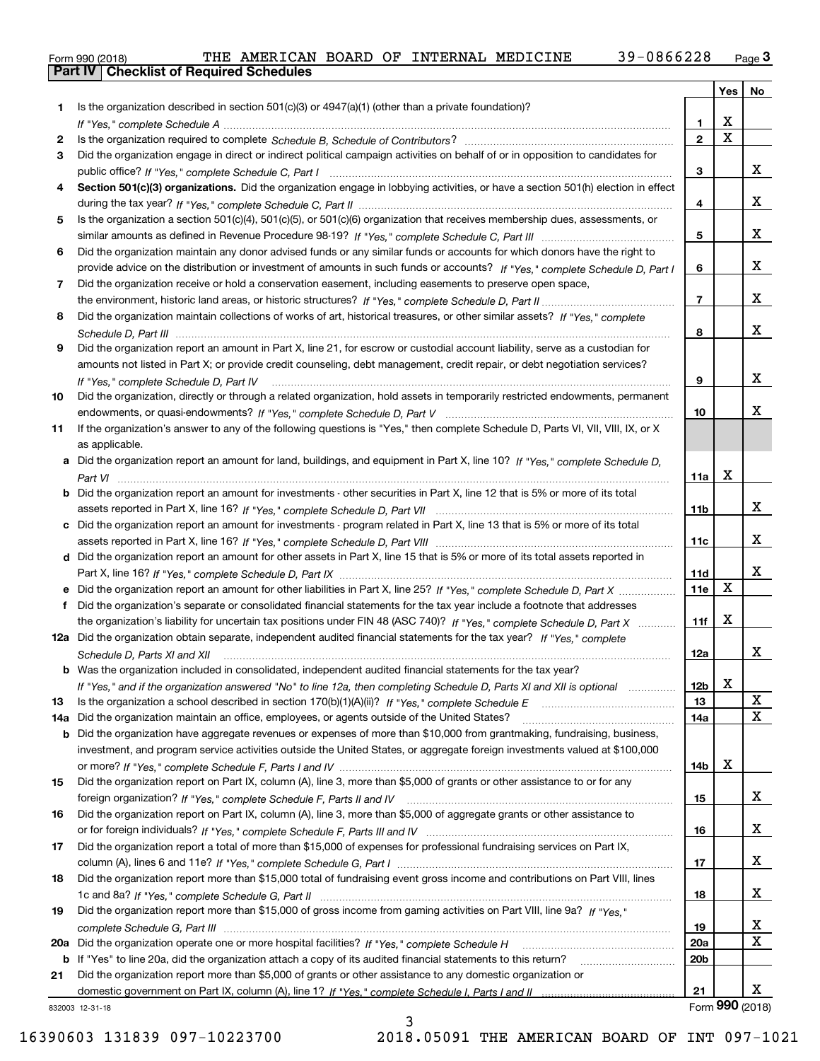Form 990 (2018) THE AMERICAN BOARD OF INTERNAL MEDICINE 39-0866228 Page 3

## Part IV Checklist of Required Schedules

| | | | Yes | No |
|---|---|---|---|---|
| 1 | Is the organization described in section 501(c)(3) or 4947(a)(1) (other than a private foundation)? *If "Yes," complete Schedule A* | 1 | X | |
| 2 | Is the organization required to complete *Schedule B, Schedule of Contributors*? | 2 | X | |
| 3 | Did the organization engage in direct or indirect political campaign activities on behalf of or in opposition to candidates for public office? *If "Yes," complete Schedule C, Part I* | 3 | | X |
| 4 | **Section 501(c)(3) organizations.** Did the organization engage in lobbying activities, or have a section 501(h) election in effect during the tax year? *If "Yes," complete Schedule C, Part II* | 4 | | X |
| 5 | Is the organization a section 501(c)(4), 501(c)(5), or 501(c)(6) organization that receives membership dues, assessments, or similar amounts as defined in Revenue Procedure 98-19? *If "Yes," complete Schedule C, Part III* | 5 | | X |
| 6 | Did the organization maintain any donor advised funds or any similar funds or accounts for which donors have the right to provide advice on the distribution or investment of amounts in such funds or accounts? *If "Yes," complete Schedule D, Part I* | 6 | | X |
| 7 | Did the organization receive or hold a conservation easement, including easements to preserve open space, the environment, historic land areas, or historic structures? *If "Yes," complete Schedule D, Part II* | 7 | | X |
| 8 | Did the organization maintain collections of works of art, historical treasures, or other similar assets? *If "Yes," complete Schedule D, Part III* | 8 | | X |
| 9 | Did the organization report an amount in Part X, line 21, for escrow or custodial account liability, serve as a custodian for amounts not listed in Part X; or provide credit counseling, debt management, credit repair, or debt negotiation services? *If "Yes," complete Schedule D, Part IV* | 9 | | X |
| 10 | Did the organization, directly or through a related organization, hold assets in temporarily restricted endowments, permanent endowments, or quasi-endowments? *If "Yes," complete Schedule D, Part V* | 10 | | X |
| 11 | If the organization's answer to any of the following questions is "Yes," then complete Schedule D, Parts VI, VII, VIII, IX, or X as applicable. | | | |
| a | Did the organization report an amount for land, buildings, and equipment in Part X, line 10? *If "Yes," complete Schedule D, Part VI* | 11a | X | |
| b | Did the organization report an amount for investments - other securities in Part X, line 12 that is 5% or more of its total assets reported in Part X, line 16? *If "Yes," complete Schedule D, Part VII* | 11b | | X |
| c | Did the organization report an amount for investments - program related in Part X, line 13 that is 5% or more of its total assets reported in Part X, line 16? *If "Yes," complete Schedule D, Part VIII* | 11c | | X |
| d | Did the organization report an amount for other assets in Part X, line 15 that is 5% or more of its total assets reported in Part X, line 16? *If "Yes," complete Schedule D, Part IX* | 11d | | X |
| e | Did the organization report an amount for other liabilities in Part X, line 25? *If "Yes," complete Schedule D, Part X* | 11e | X | |
| f | Did the organization's separate or consolidated financial statements for the tax year include a footnote that addresses the organization's liability for uncertain tax positions under FIN 48 (ASC 740)? *If "Yes," complete Schedule D, Part X* | 11f | X | |
| 12a | Did the organization obtain separate, independent audited financial statements for the tax year? *If "Yes," complete Schedule D, Parts XI and XII* | 12a | | X |
| b | Was the organization included in consolidated, independent audited financial statements for the tax year? *If "Yes," and if the organization answered "No" to line 12a, then completing Schedule D, Parts XI and XII is optional* | 12b | X | |
| 13 | Is the organization a school described in section 170(b)(1)(A)(ii)? *If "Yes," complete Schedule E* | 13 | | X |
| 14a | Did the organization maintain an office, employees, or agents outside of the United States? | 14a | | X |
| b | Did the organization have aggregate revenues or expenses of more than $10,000 from grantmaking, fundraising, business, investment, and program service activities outside the United States, or aggregate foreign investments valued at $100,000 or more? *If "Yes," complete Schedule F, Parts I and IV* | 14b | X | |
| 15 | Did the organization report on Part IX, column (A), line 3, more than $5,000 of grants or other assistance to or for any foreign organization? *If "Yes," complete Schedule F, Parts II and IV* | 15 | | X |
| 16 | Did the organization report on Part IX, column (A), line 3, more than $5,000 of aggregate grants or other assistance to or for foreign individuals? *If "Yes," complete Schedule F, Parts III and IV* | 16 | | X |
| 17 | Did the organization report a total of more than $15,000 of expenses for professional fundraising services on Part IX, column (A), lines 6 and 11e? *If "Yes," complete Schedule G, Part I* | 17 | | X |
| 18 | Did the organization report more than $15,000 total of fundraising event gross income and contributions on Part VIII, lines 1c and 8a? *If "Yes," complete Schedule G, Part II* | 18 | | X |
| 19 | Did the organization report more than $15,000 of gross income from gaming activities on Part VIII, line 9a? *If "Yes," complete Schedule G, Part III* | 19 | | X |
| 20a | Did the organization operate one or more hospital facilities? *If "Yes," complete Schedule H* | 20a | | X |
| b | If "Yes" to line 20a, did the organization attach a copy of its audited financial statements to this return? | 20b | | |
| 21 | Did the organization report more than $5,000 of grants or other assistance to any domestic organization or domestic government on Part IX, column (A), line 1? *If "Yes," complete Schedule I, Parts I and II* | 21 | | X |

832003 12-31-18 Form **990** (2018)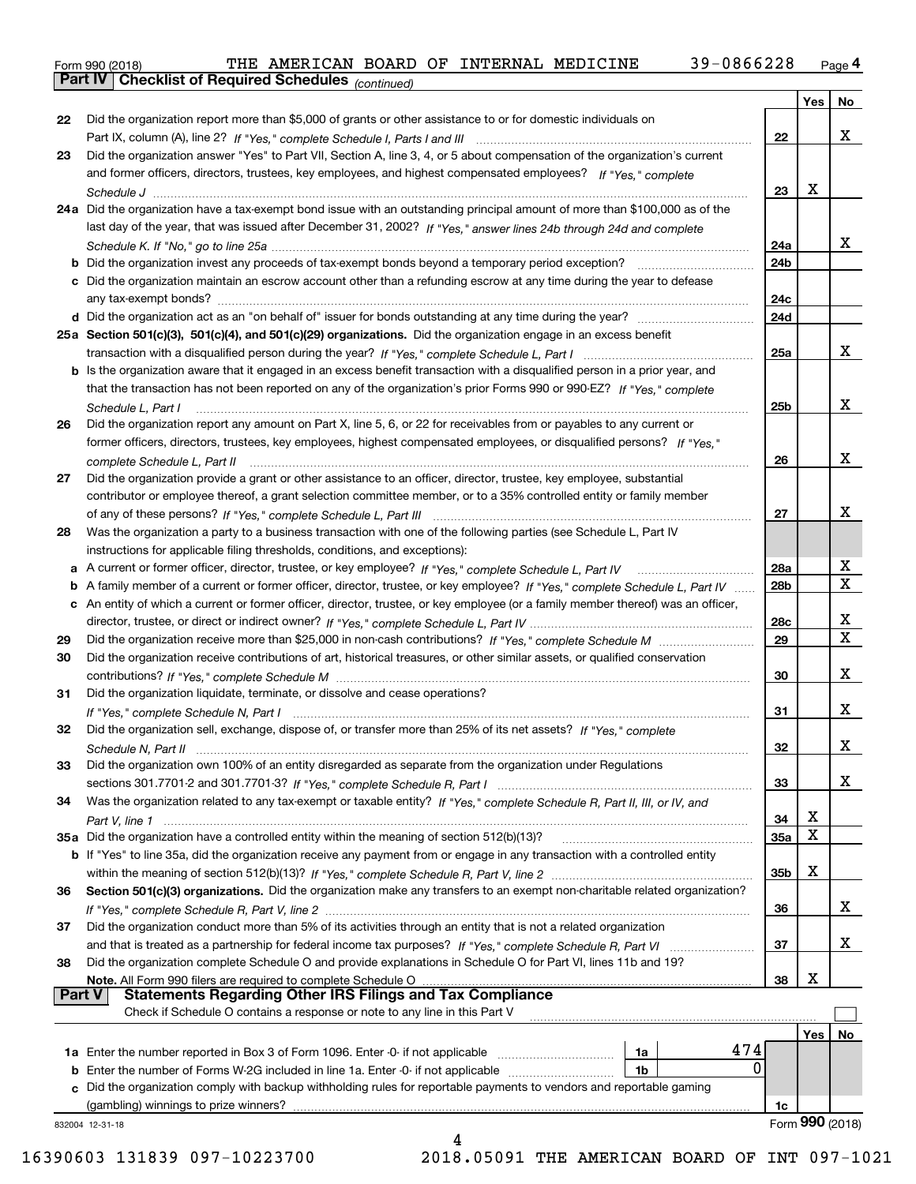Form 990 (2018) THE AMERICAN BOARD OF INTERNAL MEDICINE 39-0866228

## Part IV Checklist of Required Schedules *(continued)*

| | | | Yes | No |
|---|---|---|---|---|
| 22 | Did the organization report more than $5,000 of grants or other assistance to or for domestic individuals on Part IX, column (A), line 2? *If "Yes," complete Schedule I, Parts I and III* | 22 | | X |
| 23 | Did the organization answer "Yes" to Part VII, Section A, line 3, 4, or 5 about compensation of the organization's current and former officers, directors, trustees, key employees, and highest compensated employees? *If "Yes," complete Schedule J* | 23 | X | |
| 24a | Did the organization have a tax-exempt bond issue with an outstanding principal amount of more than $100,000 as of the last day of the year, that was issued after December 31, 2002? *If "Yes," answer lines 24b through 24d and complete Schedule K. If "No," go to line 25a* | 24a | | X |
| b | Did the organization invest any proceeds of tax-exempt bonds beyond a temporary period exception? | 24b | | |
| c | Did the organization maintain an escrow account other than a refunding escrow at any time during the year to defease any tax-exempt bonds? | 24c | | |
| d | Did the organization act as an "on behalf of" issuer for bonds outstanding at any time during the year? | 24d | | |
| 25a | **Section 501(c)(3), 501(c)(4), and 501(c)(29) organizations.** Did the organization engage in an excess benefit transaction with a disqualified person during the year? *If "Yes," complete Schedule L, Part I* | 25a | | X |
| b | Is the organization aware that it engaged in an excess benefit transaction with a disqualified person in a prior year, and that the transaction has not been reported on any of the organization's prior Forms 990 or 990-EZ? *If "Yes," complete Schedule L, Part I* | 25b | | X |
| 26 | Did the organization report any amount on Part X, line 5, 6, or 22 for receivables from or payables to any current or former officers, directors, trustees, key employees, highest compensated employees, or disqualified persons? *If "Yes," complete Schedule L, Part II* | 26 | | X |
| 27 | Did the organization provide a grant or other assistance to an officer, director, trustee, key employee, substantial contributor or employee thereof, a grant selection committee member, or to a 35% controlled entity or family member of any of these persons? *If "Yes," complete Schedule L, Part III* | 27 | | X |
| 28 | Was the organization a party to a business transaction with one of the following parties (see Schedule L, Part IV instructions for applicable filing thresholds, conditions, and exceptions): | | | |
| a | A current or former officer, director, trustee, or key employee? *If "Yes," complete Schedule L, Part IV* | 28a | | X |
| b | A family member of a current or former officer, director, trustee, or key employee? *If "Yes," complete Schedule L, Part IV* | 28b | | X |
| c | An entity of which a current or former officer, director, trustee, or key employee (or a family member thereof) was an officer, director, trustee, or direct or indirect owner? *If "Yes," complete Schedule L, Part IV* | 28c | | X |
| 29 | Did the organization receive more than $25,000 in non-cash contributions? *If "Yes," complete Schedule M* | 29 | | X |
| 30 | Did the organization receive contributions of art, historical treasures, or other similar assets, or qualified conservation contributions? *If "Yes," complete Schedule M* | 30 | | X |
| 31 | Did the organization liquidate, terminate, or dissolve and cease operations? *If "Yes," complete Schedule N, Part I* | 31 | | X |
| 32 | Did the organization sell, exchange, dispose of, or transfer more than 25% of its net assets? *If "Yes," complete Schedule N, Part II* | 32 | | X |
| 33 | Did the organization own 100% of an entity disregarded as separate from the organization under Regulations sections 301.7701-2 and 301.7701-3? *If "Yes," complete Schedule R, Part I* | 33 | | X |
| 34 | Was the organization related to any tax-exempt or taxable entity? *If "Yes," complete Schedule R, Part II, III, or IV, and Part V, line 1* | 34 | X | |
| 35a | Did the organization have a controlled entity within the meaning of section 512(b)(13)? | 35a | X | |
| b | If "Yes" to line 35a, did the organization receive any payment from or engage in any transaction with a controlled entity within the meaning of section 512(b)(13)? *If "Yes," complete Schedule R, Part V, line 2* | 35b | X | |
| 36 | **Section 501(c)(3) organizations.** Did the organization make any transfers to an exempt non-charitable related organization? *If "Yes," complete Schedule R, Part V, line 2* | 36 | | X |
| 37 | Did the organization conduct more than 5% of its activities through an entity that is not a related organization and that is treated as a partnership for federal income tax purposes? *If "Yes," complete Schedule R, Part VI* | 37 | | X |
| 38 | Did the organization complete Schedule O and provide explanations in Schedule O for Part VI, lines 11b and 19? **Note.** All Form 990 filers are required to complete Schedule O | 38 | X | |

## Part V Statements Regarding Other IRS Filings and Tax Compliance

Check if Schedule O contains a response or note to any line in this Part V ☐

| | | | | | Yes | No |
|---|---|---|---|---|---|---|
| 1a | Enter the number reported in Box 3 of Form 1096. Enter -0- if not applicable | 1a | 474 | | | |
| b | Enter the number of Forms W-2G included in line 1a. Enter -0- if not applicable | 1b | 0 | | | |
| c | Did the organization comply with backup withholding rules for reportable payments to vendors and reportable gaming (gambling) winnings to prize winners? | | | 1c | | |

832004 12-31-18

Form **990** (2018)

16390603 131839 097-10223700 2018.05091 THE AMERICAN BOARD OF INT 097-1021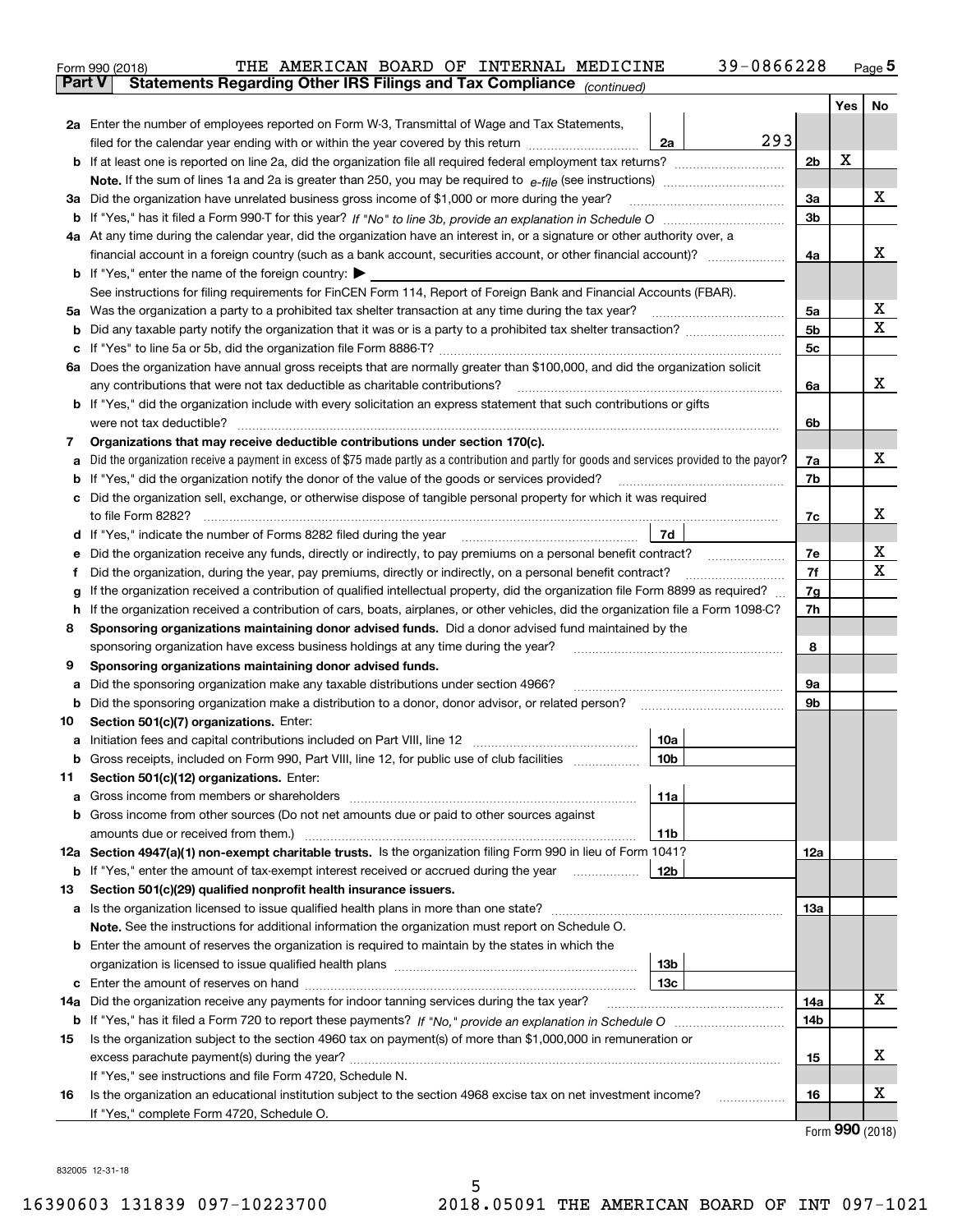Form 990 (2018) THE AMERICAN BOARD OF INTERNAL MEDICINE 39-0866228 Page 5

## Part V Statements Regarding Other IRS Filings and Tax Compliance *(continued)*

| | | | | Yes | No |
|---|---|---|---|---|---|
| **2a** | Enter the number of employees reported on Form W-3, Transmittal of Wage and Tax Statements, filed for the calendar year ending with or within the year covered by this return | 2a | 293 | | |
| **b** | If at least one is reported on line 2a, did the organization file all required federal employment tax returns? | | 2b | X | |
| | **Note.** If the sum of lines 1a and 2a is greater than 250, you may be required to *e-file* (see instructions) | | | | |
| **3a** | Did the organization have unrelated business gross income of $1,000 or more during the year? | | 3a | | X |
| **b** | If "Yes," has it filed a Form 990-T for this year? *If "No" to line 3b, provide an explanation in Schedule O* | | 3b | | |
| **4a** | At any time during the calendar year, did the organization have an interest in, or a signature or other authority over, a financial account in a foreign country (such as a bank account, securities account, or other financial account)? | | 4a | | X |
| **b** | If "Yes," enter the name of the foreign country: ▶ | | | | |
| | See instructions for filing requirements for FinCEN Form 114, Report of Foreign Bank and Financial Accounts (FBAR). | | | | |
| **5a** | Was the organization a party to a prohibited tax shelter transaction at any time during the tax year? | | 5a | | X |
| **b** | Did any taxable party notify the organization that it was or is a party to a prohibited tax shelter transaction? | | 5b | | X |
| **c** | If "Yes" to line 5a or 5b, did the organization file Form 8886-T? | | 5c | | |
| **6a** | Does the organization have annual gross receipts that are normally greater than $100,000, and did the organization solicit any contributions that were not tax deductible as charitable contributions? | | 6a | | X |
| **b** | If "Yes," did the organization include with every solicitation an express statement that such contributions or gifts were not tax deductible? | | 6b | | |
| **7** | **Organizations that may receive deductible contributions under section 170(c).** | | | | |
| **a** | Did the organization receive a payment in excess of $75 made partly as a contribution and partly for goods and services provided to the payor? | | 7a | | X |
| **b** | If "Yes," did the organization notify the donor of the value of the goods or services provided? | | 7b | | |
| **c** | Did the organization sell, exchange, or otherwise dispose of tangible personal property for which it was required to file Form 8282? | | 7c | | X |
| **d** | If "Yes," indicate the number of Forms 8282 filed during the year | 7d | | | |
| **e** | Did the organization receive any funds, directly or indirectly, to pay premiums on a personal benefit contract? | | 7e | | X |
| **f** | Did the organization, during the year, pay premiums, directly or indirectly, on a personal benefit contract? | | 7f | | X |
| **g** | If the organization received a contribution of qualified intellectual property, did the organization file Form 8899 as required? | | 7g | | |
| **h** | If the organization received a contribution of cars, boats, airplanes, or other vehicles, did the organization file a Form 1098-C? | | 7h | | |
| **8** | **Sponsoring organizations maintaining donor advised funds.** Did a donor advised fund maintained by the sponsoring organization have excess business holdings at any time during the year? | | 8 | | |
| **9** | **Sponsoring organizations maintaining donor advised funds.** | | | | |
| **a** | Did the sponsoring organization make any taxable distributions under section 4966? | | 9a | | |
| **b** | Did the sponsoring organization make a distribution to a donor, donor advisor, or related person? | | 9b | | |
| **10** | **Section 501(c)(7) organizations.** Enter: | | | | |
| **a** | Initiation fees and capital contributions included on Part VIII, line 12 | 10a | | | |
| **b** | Gross receipts, included on Form 990, Part VIII, line 12, for public use of club facilities | 10b | | | |
| **11** | **Section 501(c)(12) organizations.** Enter: | | | | |
| **a** | Gross income from members or shareholders | 11a | | | |
| **b** | Gross income from other sources (Do not net amounts due or paid to other sources against amounts due or received from them.) | 11b | | | |
| **12a** | **Section 4947(a)(1) non-exempt charitable trusts.** Is the organization filing Form 990 in lieu of Form 1041? | | 12a | | |
| **b** | If "Yes," enter the amount of tax-exempt interest received or accrued during the year | 12b | | | |
| **13** | **Section 501(c)(29) qualified nonprofit health insurance issuers.** | | | | |
| **a** | Is the organization licensed to issue qualified health plans in more than one state? | | 13a | | |
| | **Note.** See the instructions for additional information the organization must report on Schedule O. | | | | |
| **b** | Enter the amount of reserves the organization is required to maintain by the states in which the organization is licensed to issue qualified health plans | 13b | | | |
| **c** | Enter the amount of reserves on hand | 13c | | | |
| **14a** | Did the organization receive any payments for indoor tanning services during the tax year? | | 14a | | X |
| **b** | If "Yes," has it filed a Form 720 to report these payments? *If "No," provide an explanation in Schedule O* | | 14b | | |
| **15** | Is the organization subject to the section 4960 tax on payment(s) of more than $1,000,000 in remuneration or excess parachute payment(s) during the year? | | 15 | | X |
| | If "Yes," see instructions and file Form 4720, Schedule N. | | | | |
| **16** | Is the organization an educational institution subject to the section 4968 excise tax on net investment income? | | 16 | | X |
| | If "Yes," complete Form 4720, Schedule O. | | | | |

Form **990** (2018)

832005 12-31-18

16390603 131839 097-10223700 2018.05091 THE AMERICAN BOARD OF INT 097-1021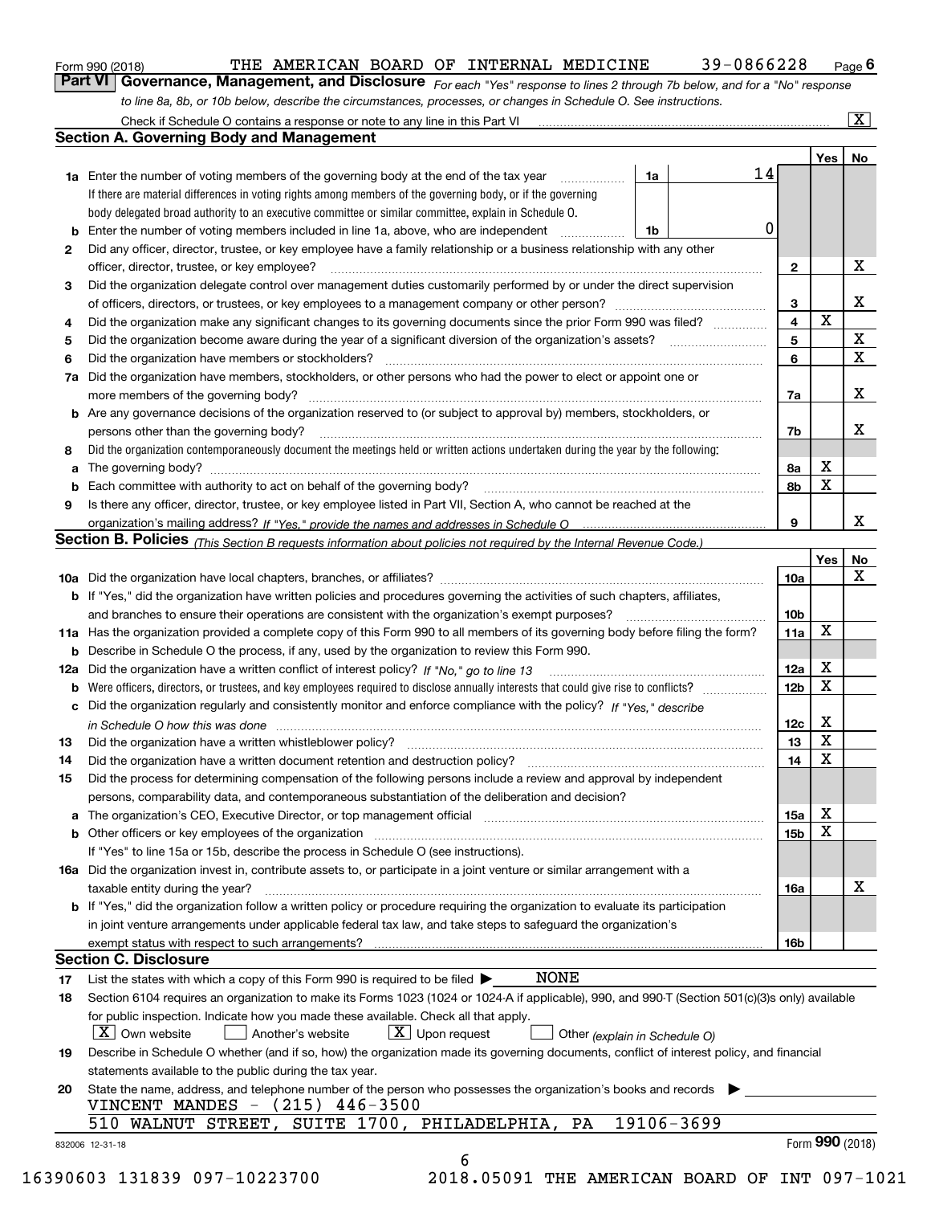Form 990 (2018) THE AMERICAN BOARD OF INTERNAL MEDICINE 39-0866228 Page 6

**Part VI Governance, Management, and Disclosure** *For each "Yes" response to lines 2 through 7b below, and for a "No" response to line 8a, 8b, or 10b below, describe the circumstances, processes, or changes in Schedule O. See instructions.*

Check if Schedule O contains a response or note to any line in this Part VI ..... [X]

## Section A. Governing Body and Management

| | | | | Yes | No |
|---|---|---|---|---|---|
| **1a** | Enter the number of voting members of the governing body at the end of the tax year ..... If there are material differences in voting rights among members of the governing body, or if the governing body delegated broad authority to an executive committee or similar committee, explain in Schedule O. | 1a | 14 | | |
| **b** | Enter the number of voting members included in line 1a, above, who are independent ..... | 1b | 0 | | |
| **2** | Did any officer, director, trustee, or key employee have a family relationship or a business relationship with any other officer, director, trustee, or key employee? | | 2 | | X |
| **3** | Did the organization delegate control over management duties customarily performed by or under the direct supervision of officers, directors, or trustees, or key employees to a management company or other person? | | 3 | | X |
| **4** | Did the organization make any significant changes to its governing documents since the prior Form 990 was filed? | | 4 | X | |
| **5** | Did the organization become aware during the year of a significant diversion of the organization's assets? | | 5 | | X |
| **6** | Did the organization have members or stockholders? | | 6 | | X |
| **7a** | Did the organization have members, stockholders, or other persons who had the power to elect or appoint one or more members of the governing body? | | 7a | | X |
| **b** | Are any governance decisions of the organization reserved to (or subject to approval by) members, stockholders, or persons other than the governing body? | | 7b | | X |
| **8** | Did the organization contemporaneously document the meetings held or written actions undertaken during the year by the following: | | | | |
| **a** | The governing body? | | 8a | X | |
| **b** | Each committee with authority to act on behalf of the governing body? | | 8b | X | |
| **9** | Is there any officer, director, trustee, or key employee listed in Part VII, Section A, who cannot be reached at the organization's mailing address? *If "Yes," provide the names and addresses in Schedule O* | | 9 | | X |

## Section B. Policies *(This Section B requests information about policies not required by the Internal Revenue Code.)*

| | | | Yes | No |
|---|---|---|---|---|
| **10a** | Did the organization have local chapters, branches, or affiliates? | 10a | | X |
| **b** | If "Yes," did the organization have written policies and procedures governing the activities of such chapters, affiliates, and branches to ensure their operations are consistent with the organization's exempt purposes? | 10b | | |
| **11a** | Has the organization provided a complete copy of this Form 990 to all members of its governing body before filing the form? | 11a | X | |
| **b** | Describe in Schedule O the process, if any, used by the organization to review this Form 990. | | | |
| **12a** | Did the organization have a written conflict of interest policy? *If "No," go to line 13* | 12a | X | |
| **b** | Were officers, directors, or trustees, and key employees required to disclose annually interests that could give rise to conflicts? | 12b | X | |
| **c** | Did the organization regularly and consistently monitor and enforce compliance with the policy? *If "Yes," describe in Schedule O how this was done* | 12c | X | |
| **13** | Did the organization have a written whistleblower policy? | 13 | X | |
| **14** | Did the organization have a written document retention and destruction policy? | 14 | X | |
| **15** | Did the process for determining compensation of the following persons include a review and approval by independent persons, comparability data, and contemporaneous substantiation of the deliberation and decision? | | | |
| **a** | The organization's CEO, Executive Director, or top management official | 15a | X | |
| **b** | Other officers or key employees of the organization | 15b | X | |
| | If "Yes" to line 15a or 15b, describe the process in Schedule O (see instructions). | | | |
| **16a** | Did the organization invest in, contribute assets to, or participate in a joint venture or similar arrangement with a taxable entity during the year? | 16a | | X |
| **b** | If "Yes," did the organization follow a written policy or procedure requiring the organization to evaluate its participation in joint venture arrangements under applicable federal tax law, and take steps to safeguard the organization's exempt status with respect to such arrangements? | 16b | | |

## Section C. Disclosure

**17** List the states with which a copy of this Form 990 is required to be filed ▶ NONE

**18** Section 6104 requires an organization to make its Forms 1023 (1024 or 1024-A if applicable), 990, and 990-T (Section 501(c)(3)s only) available for public inspection. Indicate how you made these available. Check all that apply.

[X] Own website [ ] Another's website [X] Upon request [ ] Other *(explain in Schedule O)*

**19** Describe in Schedule O whether (and if so, how) the organization made its governing documents, conflict of interest policy, and financial statements available to the public during the tax year.

**20** State the name, address, and telephone number of the person who possesses the organization's books and records ▶

VINCENT MANDES - (215) 446-3500
510 WALNUT STREET, SUITE 1700, PHILADELPHIA, PA 19106-3699

832006 12-31-18 Form **990** (2018)

16390603 131839 097-10223700 2018.05091 THE AMERICAN BOARD OF INT 097-1021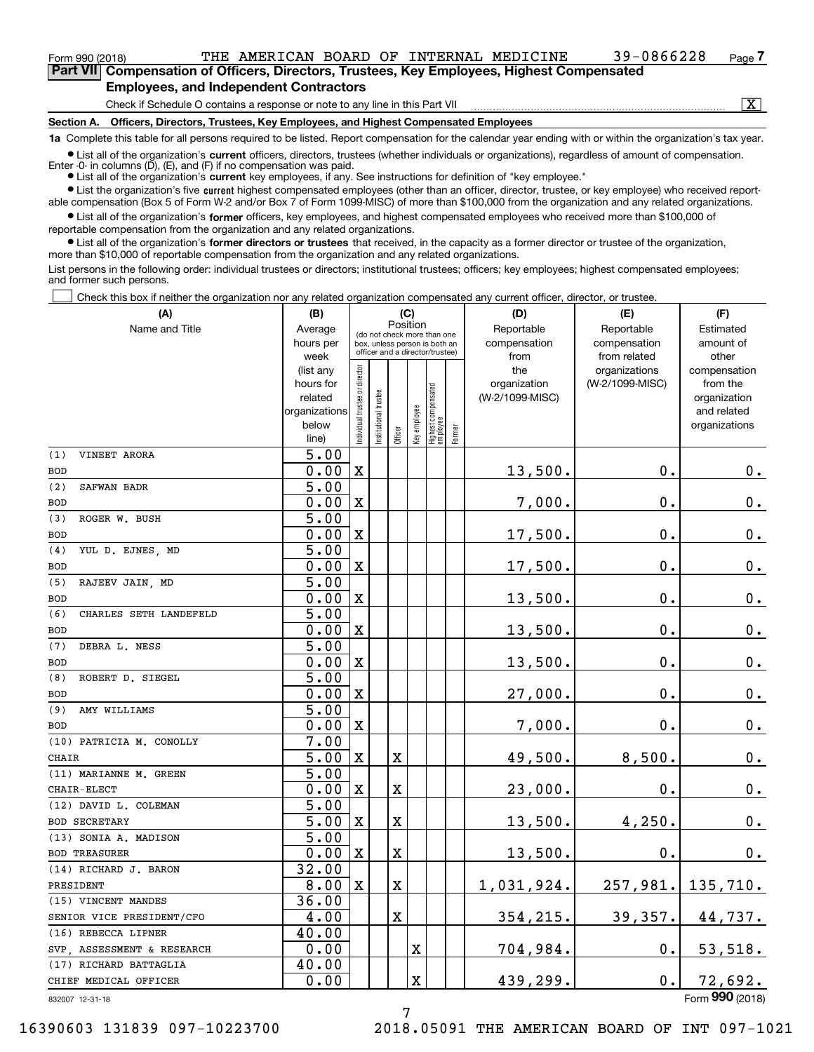Form 990 (2018) THE AMERICAN BOARD OF INTERNAL MEDICINE 39-0866228 Page 7

## Part VII Compensation of Officers, Directors, Trustees, Key Employees, Highest Compensated Employees, and Independent Contractors

Check if Schedule O contains a response or note to any line in this Part VII [X]

### Section A. Officers, Directors, Trustees, Key Employees, and Highest Compensated Employees

**1a** Complete this table for all persons required to be listed. Report compensation for the calendar year ending with or within the organization's tax year.

- List all of the organization's **current** officers, directors, trustees (whether individuals or organizations), regardless of amount of compensation. Enter -0- in columns (D), (E), and (F) if no compensation was paid.
- List all of the organization's **current** key employees, if any. See instructions for definition of "key employee."
- List the organization's five **current** highest compensated employees (other than an officer, director, trustee, or key employee) who received reportable compensation (Box 5 of Form W-2 and/or Box 7 of Form 1099-MISC) of more than $100,000 from the organization and any related organizations.
- List all of the organization's **former** officers, key employees, and highest compensated employees who received more than $100,000 of reportable compensation from the organization and any related organizations.
- List all of the organization's **former directors or trustees** that received, in the capacity as a former director or trustee of the organization, more than $10,000 of reportable compensation from the organization and any related organizations.

List persons in the following order: individual trustees or directors; institutional trustees; officers; key employees; highest compensated employees; and former such persons.

[ ] Check this box if neither the organization nor any related organization compensated any current officer, director, or trustee.

| (A) Name and Title | (B) Average hours per week (list any hours for related organizations below line) | (C) Individual trustee or director | Institutional trustee | Officer | Key employee | Highest compensated employee | Former | (D) Reportable compensation from the organization (W-2/1099-MISC) | (E) Reportable compensation from related organizations (W-2/1099-MISC) | (F) Estimated amount of other compensation from the organization and related organizations |
|---|---|---|---|---|---|---|---|---|---|---|
| (1) VINEET ARORA<br>BOD | 5.00<br>0.00 | X | | | | | | 13,500. | 0. | 0. |
| (2) SAFWAN BADR<br>BOD | 5.00<br>0.00 | X | | | | | | 7,000. | 0. | 0. |
| (3) ROGER W. BUSH<br>BOD | 5.00<br>0.00 | X | | | | | | 17,500. | 0. | 0. |
| (4) YUL D. EJNES, MD<br>BOD | 5.00<br>0.00 | X | | | | | | 17,500. | 0. | 0. |
| (5) RAJEEV JAIN, MD<br>BOD | 5.00<br>0.00 | X | | | | | | 13,500. | 0. | 0. |
| (6) CHARLES SETH LANDEFELD<br>BOD | 5.00<br>0.00 | X | | | | | | 13,500. | 0. | 0. |
| (7) DEBRA L. NESS<br>BOD | 5.00<br>0.00 | X | | | | | | 13,500. | 0. | 0. |
| (8) ROBERT D. SIEGEL<br>BOD | 5.00<br>0.00 | X | | | | | | 27,000. | 0. | 0. |
| (9) AMY WILLIAMS<br>BOD | 5.00<br>0.00 | X | | | | | | 7,000. | 0. | 0. |
| (10) PATRICIA M. CONOLLY<br>CHAIR | 7.00<br>5.00 | X | | X | | | | 49,500. | 8,500. | 0. |
| (11) MARIANNE M. GREEN<br>CHAIR-ELECT | 5.00<br>0.00 | X | | X | | | | 23,000. | 0. | 0. |
| (12) DAVID L. COLEMAN<br>BOD SECRETARY | 5.00<br>5.00 | X | | X | | | | 13,500. | 4,250. | 0. |
| (13) SONIA A. MADISON<br>BOD TREASURER | 5.00<br>0.00 | X | | X | | | | 13,500. | 0. | 0. |
| (14) RICHARD J. BARON<br>PRESIDENT | 32.00<br>8.00 | X | | X | | | | 1,031,924. | 257,981. | 135,710. |
| (15) VINCENT MANDES<br>SENIOR VICE PRESIDENT/CFO | 36.00<br>4.00 | | | X | | | | 354,215. | 39,357. | 44,737. |
| (16) REBECCA LIPNER<br>SVP, ASSESSMENT & RESEARCH | 40.00<br>0.00 | | | | X | | | 704,984. | 0. | 53,518. |
| (17) RICHARD BATTAGLIA<br>CHIEF MEDICAL OFFICER | 40.00<br>0.00 | | | | X | | | 439,299. | 0. | 72,692. |

832007 12-31-18 Form **990** (2018)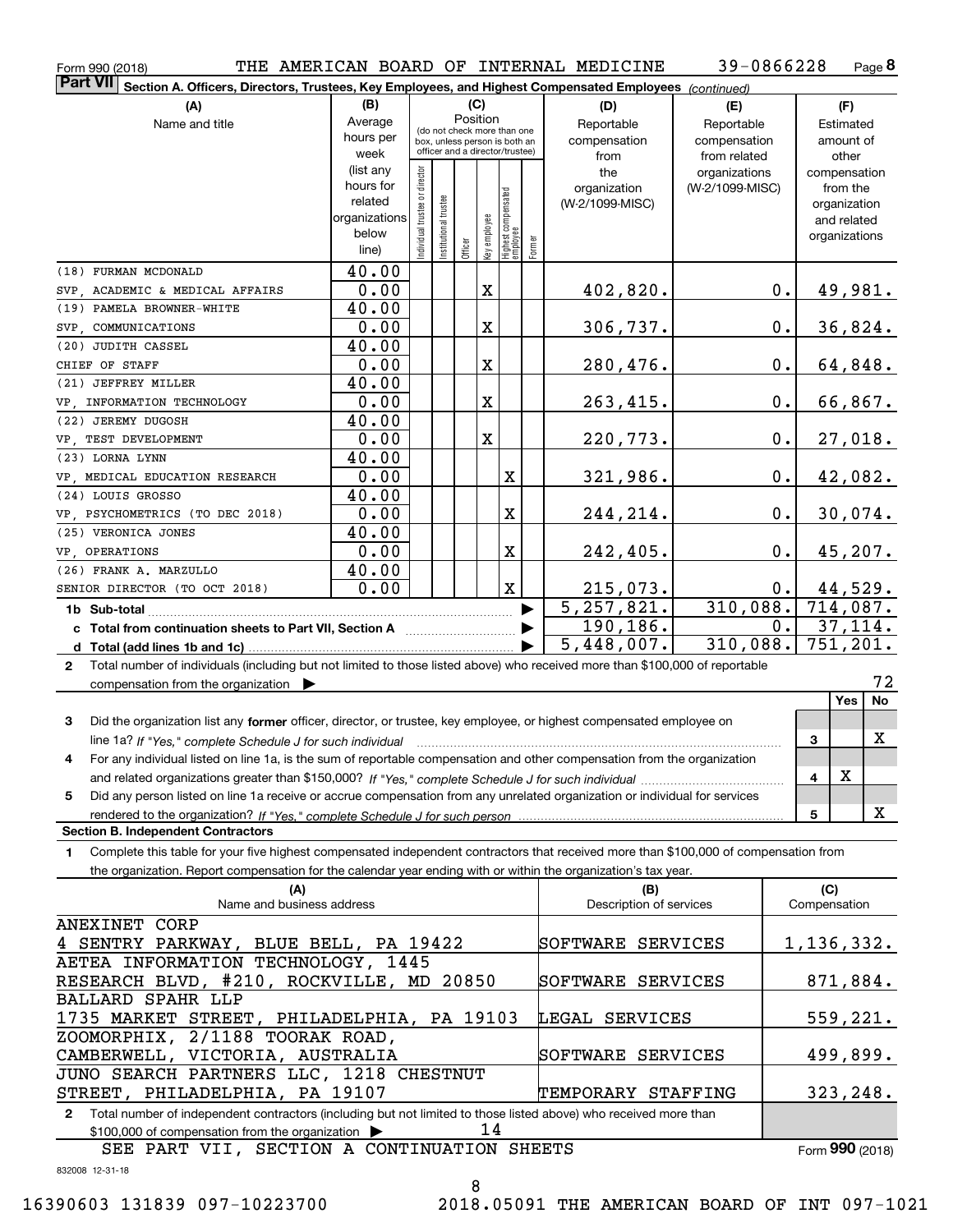Form 990 (2018) THE AMERICAN BOARD OF INTERNAL MEDICINE 39-0866228 Page 8

**Part VII Section A. Officers, Directors, Trustees, Key Employees, and Highest Compensated Employees** *(continued)*

| (A) Name and title | (B) Average hours per week (list any hours for related organizations below line) | (C) Position: Individual trustee or director | Institutional trustee | Officer | Key employee | Highest compensated employee | Former | (D) Reportable compensation from the organization (W-2/1099-MISC) | (E) Reportable compensation from related organizations (W-2/1099-MISC) | (F) Estimated amount of other compensation from the organization and related organizations |
|---|---|---|---|---|---|---|---|---|---|---|
| (18) FURMAN MCDONALD<br>SVP, ACADEMIC & MEDICAL AFFAIRS | 40.00<br>0.00 | | | | X | | | 402,820. | 0. | 49,981. |
| (19) PAMELA BROWNER-WHITE<br>SVP, COMMUNICATIONS | 40.00<br>0.00 | | | | X | | | 306,737. | 0. | 36,824. |
| (20) JUDITH CASSEL<br>CHIEF OF STAFF | 40.00<br>0.00 | | | | X | | | 280,476. | 0. | 64,848. |
| (21) JEFFREY MILLER<br>VP, INFORMATION TECHNOLOGY | 40.00<br>0.00 | | | | X | | | 263,415. | 0. | 66,867. |
| (22) JEREMY DUGOSH<br>VP, TEST DEVELOPMENT | 40.00<br>0.00 | | | | X | | | 220,773. | 0. | 27,018. |
| (23) LORNA LYNN<br>VP, MEDICAL EDUCATION RESEARCH | 40.00<br>0.00 | | | | | X | | 321,986. | 0. | 42,082. |
| (24) LOUIS GROSSO<br>VP, PSYCHOMETRICS (TO DEC 2018) | 40.00<br>0.00 | | | | | X | | 244,214. | 0. | 30,074. |
| (25) VERONICA JONES<br>VP, OPERATIONS | 40.00<br>0.00 | | | | | X | | 242,405. | 0. | 45,207. |
| (26) FRANK A. MARZULLO<br>SENIOR DIRECTOR (TO OCT 2018) | 40.00<br>0.00 | | | | | X | | 215,073. | 0. | 44,529. |
| **1b Sub-total** | | | | | | | | 5,257,821. | 310,088. | 714,087. |
| **c Total from continuation sheets to Part VII, Section A** | | | | | | | | 190,186. | 0. | 37,114. |
| **d Total (add lines 1b and 1c)** | | | | | | | | 5,448,007. | 310,088. | 751,201. |

**2** Total number of individuals (including but not limited to those listed above) who received more than $100,000 of reportable compensation from the organization ▶ 72

| | | | Yes | No |
|---|---|---|---|---|
| **3** | Did the organization list any **former** officer, director, or trustee, key employee, or highest compensated employee on line 1a? *If "Yes," complete Schedule J for such individual* | 3 | | X |
| **4** | For any individual listed on line 1a, is the sum of reportable compensation and other compensation from the organization and related organizations greater than $150,000? *If "Yes," complete Schedule J for such individual* | 4 | X | |
| **5** | Did any person listed on line 1a receive or accrue compensation from any unrelated organization or individual for services rendered to the organization? *If "Yes," complete Schedule J for such person* | 5 | | X |

**Section B. Independent Contractors**

**1** Complete this table for your five highest compensated independent contractors that received more than $100,000 of compensation from the organization. Report compensation for the calendar year ending with or within the organization's tax year.

| (A) Name and business address | (B) Description of services | (C) Compensation |
|---|---|---|
| ANEXINET CORP<br>4 SENTRY PARKWAY, BLUE BELL, PA 19422 | SOFTWARE SERVICES | 1,136,332. |
| AETEA INFORMATION TECHNOLOGY, 1445<br>RESEARCH BLVD, #210, ROCKVILLE, MD 20850 | SOFTWARE SERVICES | 871,884. |
| BALLARD SPAHR LLP<br>1735 MARKET STREET, PHILADELPHIA, PA 19103 | LEGAL SERVICES | 559,221. |
| ZOOMORPHIX, 2/1188 TOORAK ROAD,<br>CAMBERWELL, VICTORIA, AUSTRALIA | SOFTWARE SERVICES | 499,899. |
| JUNO SEARCH PARTNERS LLC, 1218 CHESTNUT<br>STREET, PHILADELPHIA, PA 19107 | TEMPORARY STAFFING | 323,248. |

**2** Total number of independent contractors (including but not limited to those listed above) who received more than $100,000 of compensation from the organization ▶ 14

SEE PART VII, SECTION A CONTINUATION SHEETS

Form **990** (2018)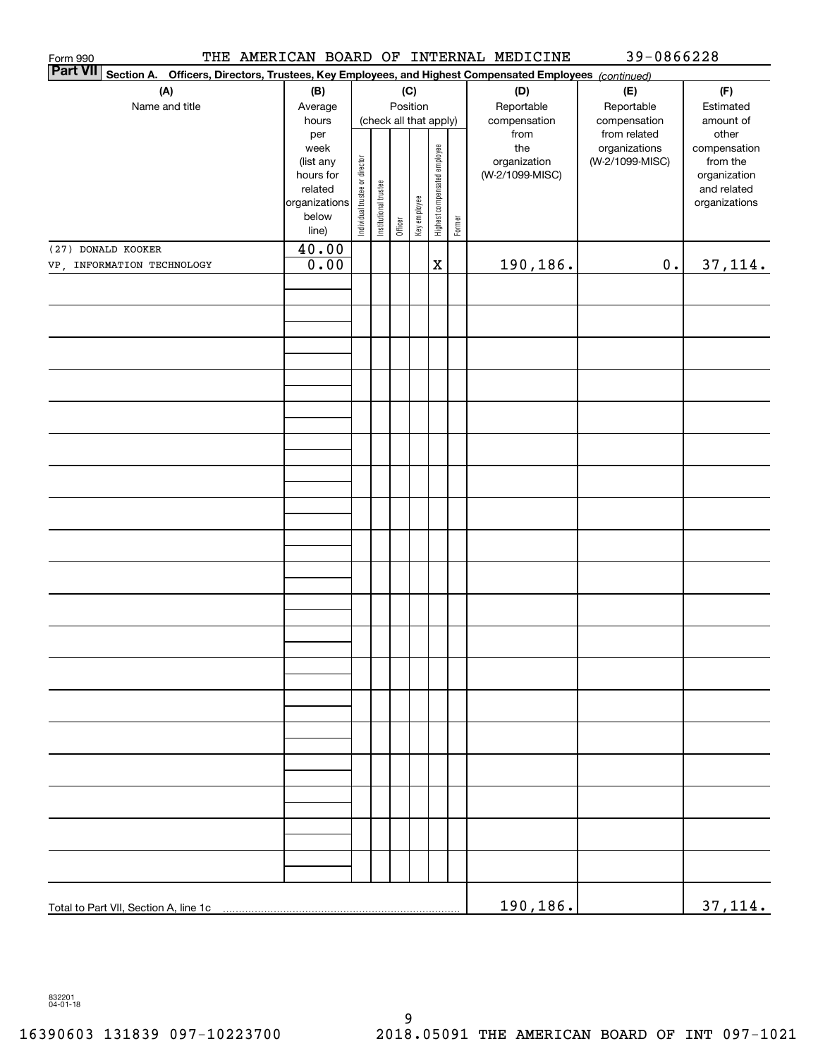Form 990 THE AMERICAN BOARD OF INTERNAL MEDICINE 39-0866228

**Part VII** **Section A. Officers, Directors, Trustees, Key Employees, and Highest Compensated Employees** *(continued)*

| (A) Name and title | (B) Average hours per week (list any hours for related organizations below line) | (C) Position (check all that apply): Individual trustee or director | Institutional trustee | Officer | Key employee | Highest compensated employee | Former | (D) Reportable compensation from the organization (W-2/1099-MISC) | (E) Reportable compensation from related organizations (W-2/1099-MISC) | (F) Estimated amount of other compensation from the organization and related organizations |
|---|---|---|---|---|---|---|---|---|---|---|
| (27) DONALD KOOKER<br>VP, INFORMATION TECHNOLOGY | 40.00<br>0.00 | | | | | X | | 190,186. | 0. | 37,114. |
| Total to Part VII, Section A, line 1c | | | | | | | | 190,186. | | 37,114. |

832201 04-01-18

16390603 131839 097-10223700 2018.05091 THE AMERICAN BOARD OF INT 097-1021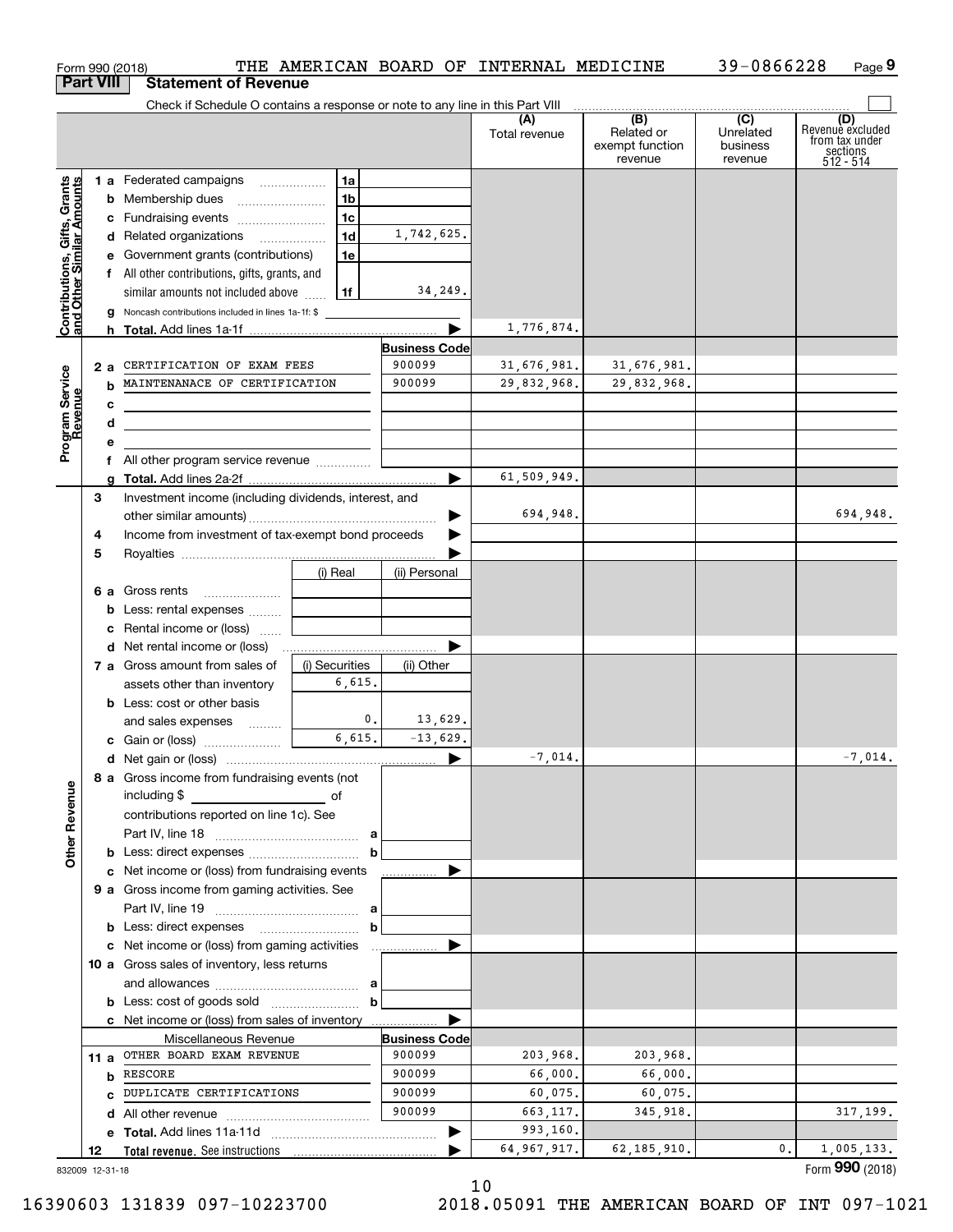Form 990 (2018) THE AMERICAN BOARD OF INTERNAL MEDICINE 39-0866228 Page 9

## Part VIII Statement of Revenue

Check if Schedule O contains a response or note to any line in this Part VIII

| | | | | (A) Total revenue | (B) Related or exempt function revenue | (C) Unrelated business revenue | (D) Revenue excluded from tax under sections 512 - 514 |
|---|---|---|---|---|---|---|---|
| **Contributions, Gifts, Grants and Other Similar Amounts** | 1 a Federated campaigns | 1a | | | | | |
| | b Membership dues | 1b | | | | | |
| | c Fundraising events | 1c | | | | | |
| | d Related organizations | 1d | 1,742,625. | | | | |
| | e Government grants (contributions) | 1e | | | | | |
| | f All other contributions, gifts, grants, and similar amounts not included above | 1f | 34,249. | | | | |
| | g Noncash contributions included in lines 1a-1f: $ | | | | | | |
| | h **Total.** Add lines 1a-1f | | ▶ | 1,776,874. | | | |
| **Program Service Revenue** | | | **Business Code** | | | | |
| | 2 a CERTIFICATION OF EXAM FEES | | 900099 | 31,676,981. | 31,676,981. | | |
| | b MAINTENANACE OF CERTIFICATION | | 900099 | 29,832,968. | 29,832,968. | | |
| | c | | | | | | |
| | d | | | | | | |
| | e | | | | | | |
| | f All other program service revenue | | | | | | |
| | g **Total.** Add lines 2a-2f | | ▶ | 61,509,949. | | | |
| **Other Revenue** | 3 Investment income (including dividends, interest, and other similar amounts) | | ▶ | 694,948. | | | 694,948. |
| | 4 Income from investment of tax-exempt bond proceeds | | ▶ | | | | |
| | 5 Royalties | | ▶ | | | | |
| | | (i) Real | (ii) Personal | | | | |
| | 6 a Gross rents | | | | | | |
| | b Less: rental expenses | | | | | | |
| | c Rental income or (loss) | | | | | | |
| | d Net rental income or (loss) | | ▶ | | | | |
| | | (i) Securities | (ii) Other | | | | |
| | 7 a Gross amount from sales of assets other than inventory | 6,615. | | | | | |
| | b Less: cost or other basis and sales expenses | 0. | 13,629. | | | | |
| | c Gain or (loss) | 6,615. | -13,629. | | | | |
| | d Net gain or (loss) | | ▶ | -7,014. | | | -7,014. |
| | 8 a Gross income from fundraising events (not including $ of contributions reported on line 1c). See Part IV, line 18 | a | | | | | |
| | b Less: direct expenses | b | | | | | |
| | c Net income or (loss) from fundraising events | | ▶ | | | | |
| | 9 a Gross income from gaming activities. See Part IV, line 19 | a | | | | | |
| | b Less: direct expenses | b | | | | | |
| | c Net income or (loss) from gaming activities | | ▶ | | | | |
| | 10 a Gross sales of inventory, less returns and allowances | a | | | | | |
| | b Less: cost of goods sold | b | | | | | |
| | c Net income or (loss) from sales of inventory | | ▶ | | | | |
| | Miscellaneous Revenue | | **Business Code** | | | | |
| | 11 a OTHER BOARD EXAM REVENUE | | 900099 | 203,968. | 203,968. | | |
| | b RESCORE | | 900099 | 66,000. | 66,000. | | |
| | c DUPLICATE CERTIFICATIONS | | 900099 | 60,075. | 60,075. | | |
| | d All other revenue | | 900099 | 663,117. | 345,918. | | 317,199. |
| | e **Total.** Add lines 11a-11d | | ▶ | 993,160. | | | |
| | 12 **Total revenue.** See instructions | | ▶ | 64,967,917. | 62,185,910. | 0. | 1,005,133. |

832009 12-31-18 Form **990** (2018)

16390603 131839 097-10223700 2018.05091 THE AMERICAN BOARD OF INT 097-1021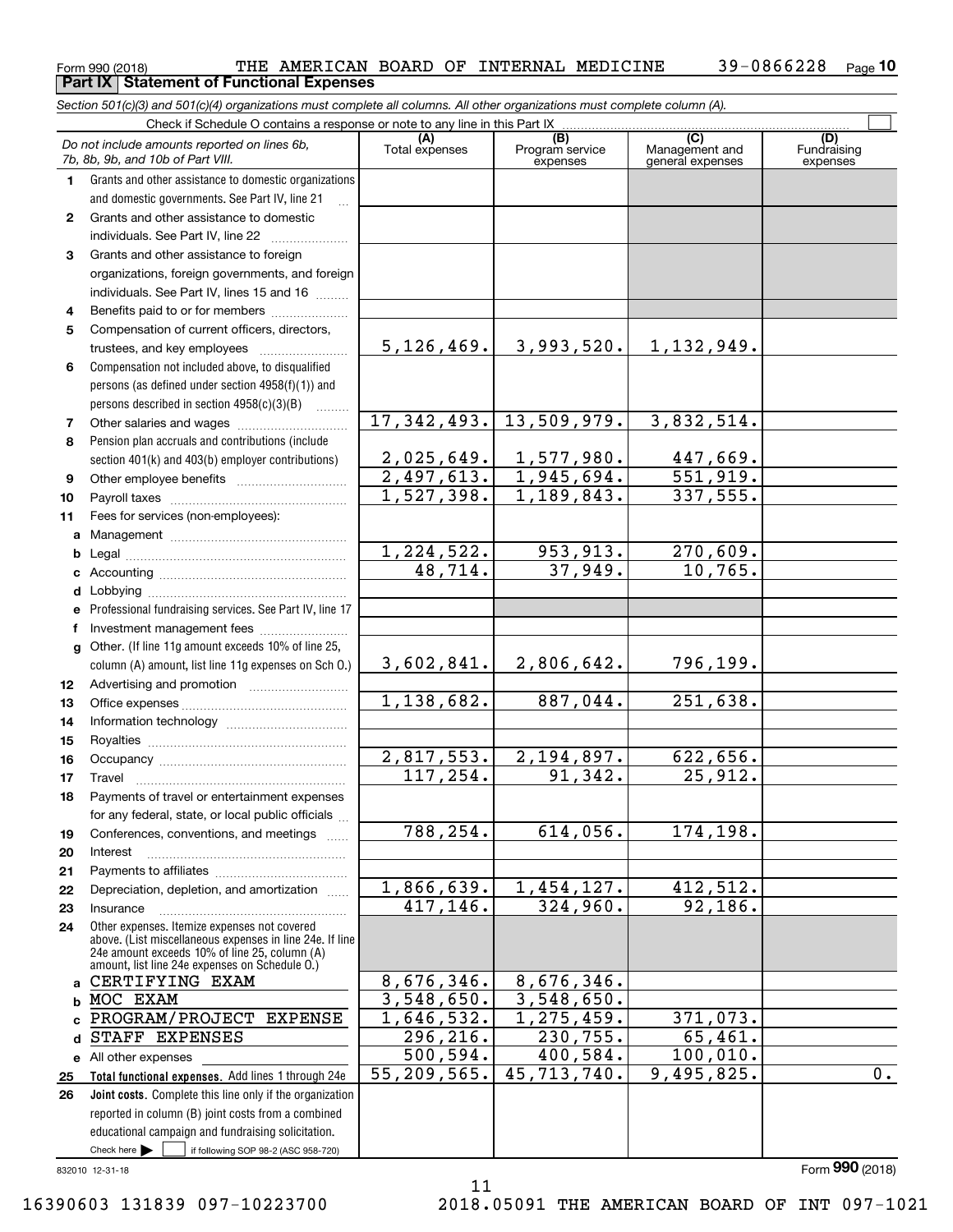Form 990 (2018) THE AMERICAN BOARD OF INTERNAL MEDICINE 39-0866228 Page 10

**Part IX Statement of Functional Expenses**

*Section 501(c)(3) and 501(c)(4) organizations must complete all columns. All other organizations must complete column (A).*

Check if Schedule O contains a response or note to any line in this Part IX

| *Do not include amounts reported on lines 6b, 7b, 8b, 9b, and 10b of Part VIII.* | (A) Total expenses | (B) Program service expenses | (C) Management and general expenses | (D) Fundraising expenses |
|---|---|---|---|---|
| **1** Grants and other assistance to domestic organizations and domestic governments. See Part IV, line 21 | | | | |
| **2** Grants and other assistance to domestic individuals. See Part IV, line 22 | | | | |
| **3** Grants and other assistance to foreign organizations, foreign governments, and foreign individuals. See Part IV, lines 15 and 16 | | | | |
| **4** Benefits paid to or for members | | | | |
| **5** Compensation of current officers, directors, trustees, and key employees | 5,126,469. | 3,993,520. | 1,132,949. | |
| **6** Compensation not included above, to disqualified persons (as defined under section 4958(f)(1)) and persons described in section 4958(c)(3)(B) | | | | |
| **7** Other salaries and wages | 17,342,493. | 13,509,979. | 3,832,514. | |
| **8** Pension plan accruals and contributions (include section 401(k) and 403(b) employer contributions) | 2,025,649. | 1,577,980. | 447,669. | |
| **9** Other employee benefits | 2,497,613. | 1,945,694. | 551,919. | |
| **10** Payroll taxes | 1,527,398. | 1,189,843. | 337,555. | |
| **11** Fees for services (non-employees): | | | | |
| **a** Management | | | | |
| **b** Legal | 1,224,522. | 953,913. | 270,609. | |
| **c** Accounting | 48,714. | 37,949. | 10,765. | |
| **d** Lobbying | | | | |
| **e** Professional fundraising services. See Part IV, line 17 | | | | |
| **f** Investment management fees | | | | |
| **g** Other. (If line 11g amount exceeds 10% of line 25, column (A) amount, list line 11g expenses on Sch O.) | 3,602,841. | 2,806,642. | 796,199. | |
| **12** Advertising and promotion | | | | |
| **13** Office expenses | 1,138,682. | 887,044. | 251,638. | |
| **14** Information technology | | | | |
| **15** Royalties | | | | |
| **16** Occupancy | 2,817,553. | 2,194,897. | 622,656. | |
| **17** Travel | 117,254. | 91,342. | 25,912. | |
| **18** Payments of travel or entertainment expenses for any federal, state, or local public officials | | | | |
| **19** Conferences, conventions, and meetings | 788,254. | 614,056. | 174,198. | |
| **20** Interest | | | | |
| **21** Payments to affiliates | | | | |
| **22** Depreciation, depletion, and amortization | 1,866,639. | 1,454,127. | 412,512. | |
| **23** Insurance | 417,146. | 324,960. | 92,186. | |
| **24** Other expenses. Itemize expenses not covered above. (List miscellaneous expenses in line 24e. If line 24e amount exceeds 10% of line 25, column (A) amount, list line 24e expenses on Schedule O.) | | | | |
| **a** CERTIFYING EXAM | 8,676,346. | 8,676,346. | | |
| **b** MOC EXAM | 3,548,650. | 3,548,650. | | |
| **c** PROGRAM/PROJECT EXPENSE | 1,646,532. | 1,275,459. | 371,073. | |
| **d** STAFF EXPENSES | 296,216. | 230,755. | 65,461. | |
| **e** All other expenses | 500,594. | 400,584. | 100,010. | |
| **25 Total functional expenses.** Add lines 1 through 24e | 55,209,565. | 45,713,740. | 9,495,825. | 0. |
| **26 Joint costs.** Complete this line only if the organization reported in column (B) joint costs from a combined educational campaign and fundraising solicitation. Check here ☐ if following SOP 98-2 (ASC 958-720) | | | | |

832010 12-31-18

Form **990** (2018)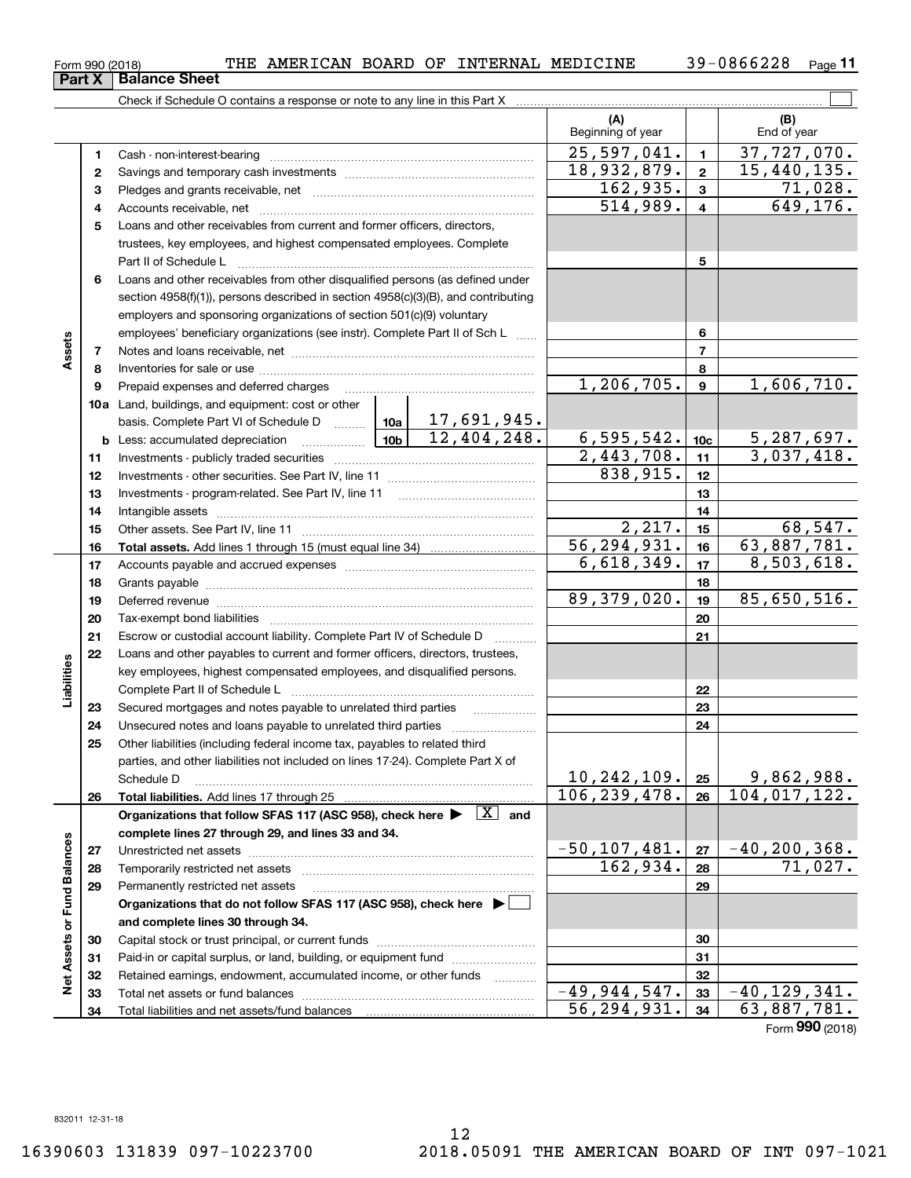Form 990 (2018) THE AMERICAN BOARD OF INTERNAL MEDICINE 39-0866228 Page **11**

## Part X Balance Sheet

Check if Schedule O contains a response or note to any line in this Part X ☐

| | | | | (A) Beginning of year | | (B) End of year |
|---|---|---|---|---|---|---|
| **Assets** | 1 | Cash - non-interest-bearing | | 25,597,041. | 1 | 37,727,070. |
| | 2 | Savings and temporary cash investments | | 18,932,879. | 2 | 15,440,135. |
| | 3 | Pledges and grants receivable, net | | 162,935. | 3 | 71,028. |
| | 4 | Accounts receivable, net | | 514,989. | 4 | 649,176. |
| | 5 | Loans and other receivables from current and former officers, directors, trustees, key employees, and highest compensated employees. Complete Part II of Schedule L | | | 5 | |
| | 6 | Loans and other receivables from other disqualified persons (as defined under section 4958(f)(1)), persons described in section 4958(c)(3)(B), and contributing employers and sponsoring organizations of section 501(c)(9) voluntary employees' beneficiary organizations (see instr). Complete Part II of Sch L | | | 6 | |
| | 7 | Notes and loans receivable, net | | | 7 | |
| | 8 | Inventories for sale or use | | | 8 | |
| | 9 | Prepaid expenses and deferred charges | | 1,206,705. | 9 | 1,606,710. |
| | 10a | Land, buildings, and equipment: cost or other basis. Complete Part VI of Schedule D | 10a 17,691,945. | | | |
| | b | Less: accumulated depreciation | 10b 12,404,248. | 6,595,542. | 10c | 5,287,697. |
| | 11 | Investments - publicly traded securities | | 2,443,708. | 11 | 3,037,418. |
| | 12 | Investments - other securities. See Part IV, line 11 | | 838,915. | 12 | |
| | 13 | Investments - program-related. See Part IV, line 11 | | | 13 | |
| | 14 | Intangible assets | | | 14 | |
| | 15 | Other assets. See Part IV, line 11 | | 2,217. | 15 | 68,547. |
| | 16 | **Total assets.** Add lines 1 through 15 (must equal line 34) | | 56,294,931. | 16 | 63,887,781. |
| **Liabilities** | 17 | Accounts payable and accrued expenses | | 6,618,349. | 17 | 8,503,618. |
| | 18 | Grants payable | | | 18 | |
| | 19 | Deferred revenue | | 89,379,020. | 19 | 85,650,516. |
| | 20 | Tax-exempt bond liabilities | | | 20 | |
| | 21 | Escrow or custodial account liability. Complete Part IV of Schedule D | | | 21 | |
| | 22 | Loans and other payables to current and former officers, directors, trustees, key employees, highest compensated employees, and disqualified persons. Complete Part II of Schedule L | | | 22 | |
| | 23 | Secured mortgages and notes payable to unrelated third parties | | | 23 | |
| | 24 | Unsecured notes and loans payable to unrelated third parties | | | 24 | |
| | 25 | Other liabilities (including federal income tax, payables to related third parties, and other liabilities not included on lines 17-24). Complete Part X of Schedule D | | 10,242,109. | 25 | 9,862,988. |
| | 26 | **Total liabilities.** Add lines 17 through 25 | | 106,239,478. | 26 | 104,017,122. |
| **Net Assets or Fund Balances** | | **Organizations that follow SFAS 117 (ASC 958), check here ▶ ☒ and complete lines 27 through 29, and lines 33 and 34.** | | | | |
| | 27 | Unrestricted net assets | | -50,107,481. | 27 | -40,200,368. |
| | 28 | Temporarily restricted net assets | | 162,934. | 28 | 71,027. |
| | 29 | Permanently restricted net assets | | | 29 | |
| | | **Organizations that do not follow SFAS 117 (ASC 958), check here ▶ ☐ and complete lines 30 through 34.** | | | | |
| | 30 | Capital stock or trust principal, or current funds | | | 30 | |
| | 31 | Paid-in or capital surplus, or land, building, or equipment fund | | | 31 | |
| | 32 | Retained earnings, endowment, accumulated income, or other funds | | | 32 | |
| | 33 | Total net assets or fund balances | | -49,944,547. | 33 | -40,129,341. |
| | 34 | Total liabilities and net assets/fund balances | | 56,294,931. | 34 | 63,887,781. |

Form **990** (2018)

832011 12-31-18

16390603 131839 097-10223700 2018.05091 THE AMERICAN BOARD OF INT 097-1021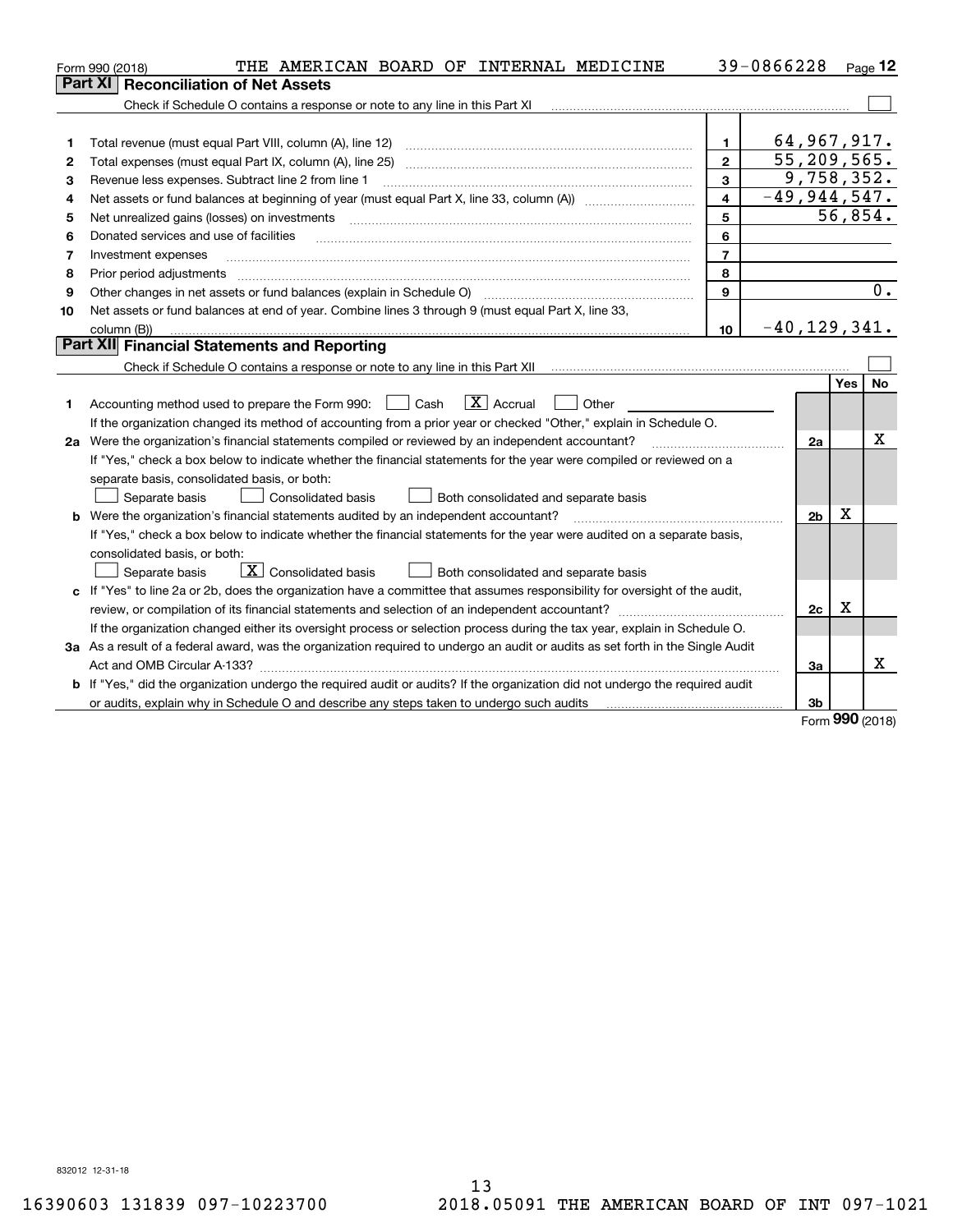Form 990 (2018) THE AMERICAN BOARD OF INTERNAL MEDICINE 39-0866228 Page 12

## Part XI Reconciliation of Net Assets

Check if Schedule O contains a response or note to any line in this Part XI ☐

| | | | |
|---|---|---|---|
| 1 | Total revenue (must equal Part VIII, column (A), line 12) | 1 | 64,967,917. |
| 2 | Total expenses (must equal Part IX, column (A), line 25) | 2 | 55,209,565. |
| 3 | Revenue less expenses. Subtract line 2 from line 1 | 3 | 9,758,352. |
| 4 | Net assets or fund balances at beginning of year (must equal Part X, line 33, column (A)) | 4 | -49,944,547. |
| 5 | Net unrealized gains (losses) on investments | 5 | 56,854. |
| 6 | Donated services and use of facilities | 6 | |
| 7 | Investment expenses | 7 | |
| 8 | Prior period adjustments | 8 | |
| 9 | Other changes in net assets or fund balances (explain in Schedule O) | 9 | 0. |
| 10 | Net assets or fund balances at end of year. Combine lines 3 through 9 (must equal Part X, line 33, column (B)) | 10 | -40,129,341. |

## Part XII Financial Statements and Reporting

Check if Schedule O contains a response or note to any line in this Part XII ☐

| | | | Yes | No |
|---|---|---|---|---|
| 1 | Accounting method used to prepare the Form 990: ☐ Cash ☒ Accrual ☐ Other | | | |
| | If the organization changed its method of accounting from a prior year or checked "Other," explain in Schedule O. | | | |
| 2a | Were the organization's financial statements compiled or reviewed by an independent accountant? | 2a | | X |
| | If "Yes," check a box below to indicate whether the financial statements for the year were compiled or reviewed on a separate basis, consolidated basis, or both: ☐ Separate basis ☐ Consolidated basis ☐ Both consolidated and separate basis | | | |
| b | Were the organization's financial statements audited by an independent accountant? | 2b | X | |
| | If "Yes," check a box below to indicate whether the financial statements for the year were audited on a separate basis, consolidated basis, or both: ☐ Separate basis ☒ Consolidated basis ☐ Both consolidated and separate basis | | | |
| c | If "Yes" to line 2a or 2b, does the organization have a committee that assumes responsibility for oversight of the audit, review, or compilation of its financial statements and selection of an independent accountant? | 2c | X | |
| | If the organization changed either its oversight process or selection process during the tax year, explain in Schedule O. | | | |
| 3a | As a result of a federal award, was the organization required to undergo an audit or audits as set forth in the Single Audit Act and OMB Circular A-133? | 3a | | X |
| b | If "Yes," did the organization undergo the required audit or audits? If the organization did not undergo the required audit or audits, explain why in Schedule O and describe any steps taken to undergo such audits | 3b | | |

Form 990 (2018)

832012 12-31-18

16390603 131839 097-10223700 2018.05091 THE AMERICAN BOARD OF INT 097-1021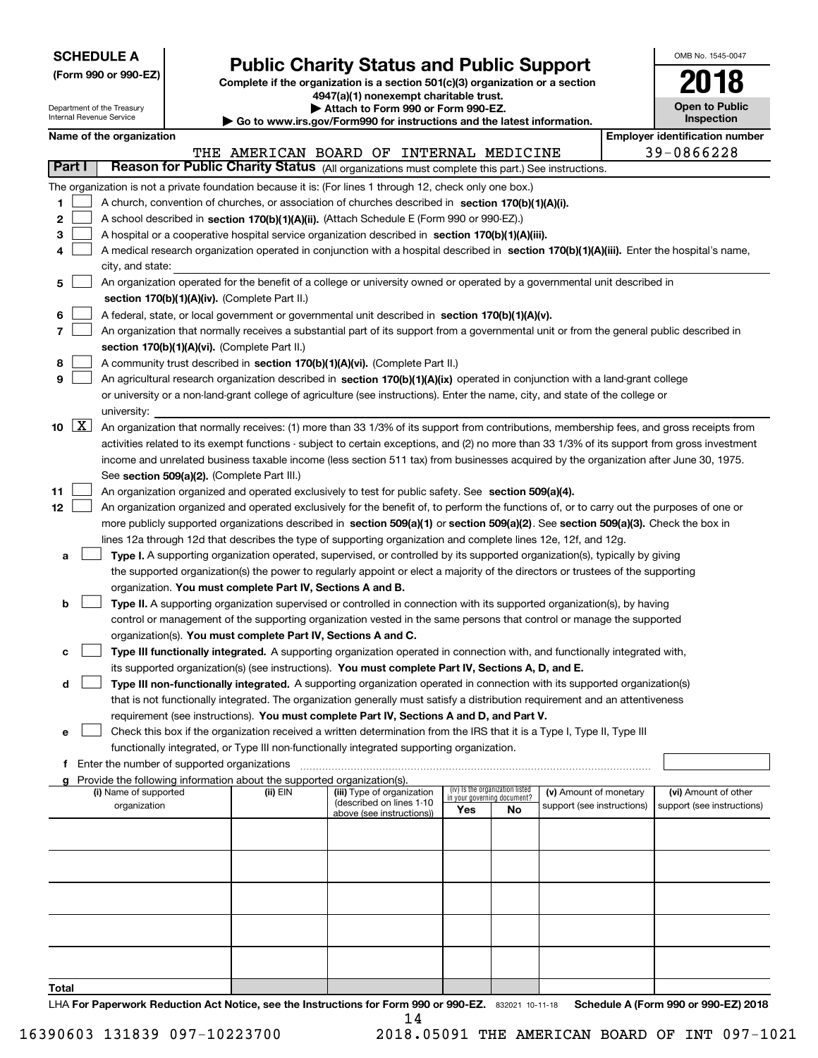**SCHEDULE A**
**(Form 990 or 990-EZ)**

Department of the Treasury
Internal Revenue Service

# Public Charity Status and Public Support

**Complete if the organization is a section 501(c)(3) organization or a section 4947(a)(1) nonexempt charitable trust.**
**▶ Attach to Form 990 or Form 990-EZ.**
**▶ Go to www.irs.gov/Form990 for instructions and the latest information.**

OMB No. 1545-0047
**2018**
**Open to Public Inspection**

**Name of the organization:** THE AMERICAN BOARD OF INTERNAL MEDICINE
**Employer identification number:** 39-0866228

## Part I — Reason for Public Charity Status (All organizations must complete this part.) See instructions.

The organization is not a private foundation because it is: (For lines 1 through 12, check only one box.)

1. [ ] A church, convention of churches, or association of churches described in **section 170(b)(1)(A)(i).**
2. [ ] A school described in **section 170(b)(1)(A)(ii).** (Attach Schedule E (Form 990 or 990-EZ).)
3. [ ] A hospital or a cooperative hospital service organization described in **section 170(b)(1)(A)(iii).**
4. [ ] A medical research organization operated in conjunction with a hospital described in **section 170(b)(1)(A)(iii).** Enter the hospital's name, city, and state:
5. [ ] An organization operated for the benefit of a college or university owned or operated by a governmental unit described in **section 170(b)(1)(A)(iv).** (Complete Part II.)
6. [ ] A federal, state, or local government or governmental unit described in **section 170(b)(1)(A)(v).**
7. [ ] An organization that normally receives a substantial part of its support from a governmental unit or from the general public described in **section 170(b)(1)(A)(vi).** (Complete Part II.)
8. [ ] A community trust described in **section 170(b)(1)(A)(vi).** (Complete Part II.)
9. [ ] An agricultural research organization described in **section 170(b)(1)(A)(ix)** operated in conjunction with a land-grant college or university or a non-land-grant college of agriculture (see instructions). Enter the name, city, and state of the college or university:
10. [X] An organization that normally receives: (1) more than 33 1/3% of its support from contributions, membership fees, and gross receipts from activities related to its exempt functions - subject to certain exceptions, and (2) no more than 33 1/3% of its support from gross investment income and unrelated business taxable income (less section 511 tax) from businesses acquired by the organization after June 30, 1975. See **section 509(a)(2).** (Complete Part III.)
11. [ ] An organization organized and operated exclusively to test for public safety. See **section 509(a)(4).**
12. [ ] An organization organized and operated exclusively for the benefit of, to perform the functions of, or to carry out the purposes of one or more publicly supported organizations described in **section 509(a)(1)** or **section 509(a)(2)**. See **section 509(a)(3).** Check the box in lines 12a through 12d that describes the type of supporting organization and complete lines 12e, 12f, and 12g.
   - **a** [ ] **Type I.** A supporting organization operated, supervised, or controlled by its supported organization(s), typically by giving the supported organization(s) the power to regularly appoint or elect a majority of the directors or trustees of the supporting organization. **You must complete Part IV, Sections A and B.**
   - **b** [ ] **Type II.** A supporting organization supervised or controlled in connection with its supported organization(s), by having control or management of the supporting organization vested in the same persons that control or manage the supported organization(s). **You must complete Part IV, Sections A and C.**
   - **c** [ ] **Type III functionally integrated.** A supporting organization operated in connection with, and functionally integrated with, its supported organization(s) (see instructions). **You must complete Part IV, Sections A, D, and E.**
   - **d** [ ] **Type III non-functionally integrated.** A supporting organization operated in connection with its supported organization(s) that is not functionally integrated. The organization generally must satisfy a distribution requirement and an attentiveness requirement (see instructions). **You must complete Part IV, Sections A and D, and Part V.**
   - **e** [ ] Check this box if the organization received a written determination from the IRS that it is a Type I, Type II, Type III functionally integrated, or Type III non-functionally integrated supporting organization.
   - **f** Enter the number of supported organizations
   - **g** Provide the following information about the supported organization(s).

| (i) Name of supported organization | (ii) EIN | (iii) Type of organization (described on lines 1-10 above (see instructions)) | (iv) Is the organization listed in your governing document? Yes | No | (v) Amount of monetary support (see instructions) | (vi) Amount of other support (see instructions) |
|---|---|---|---|---|---|---|
| | | | | | | |
| | | | | | | |
| | | | | | | |
| | | | | | | |
| | | | | | | |
| **Total** | | | | | | |

LHA **For Paperwork Reduction Act Notice, see the Instructions for Form 990 or 990-EZ.** 832021 10-11-18 **Schedule A (Form 990 or 990-EZ) 2018**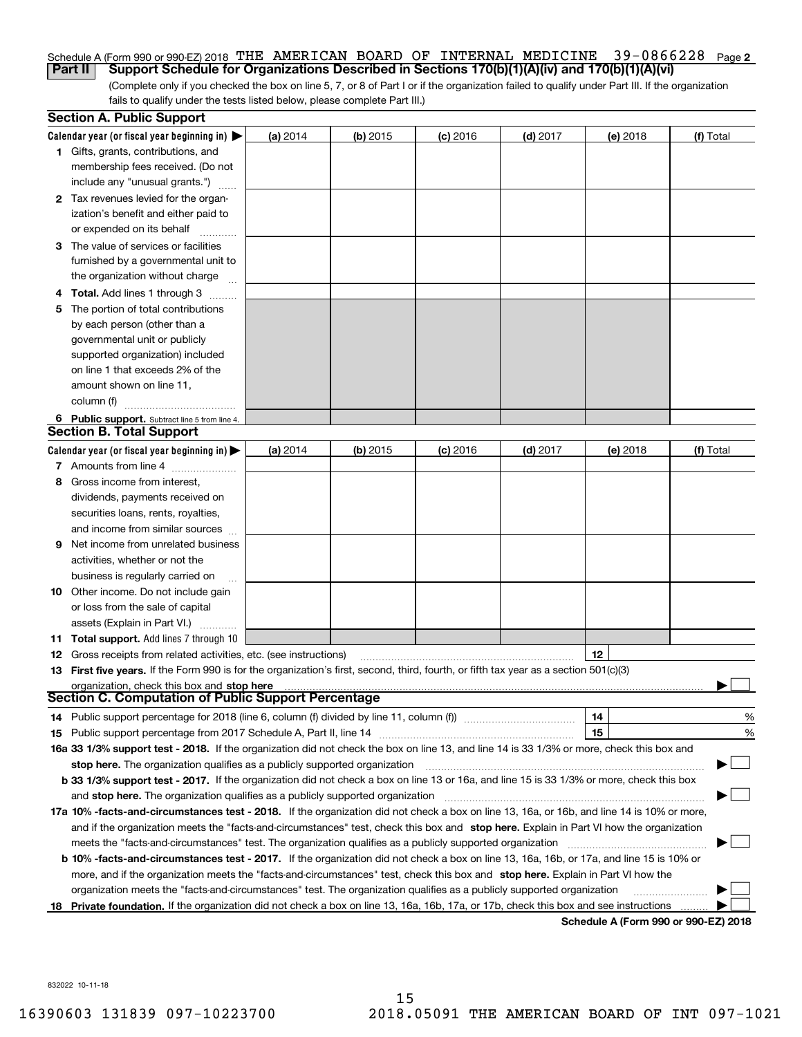Schedule A (Form 990 or 990-EZ) 2018 THE AMERICAN BOARD OF INTERNAL MEDICINE 39-0866228 Page 2

**Part II Support Schedule for Organizations Described in Sections 170(b)(1)(A)(iv) and 170(b)(1)(A)(vi)**

(Complete only if you checked the box on line 5, 7, or 8 of Part I or if the organization failed to qualify under Part III. If the organization fails to qualify under the tests listed below, please complete Part III.)

### Section A. Public Support

| Calendar year (or fiscal year beginning in) ▶ | (a) 2014 | (b) 2015 | (c) 2016 | (d) 2017 | (e) 2018 | (f) Total |
|---|---|---|---|---|---|---|
| **1** Gifts, grants, contributions, and membership fees received. (Do not include any "unusual grants.") | | | | | | |
| **2** Tax revenues levied for the organization's benefit and either paid to or expended on its behalf | | | | | | |
| **3** The value of services or facilities furnished by a governmental unit to the organization without charge | | | | | | |
| **4 Total.** Add lines 1 through 3 | | | | | | |
| **5** The portion of total contributions by each person (other than a governmental unit or publicly supported organization) included on line 1 that exceeds 2% of the amount shown on line 11, column (f) | | | | | | |
| **6 Public support.** Subtract line 5 from line 4. | | | | | | |

### Section B. Total Support

| Calendar year (or fiscal year beginning in) ▶ | (a) 2014 | (b) 2015 | (c) 2016 | (d) 2017 | (e) 2018 | (f) Total |
|---|---|---|---|---|---|---|
| **7** Amounts from line 4 | | | | | | |
| **8** Gross income from interest, dividends, payments received on securities loans, rents, royalties, and income from similar sources | | | | | | |
| **9** Net income from unrelated business activities, whether or not the business is regularly carried on | | | | | | |
| **10** Other income. Do not include gain or loss from the sale of capital assets (Explain in Part VI.) | | | | | | |
| **11 Total support.** Add lines 7 through 10 | | | | | | |

**12** Gross receipts from related activities, etc. (see instructions) **12**

**13 First five years.** If the Form 990 is for the organization's first, second, third, fourth, or fifth tax year as a section 501(c)(3) organization, check this box and **stop here** ▶ ☐

### Section C. Computation of Public Support Percentage

**14** Public support percentage for 2018 (line 6, column (f) divided by line 11, column (f)) **14** %

**15** Public support percentage from 2017 Schedule A, Part II, line 14 **15** %

**16a 33 1/3% support test - 2018.** If the organization did not check the box on line 13, and line 14 is 33 1/3% or more, check this box and **stop here.** The organization qualifies as a publicly supported organization ▶ ☐

**b 33 1/3% support test - 2017.** If the organization did not check a box on line 13 or 16a, and line 15 is 33 1/3% or more, check this box and **stop here.** The organization qualifies as a publicly supported organization ▶ ☐

**17a 10% -facts-and-circumstances test - 2018.** If the organization did not check a box on line 13, 16a, or 16b, and line 14 is 10% or more, and if the organization meets the "facts-and-circumstances" test, check this box and **stop here.** Explain in Part VI how the organization meets the "facts-and-circumstances" test. The organization qualifies as a publicly supported organization ▶ ☐

**b 10% -facts-and-circumstances test - 2017.** If the organization did not check a box on line 13, 16a, 16b, or 17a, and line 15 is 10% or more, and if the organization meets the "facts-and-circumstances" test, check this box and **stop here.** Explain in Part VI how the organization meets the "facts-and-circumstances" test. The organization qualifies as a publicly supported organization ▶ ☐

**18 Private foundation.** If the organization did not check a box on line 13, 16a, 16b, 17a, or 17b, check this box and see instructions ▶ ☐

**Schedule A (Form 990 or 990-EZ) 2018**

832022 10-11-18

16390603 131839 097-10223700 2018.05091 THE AMERICAN BOARD OF INT 097-1021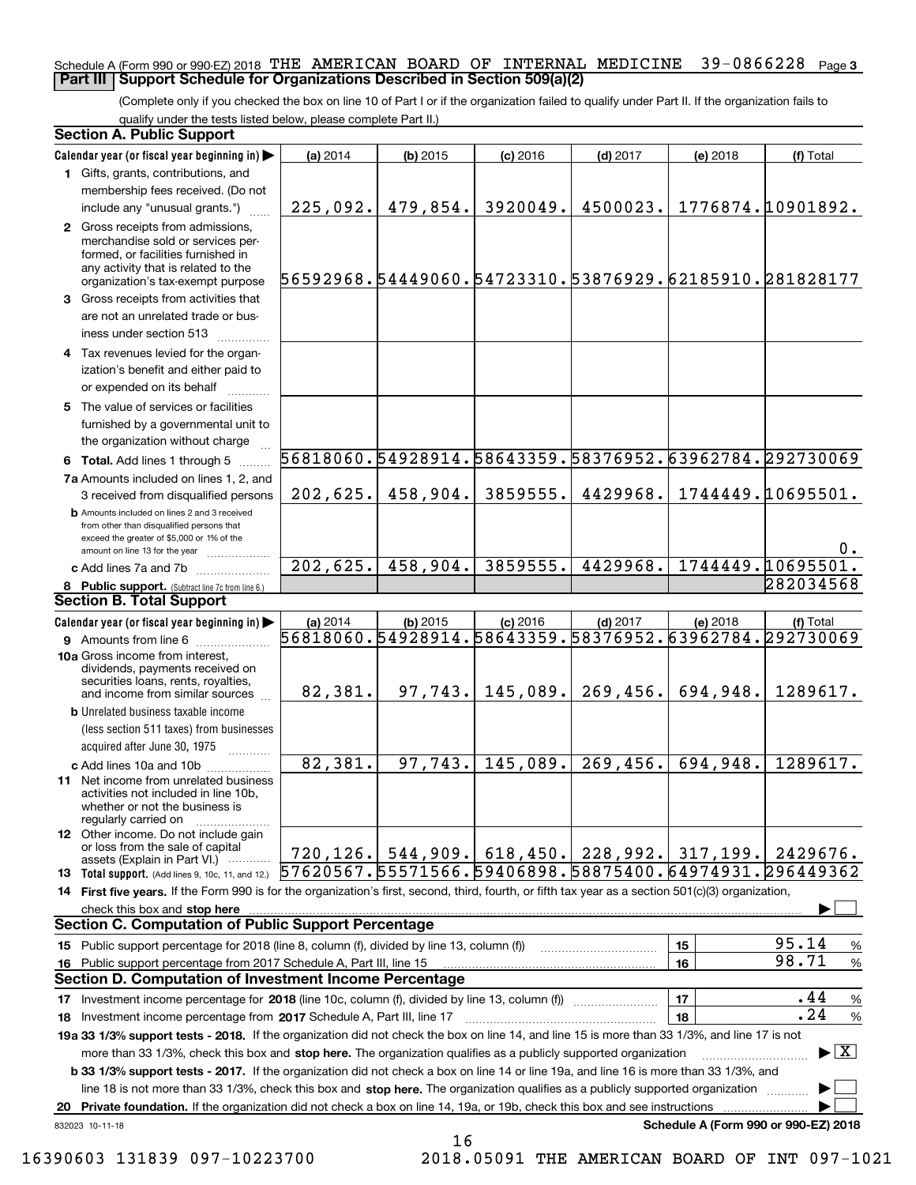Schedule A (Form 990 or 990-EZ) 2018 THE AMERICAN BOARD OF INTERNAL MEDICINE 39-0866228 Page 3

## Part III Support Schedule for Organizations Described in Section 509(a)(2)

(Complete only if you checked the box on line 10 of Part I or if the organization failed to qualify under Part II. If the organization fails to qualify under the tests listed below, please complete Part II.)

### Section A. Public Support

| Calendar year (or fiscal year beginning in) ▶ | (a) 2014 | (b) 2015 | (c) 2016 | (d) 2017 | (e) 2018 | (f) Total |
|---|---|---|---|---|---|---|
| 1 Gifts, grants, contributions, and membership fees received. (Do not include any "unusual grants.") | 225,092. | 479,854. | 3920049. | 4500023. | 1776874. | 10901892. |
| 2 Gross receipts from admissions, merchandise sold or services performed, or facilities furnished in any activity that is related to the organization's tax-exempt purpose | 56592968. | 54449060. | 54723310. | 53876929. | 62185910. | 281828177 |
| 3 Gross receipts from activities that are not an unrelated trade or business under section 513 | | | | | | |
| 4 Tax revenues levied for the organization's benefit and either paid to or expended on its behalf | | | | | | |
| 5 The value of services or facilities furnished by a governmental unit to the organization without charge | | | | | | |
| 6 **Total.** Add lines 1 through 5 | 56818060. | 54928914. | 58643359. | 58376952. | 63962784. | 292730069 |
| 7a Amounts included on lines 1, 2, and 3 received from disqualified persons | 202,625. | 458,904. | 3859555. | 4429968. | 1744449. | 10695501. |
| b Amounts included on lines 2 and 3 received from other than disqualified persons that exceed the greater of $5,000 or 1% of the amount on line 13 for the year | | | | | | 0. |
| c Add lines 7a and 7b | 202,625. | 458,904. | 3859555. | 4429968. | 1744449. | 10695501. |
| 8 **Public support.** (Subtract line 7c from line 6.) | | | | | | 282034568 |

### Section B. Total Support

| Calendar year (or fiscal year beginning in) ▶ | (a) 2014 | (b) 2015 | (c) 2016 | (d) 2017 | (e) 2018 | (f) Total |
|---|---|---|---|---|---|---|
| 9 Amounts from line 6 | 56818060. | 54928914. | 58643359. | 58376952. | 63962784. | 292730069 |
| 10a Gross income from interest, dividends, payments received on securities loans, rents, royalties, and income from similar sources | 82,381. | 97,743. | 145,089. | 269,456. | 694,948. | 1289617. |
| b Unrelated business taxable income (less section 511 taxes) from businesses acquired after June 30, 1975 | | | | | | |
| c Add lines 10a and 10b | 82,381. | 97,743. | 145,089. | 269,456. | 694,948. | 1289617. |
| 11 Net income from unrelated business activities not included in line 10b, whether or not the business is regularly carried on | | | | | | |
| 12 Other income. Do not include gain or loss from the sale of capital assets (Explain in Part VI.) | 720,126. | 544,909. | 618,450. | 228,992. | 317,199. | 2429676. |
| 13 **Total support.** (Add lines 9, 10c, 11, and 12.) | 57620567. | 55571566. | 59406898. | 58875400. | 64974931. | 296449362 |

14 **First five years.** If the Form 990 is for the organization's first, second, third, fourth, or fifth tax year as a section 501(c)(3) organization, check this box and **stop here** ▶ ☐

### Section C. Computation of Public Support Percentage

| | | |
|---|---|---|
| 15 Public support percentage for 2018 (line 8, column (f), divided by line 13, column (f)) | 15 | 95.14 % |
| 16 Public support percentage from 2017 Schedule A, Part III, line 15 | 16 | 98.71 % |

### Section D. Computation of Investment Income Percentage

| | | |
|---|---|---|
| 17 Investment income percentage for **2018** (line 10c, column (f), divided by line 13, column (f)) | 17 | .44 % |
| 18 Investment income percentage from **2017** Schedule A, Part III, line 17 | 18 | .24 % |

**19a 33 1/3% support tests - 2018.** If the organization did not check the box on line 14, and line 15 is more than 33 1/3%, and line 17 is not more than 33 1/3%, check this box and **stop here.** The organization qualifies as a publicly supported organization ▶ ☒

**b 33 1/3% support tests - 2017.** If the organization did not check a box on line 14 or line 19a, and line 16 is more than 33 1/3%, and line 18 is not more than 33 1/3%, check this box and **stop here.** The organization qualifies as a publicly supported organization ▶ ☐

**20 Private foundation.** If the organization did not check a box on line 14, 19a, or 19b, check this box and see instructions ▶ ☐

832023 10-11-18

Schedule A (Form 990 or 990-EZ) 2018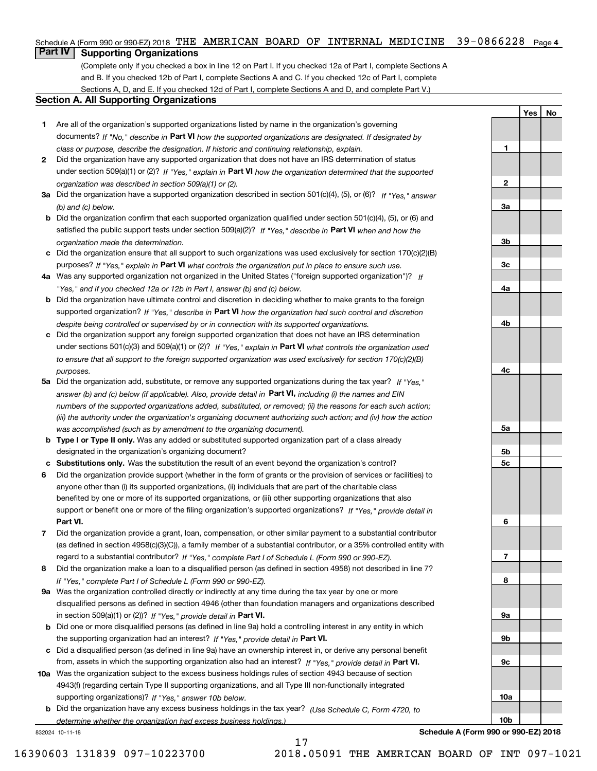Schedule A (Form 990 or 990-EZ) 2018 THE AMERICAN BOARD OF INTERNAL MEDICINE 39-0866228 Page 4

## Part IV Supporting Organizations

(Complete only if you checked a box in line 12 on Part I. If you checked 12a of Part I, complete Sections A and B. If you checked 12b of Part I, complete Sections A and C. If you checked 12c of Part I, complete Sections A, D, and E. If you checked 12d of Part I, complete Sections A and D, and complete Part V.)

### Section A. All Supporting Organizations

| | | Line | Yes | No |
|---|---|---|---|---|
| **1** | Are all of the organization's supported organizations listed by name in the organization's governing documents? *If "No," describe in* **Part VI** *how the supported organizations are designated. If designated by class or purpose, describe the designation. If historic and continuing relationship, explain.* | **1** | | |
| **2** | Did the organization have any supported organization that does not have an IRS determination of status under section 509(a)(1) or (2)? *If "Yes," explain in* **Part VI** *how the organization determined that the supported organization was described in section 509(a)(1) or (2).* | **2** | | |
| **3a** | Did the organization have a supported organization described in section 501(c)(4), (5), or (6)? *If "Yes," answer (b) and (c) below.* | **3a** | | |
| **b** | Did the organization confirm that each supported organization qualified under section 501(c)(4), (5), or (6) and satisfied the public support tests under section 509(a)(2)? *If "Yes," describe in* **Part VI** *when and how the organization made the determination.* | **3b** | | |
| **c** | Did the organization ensure that all support to such organizations was used exclusively for section 170(c)(2)(B) purposes? *If "Yes," explain in* **Part VI** *what controls the organization put in place to ensure such use.* | **3c** | | |
| **4a** | Was any supported organization not organized in the United States ("foreign supported organization")? *If "Yes," and if you checked 12a or 12b in Part I, answer (b) and (c) below.* | **4a** | | |
| **b** | Did the organization have ultimate control and discretion in deciding whether to make grants to the foreign supported organization? *If "Yes," describe in* **Part VI** *how the organization had such control and discretion despite being controlled or supervised by or in connection with its supported organizations.* | **4b** | | |
| **c** | Did the organization support any foreign supported organization that does not have an IRS determination under sections 501(c)(3) and 509(a)(1) or (2)? *If "Yes," explain in* **Part VI** *what controls the organization used to ensure that all support to the foreign supported organization was used exclusively for section 170(c)(2)(B) purposes.* | **4c** | | |
| **5a** | Did the organization add, substitute, or remove any supported organizations during the tax year? *If "Yes," answer (b) and (c) below (if applicable). Also, provide detail in* **Part VI,** *including (i) the names and EIN numbers of the supported organizations added, substituted, or removed; (ii) the reasons for each such action; (iii) the authority under the organization's organizing document authorizing such action; and (iv) how the action was accomplished (such as by amendment to the organizing document).* | **5a** | | |
| **b** | **Type I or Type II only.** Was any added or substituted supported organization part of a class already designated in the organization's organizing document? | **5b** | | |
| **c** | **Substitutions only.** Was the substitution the result of an event beyond the organization's control? | **5c** | | |
| **6** | Did the organization provide support (whether in the form of grants or the provision of services or facilities) to anyone other than (i) its supported organizations, (ii) individuals that are part of the charitable class benefited by one or more of its supported organizations, or (iii) other supporting organizations that also support or benefit one or more of the filing organization's supported organizations? *If "Yes," provide detail in* **Part VI.** | **6** | | |
| **7** | Did the organization provide a grant, loan, compensation, or other similar payment to a substantial contributor (as defined in section 4958(c)(3)(C)), a family member of a substantial contributor, or a 35% controlled entity with regard to a substantial contributor? *If "Yes," complete Part I of Schedule L (Form 990 or 990-EZ).* | **7** | | |
| **8** | Did the organization make a loan to a disqualified person (as defined in section 4958) not described in line 7? *If "Yes," complete Part I of Schedule L (Form 990 or 990-EZ).* | **8** | | |
| **9a** | Was the organization controlled directly or indirectly at any time during the tax year by one or more disqualified persons as defined in section 4946 (other than foundation managers and organizations described in section 509(a)(1) or (2))? *If "Yes," provide detail in* **Part VI.** | **9a** | | |
| **b** | Did one or more disqualified persons (as defined in line 9a) hold a controlling interest in any entity in which the supporting organization had an interest? *If "Yes," provide detail in* **Part VI.** | **9b** | | |
| **c** | Did a disqualified person (as defined in line 9a) have an ownership interest in, or derive any personal benefit from, assets in which the supporting organization also had an interest? *If "Yes," provide detail in* **Part VI.** | **9c** | | |
| **10a** | Was the organization subject to the excess business holdings rules of section 4943 because of section 4943(f) (regarding certain Type II supporting organizations, and all Type III non-functionally integrated supporting organizations)? *If "Yes," answer 10b below.* | **10a** | | |
| **b** | Did the organization have any excess business holdings in the tax year? *(Use Schedule C, Form 4720, to determine whether the organization had excess business holdings.)* | **10b** | | |

832024 10-11-18 **Schedule A (Form 990 or 990-EZ) 2018**

16390603 131839 097-10223700 2018.05091 THE AMERICAN BOARD OF INT 097-1021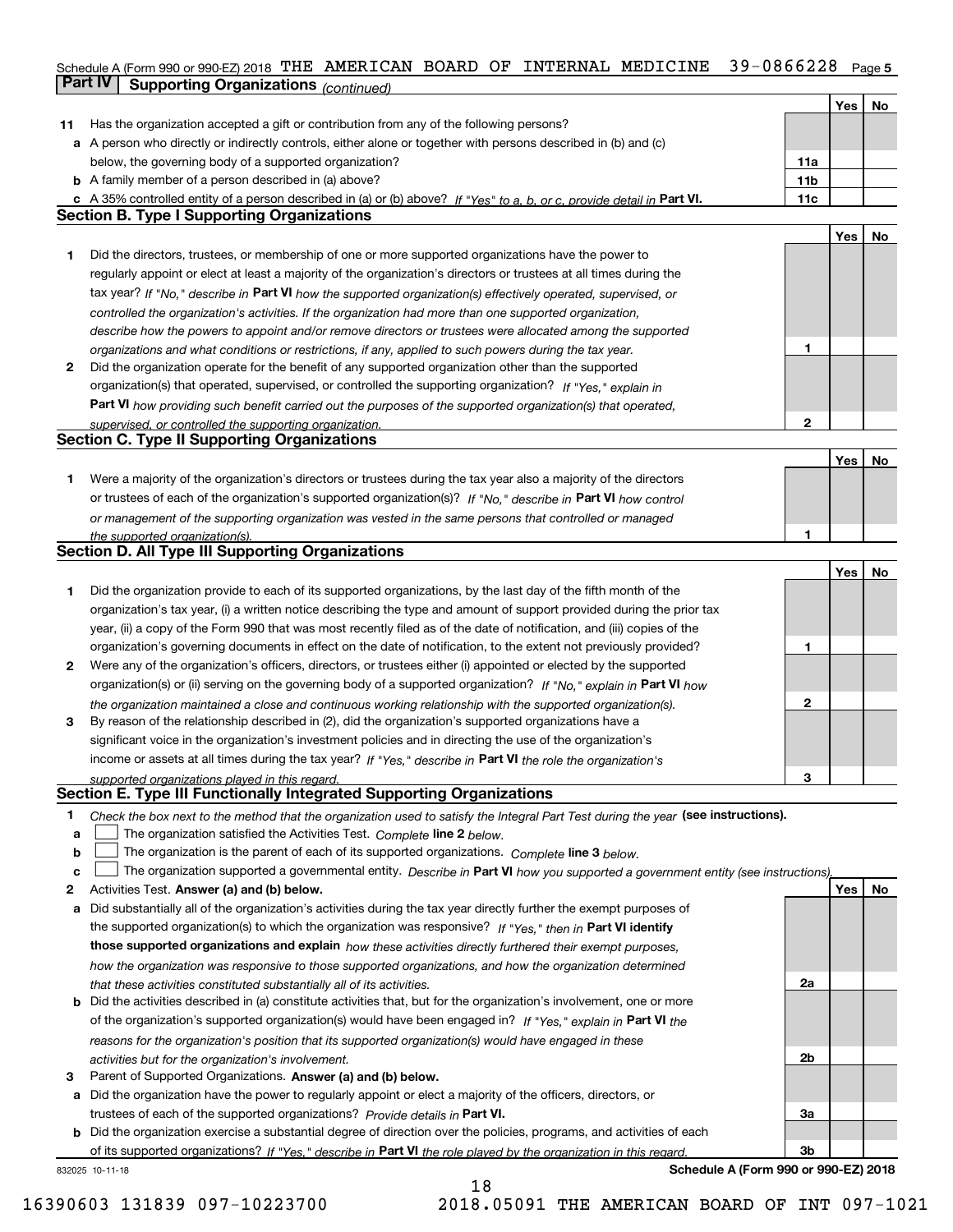Schedule A (Form 990 or 990-EZ) 2018 THE AMERICAN BOARD OF INTERNAL MEDICINE 39-0866228 Page 5

**Part IV Supporting Organizations** *(continued)*

| | | | Yes | No |
|---|---|---|---|---|
| **11** | Has the organization accepted a gift or contribution from any of the following persons? | | | |
| **a** | A person who directly or indirectly controls, either alone or together with persons described in (b) and (c) below, the governing body of a supported organization? | 11a | | |
| **b** | A family member of a person described in (a) above? | 11b | | |
| **c** | A 35% controlled entity of a person described in (a) or (b) above? *If "Yes" to a, b, or c, provide detail in* **Part VI.** | 11c | | |

**Section B. Type I Supporting Organizations**

| | | | Yes | No |
|---|---|---|---|---|
| **1** | Did the directors, trustees, or membership of one or more supported organizations have the power to regularly appoint or elect at least a majority of the organization's directors or trustees at all times during the tax year? *If "No," describe in* **Part VI** *how the supported organization(s) effectively operated, supervised, or controlled the organization's activities. If the organization had more than one supported organization, describe how the powers to appoint and/or remove directors or trustees were allocated among the supported organizations and what conditions or restrictions, if any, applied to such powers during the tax year.* | 1 | | |
| **2** | Did the organization operate for the benefit of any supported organization other than the supported organization(s) that operated, supervised, or controlled the supporting organization? *If "Yes," explain in* **Part VI** *how providing such benefit carried out the purposes of the supported organization(s) that operated, supervised, or controlled the supporting organization.* | 2 | | |

**Section C. Type II Supporting Organizations**

| | | | Yes | No |
|---|---|---|---|---|
| **1** | Were a majority of the organization's directors or trustees during the tax year also a majority of the directors or trustees of each of the organization's supported organization(s)? *If "No," describe in* **Part VI** *how control or management of the supporting organization was vested in the same persons that controlled or managed the supported organization(s).* | 1 | | |

**Section D. All Type III Supporting Organizations**

| | | | Yes | No |
|---|---|---|---|---|
| **1** | Did the organization provide to each of its supported organizations, by the last day of the fifth month of the organization's tax year, (i) a written notice describing the type and amount of support provided during the prior tax year, (ii) a copy of the Form 990 that was most recently filed as of the date of notification, and (iii) copies of the organization's governing documents in effect on the date of notification, to the extent not previously provided? | 1 | | |
| **2** | Were any of the organization's officers, directors, or trustees either (i) appointed or elected by the supported organization(s) or (ii) serving on the governing body of a supported organization? *If "No," explain in* **Part VI** *how the organization maintained a close and continuous working relationship with the supported organization(s).* | 2 | | |
| **3** | By reason of the relationship described in (2), did the organization's supported organizations have a significant voice in the organization's investment policies and in directing the use of the organization's income or assets at all times during the tax year? *If "Yes," describe in* **Part VI** *the role the organization's supported organizations played in this regard.* | 3 | | |

**Section E. Type III Functionally Integrated Supporting Organizations**

**1** *Check the box next to the method that the organization used to satisfy the Integral Part Test during the year* **(see instructions).**

**a** ☐ The organization satisfied the Activities Test. *Complete* **line 2** *below.*

**b** ☐ The organization is the parent of each of its supported organizations. *Complete* **line 3** *below.*

**c** ☐ The organization supported a governmental entity. *Describe in* **Part VI** *how you supported a government entity (see instructions).*

| | | | Yes | No |
|---|---|---|---|---|
| **2** | Activities Test. **Answer (a) and (b) below.** | | | |
| **a** | Did substantially all of the organization's activities during the tax year directly further the exempt purposes of the supported organization(s) to which the organization was responsive? *If "Yes," then in* **Part VI identify those supported organizations and explain** *how these activities directly furthered their exempt purposes, how the organization was responsive to those supported organizations, and how the organization determined that these activities constituted substantially all of its activities.* | 2a | | |
| **b** | Did the activities described in (a) constitute activities that, but for the organization's involvement, one or more of the organization's supported organization(s) would have been engaged in? *If "Yes," explain in* **Part VI** *the reasons for the organization's position that its supported organization(s) would have engaged in these activities but for the organization's involvement.* | 2b | | |
| **3** | Parent of Supported Organizations. **Answer (a) and (b) below.** | | | |
| **a** | Did the organization have the power to regularly appoint or elect a majority of the officers, directors, or trustees of each of the supported organizations? *Provide details in* **Part VI.** | 3a | | |
| **b** | Did the organization exercise a substantial degree of direction over the policies, programs, and activities of each of its supported organizations? *If "Yes," describe in* **Part VI** *the role played by the organization in this regard.* | 3b | | |

832025 10-11-18

**Schedule A (Form 990 or 990-EZ) 2018**

16390603 131839 097-10223700 2018.05091 THE AMERICAN BOARD OF INT 097-1021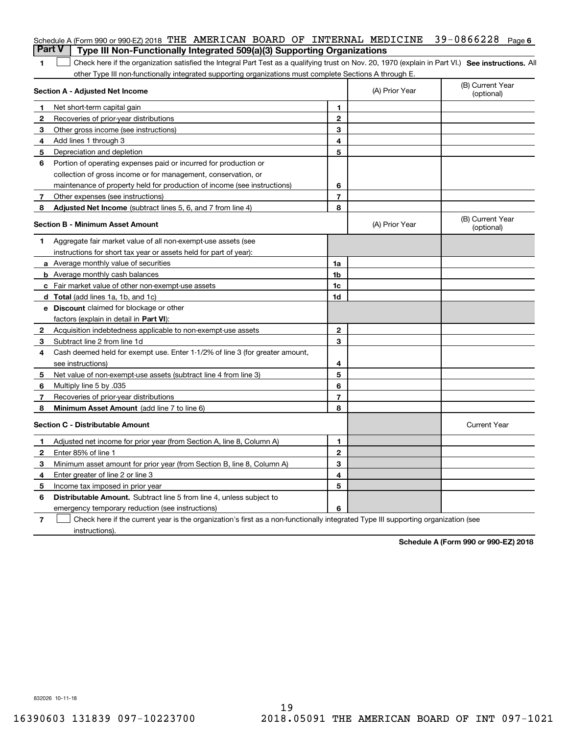Schedule A (Form 990 or 990-EZ) 2018 THE AMERICAN BOARD OF INTERNAL MEDICINE 39-0866228 Page 6

**Part V | Type III Non-Functionally Integrated 509(a)(3) Supporting Organizations**

1 ☐ Check here if the organization satisfied the Integral Part Test as a qualifying trust on Nov. 20, 1970 (explain in Part VI.) **See instructions.** All other Type III non-functionally integrated supporting organizations must complete Sections A through E.

| **Section A - Adjusted Net Income** | | | (A) Prior Year | (B) Current Year (optional) |
|---|---|---|---|---|
| 1 | Net short-term capital gain | 1 | | |
| 2 | Recoveries of prior-year distributions | 2 | | |
| 3 | Other gross income (see instructions) | 3 | | |
| 4 | Add lines 1 through 3 | 4 | | |
| 5 | Depreciation and depletion | 5 | | |
| 6 | Portion of operating expenses paid or incurred for production or collection of gross income or for management, conservation, or maintenance of property held for production of income (see instructions) | 6 | | |
| 7 | Other expenses (see instructions) | 7 | | |
| 8 | **Adjusted Net Income** (subtract lines 5, 6, and 7 from line 4) | 8 | | |

| **Section B - Minimum Asset Amount** | | | (A) Prior Year | (B) Current Year (optional) |
|---|---|---|---|---|
| 1 | Aggregate fair market value of all non-exempt-use assets (see instructions for short tax year or assets held for part of year): | | | |
| a | Average monthly value of securities | 1a | | |
| b | Average monthly cash balances | 1b | | |
| c | Fair market value of other non-exempt-use assets | 1c | | |
| d | **Total** (add lines 1a, 1b, and 1c) | 1d | | |
| e | **Discount** claimed for blockage or other factors (explain in detail in **Part VI**): | | | |
| 2 | Acquisition indebtedness applicable to non-exempt-use assets | 2 | | |
| 3 | Subtract line 2 from line 1d | 3 | | |
| 4 | Cash deemed held for exempt use. Enter 1-1/2% of line 3 (for greater amount, see instructions) | 4 | | |
| 5 | Net value of non-exempt-use assets (subtract line 4 from line 3) | 5 | | |
| 6 | Multiply line 5 by .035 | 6 | | |
| 7 | Recoveries of prior-year distributions | 7 | | |
| 8 | **Minimum Asset Amount** (add line 7 to line 6) | 8 | | |

| **Section C - Distributable Amount** | | | | Current Year |
|---|---|---|---|---|
| 1 | Adjusted net income for prior year (from Section A, line 8, Column A) | 1 | | |
| 2 | Enter 85% of line 1 | 2 | | |
| 3 | Minimum asset amount for prior year (from Section B, line 8, Column A) | 3 | | |
| 4 | Enter greater of line 2 or line 3 | 4 | | |
| 5 | Income tax imposed in prior year | 5 | | |
| 6 | **Distributable Amount.** Subtract line 5 from line 4, unless subject to emergency temporary reduction (see instructions) | 6 | | |

7 ☐ Check here if the current year is the organization's first as a non-functionally integrated Type III supporting organization (see instructions).

**Schedule A (Form 990 or 990-EZ) 2018**

832026 10-11-18

16390603 131839 097-10223700 2018.05091 THE AMERICAN BOARD OF INT 097-1021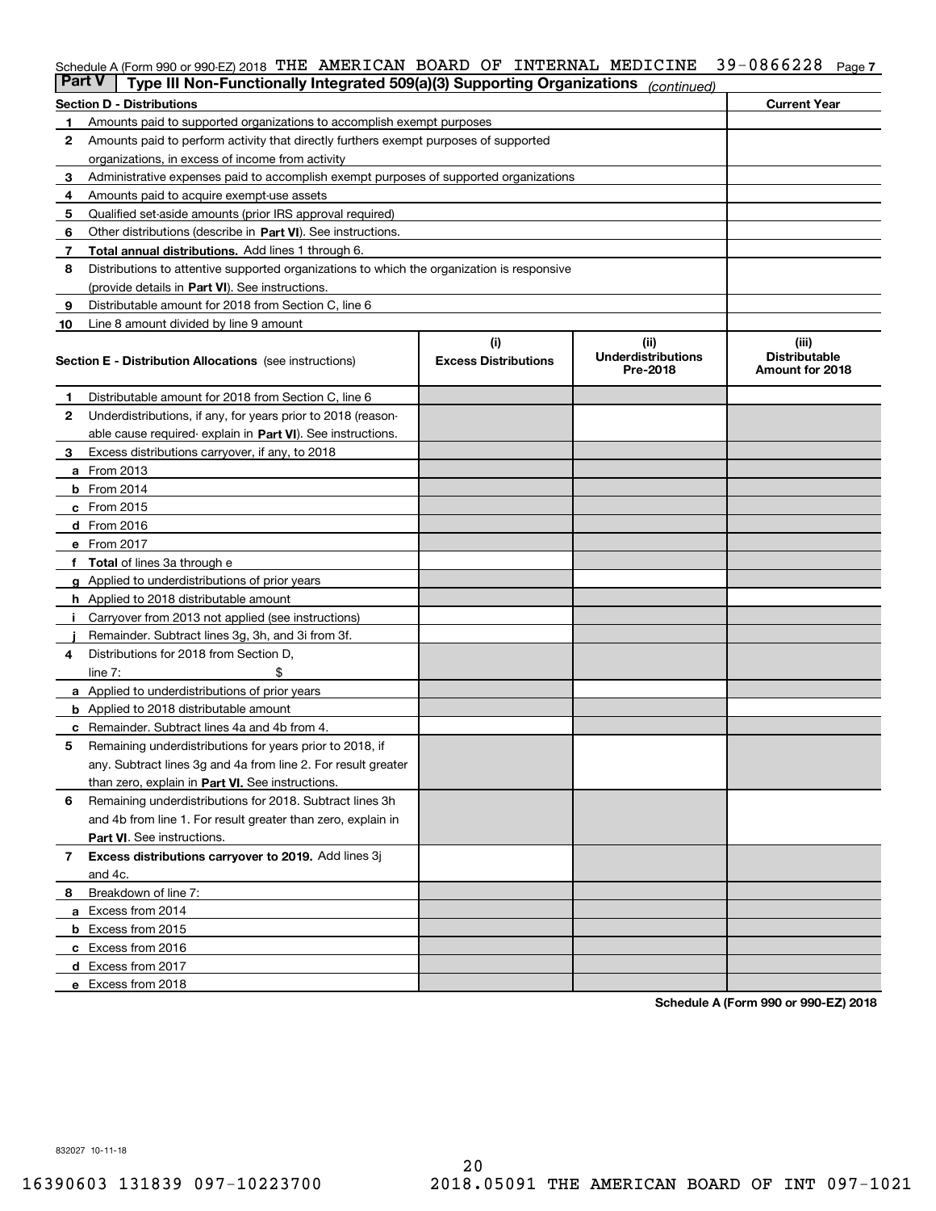Schedule A (Form 990 or 990-EZ) 2018 THE AMERICAN BOARD OF INTERNAL MEDICINE 39-0866228 Page 7

## Part V Type III Non-Functionally Integrated 509(a)(3) Supporting Organizations *(continued)*

| Section D - Distributions | | Current Year |
|---|---|---|
| 1 | Amounts paid to supported organizations to accomplish exempt purposes | |
| 2 | Amounts paid to perform activity that directly furthers exempt purposes of supported organizations, in excess of income from activity | |
| 3 | Administrative expenses paid to accomplish exempt purposes of supported organizations | |
| 4 | Amounts paid to acquire exempt-use assets | |
| 5 | Qualified set-aside amounts (prior IRS approval required) | |
| 6 | Other distributions (describe in **Part VI**). See instructions. | |
| 7 | **Total annual distributions.** Add lines 1 through 6. | |
| 8 | Distributions to attentive supported organizations to which the organization is responsive (provide details in **Part VI**). See instructions. | |
| 9 | Distributable amount for 2018 from Section C, line 6 | |
| 10 | Line 8 amount divided by line 9 amount | |

| **Section E - Distribution Allocations** (see instructions) | (i) Excess Distributions | (ii) Underdistributions Pre-2018 | (iii) Distributable Amount for 2018 |
|---|---|---|---|
| **1** Distributable amount for 2018 from Section C, line 6 | | | |
| **2** Underdistributions, if any, for years prior to 2018 (reasonable cause required- explain in **Part VI**). See instructions. | | | |
| **3** Excess distributions carryover, if any, to 2018 | | | |
| **a** From 2013 | | | |
| **b** From 2014 | | | |
| **c** From 2015 | | | |
| **d** From 2016 | | | |
| **e** From 2017 | | | |
| **f Total** of lines 3a through e | | | |
| **g** Applied to underdistributions of prior years | | | |
| **h** Applied to 2018 distributable amount | | | |
| **i** Carryover from 2013 not applied (see instructions) | | | |
| **j** Remainder. Subtract lines 3g, 3h, and 3i from 3f. | | | |
| **4** Distributions for 2018 from Section D, line 7: $ | | | |
| **a** Applied to underdistributions of prior years | | | |
| **b** Applied to 2018 distributable amount | | | |
| **c** Remainder. Subtract lines 4a and 4b from 4. | | | |
| **5** Remaining underdistributions for years prior to 2018, if any. Subtract lines 3g and 4a from line 2. For result greater than zero, explain in **Part VI.** See instructions. | | | |
| **6** Remaining underdistributions for 2018. Subtract lines 3h and 4b from line 1. For result greater than zero, explain in **Part VI**. See instructions. | | | |
| **7 Excess distributions carryover to 2019.** Add lines 3j and 4c. | | | |
| **8** Breakdown of line 7: | | | |
| **a** Excess from 2014 | | | |
| **b** Excess from 2015 | | | |
| **c** Excess from 2016 | | | |
| **d** Excess from 2017 | | | |
| **e** Excess from 2018 | | | |

**Schedule A (Form 990 or 990-EZ) 2018**

832027 10-11-18

16390603 131839 097-10223700 2018.05091 THE AMERICAN BOARD OF INT 097-1021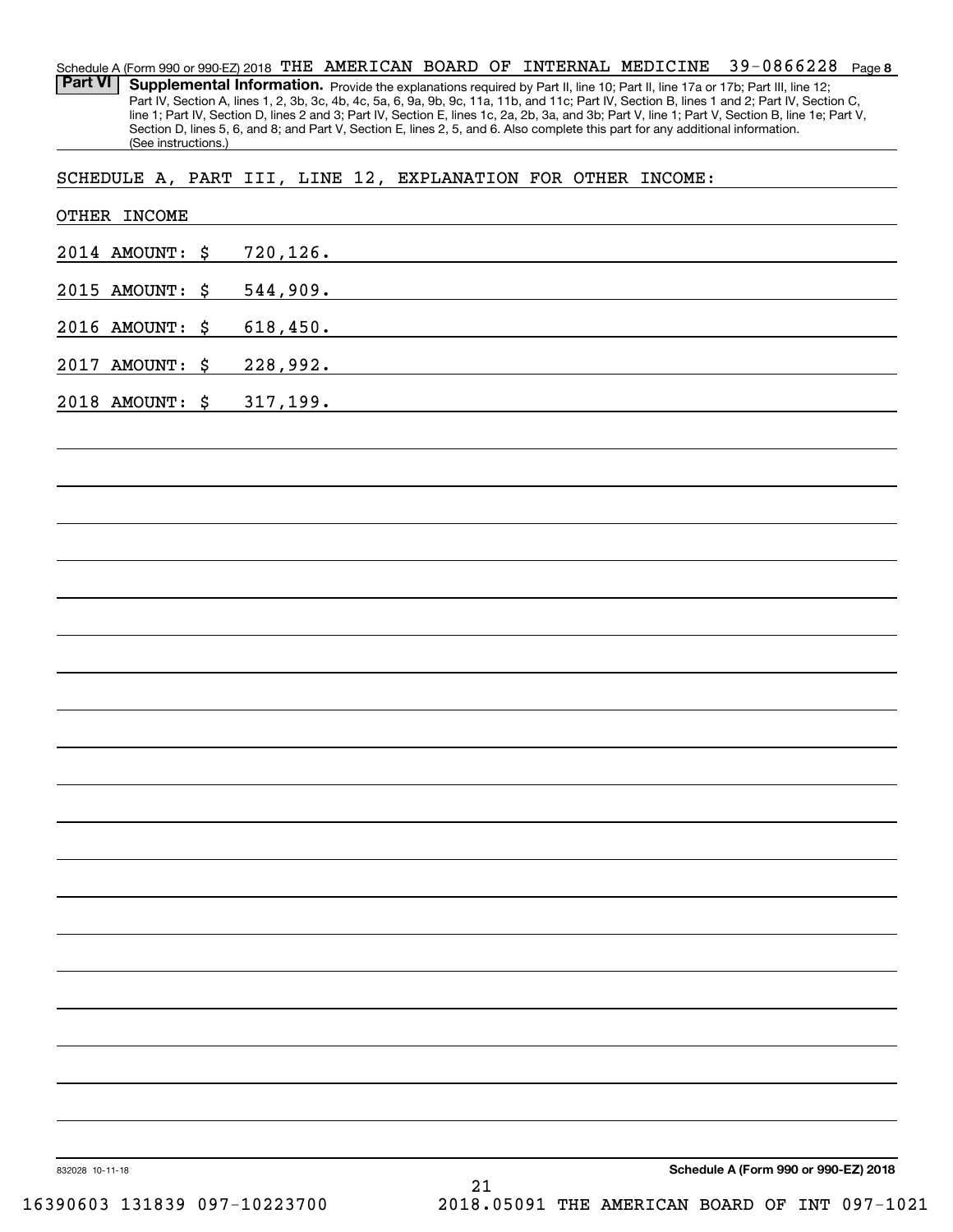Schedule A (Form 990 or 990-EZ) 2018 THE AMERICAN BOARD OF INTERNAL MEDICINE 39-0866228 Page 8

**Part VI** **Supplemental Information.** Provide the explanations required by Part II, line 10; Part II, line 17a or 17b; Part III, line 12; Part IV, Section A, lines 1, 2, 3b, 3c, 4b, 4c, 5a, 6, 9a, 9b, 9c, 11a, 11b, and 11c; Part IV, Section B, lines 1 and 2; Part IV, Section C, line 1; Part IV, Section D, lines 2 and 3; Part IV, Section E, lines 1c, 2a, 2b, 3a, and 3b; Part V, line 1; Part V, Section B, line 1e; Part V, Section D, lines 5, 6, and 8; and Part V, Section E, lines 2, 5, and 6. Also complete this part for any additional information. (See instructions.)

SCHEDULE A, PART III, LINE 12, EXPLANATION FOR OTHER INCOME:

OTHER INCOME

2014 AMOUNT: $ 720,126.

2015 AMOUNT: $ 544,909.

2016 AMOUNT: $ 618,450.

2017 AMOUNT: $ 228,992.

2018 AMOUNT: $ 317,199.

832028 10-11-18

**Schedule A (Form 990 or 990-EZ) 2018**

16390603 131839 097-10223700 2018.05091 THE AMERICAN BOARD OF INT 097-1021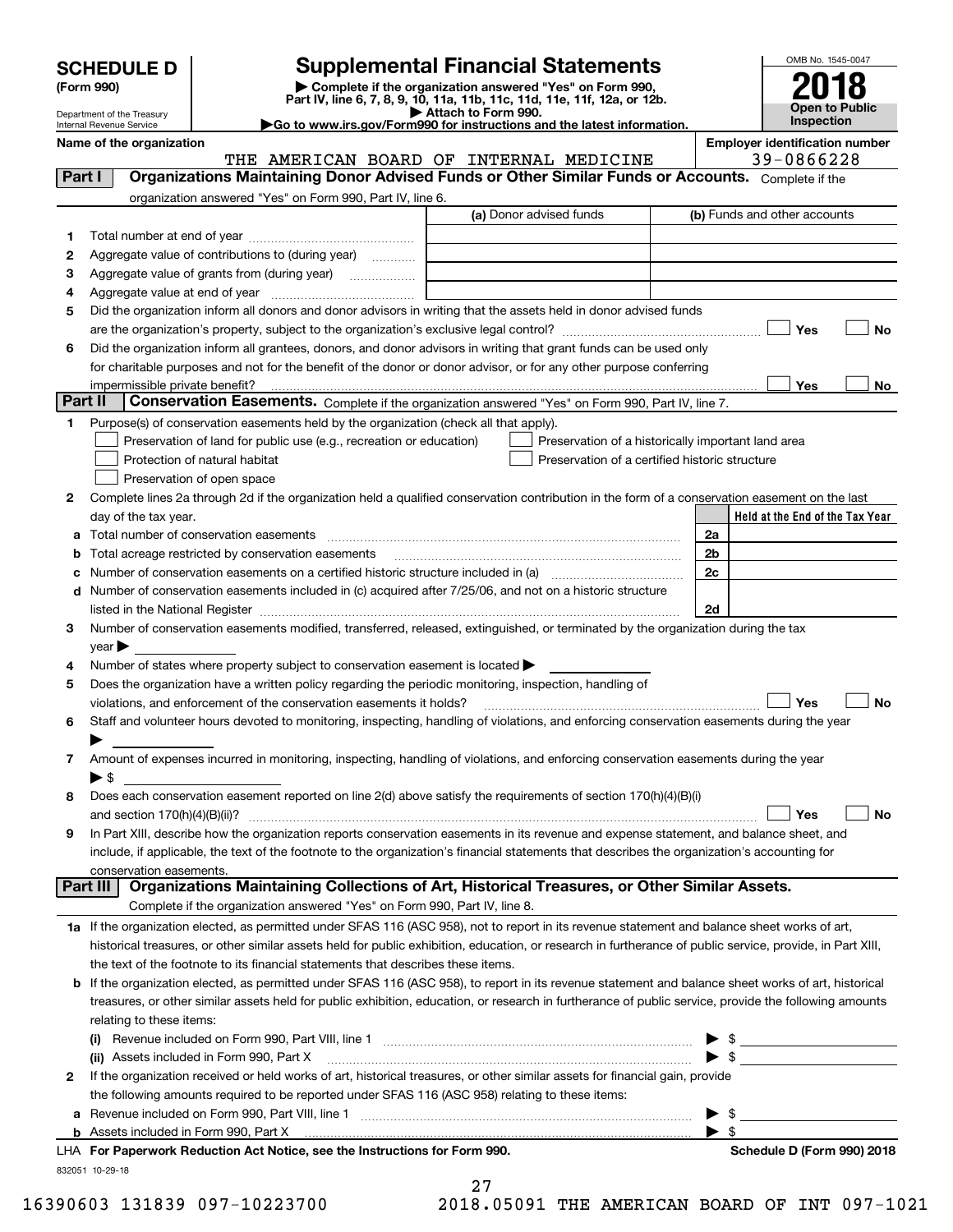**SCHEDULE D (Form 990)**

Department of the Treasury
Internal Revenue Service

# Supplemental Financial Statements

▶ Complete if the organization answered "Yes" on Form 990, Part IV, line 6, 7, 8, 9, 10, 11a, 11b, 11c, 11d, 11e, 11f, 12a, or 12b.
▶ Attach to Form 990.
▶Go to www.irs.gov/Form990 for instructions and the latest information.

OMB No. 1545-0047
**2018**
**Open to Public Inspection**

**Name of the organization**
THE AMERICAN BOARD OF INTERNAL MEDICINE

**Employer identification number**
39-0866228

## Part I Organizations Maintaining Donor Advised Funds or Other Similar Funds or Accounts.
Complete if the organization answered "Yes" on Form 990, Part IV, line 6.

| | | (a) Donor advised funds | (b) Funds and other accounts |
|---|---|---|---|
| 1 | Total number at end of year | | |
| 2 | Aggregate value of contributions to (during year) | | |
| 3 | Aggregate value of grants from (during year) | | |
| 4 | Aggregate value at end of year | | |

5 Did the organization inform all donors and donor advisors in writing that the assets held in donor advised funds are the organization's property, subject to the organization's exclusive legal control? ☐ Yes ☐ No

6 Did the organization inform all grantees, donors, and donor advisors in writing that grant funds can be used only for charitable purposes and not for the benefit of the donor or donor advisor, or for any other purpose conferring impermissible private benefit? ☐ Yes ☐ No

## Part II Conservation Easements.
Complete if the organization answered "Yes" on Form 990, Part IV, line 7.

1 Purpose(s) of conservation easements held by the organization (check all that apply).

- ☐ Preservation of land for public use (e.g., recreation or education)
- ☐ Protection of natural habitat
- ☐ Preservation of open space
- ☐ Preservation of a historically important land area
- ☐ Preservation of a certified historic structure

2 Complete lines 2a through 2d if the organization held a qualified conservation contribution in the form of a conservation easement on the last day of the tax year.

| | | | Held at the End of the Tax Year |
|---|---|---|---|
| a | Total number of conservation easements | 2a | |
| b | Total acreage restricted by conservation easements | 2b | |
| c | Number of conservation easements on a certified historic structure included in (a) | 2c | |
| d | Number of conservation easements included in (c) acquired after 7/25/06, and not on a historic structure listed in the National Register | 2d | |

3 Number of conservation easements modified, transferred, released, extinguished, or terminated by the organization during the tax year ▶

4 Number of states where property subject to conservation easement is located ▶

5 Does the organization have a written policy regarding the periodic monitoring, inspection, handling of violations, and enforcement of the conservation easements it holds? ☐ Yes ☐ No

6 Staff and volunteer hours devoted to monitoring, inspecting, handling of violations, and enforcing conservation easements during the year ▶

7 Amount of expenses incurred in monitoring, inspecting, handling of violations, and enforcing conservation easements during the year ▶ $

8 Does each conservation easement reported on line 2(d) above satisfy the requirements of section 170(h)(4)(B)(i) and section 170(h)(4)(B)(ii)? ☐ Yes ☐ No

9 In Part XIII, describe how the organization reports conservation easements in its revenue and expense statement, and balance sheet, and include, if applicable, the text of the footnote to the organization's financial statements that describes the organization's accounting for conservation easements.

## Part III Organizations Maintaining Collections of Art, Historical Treasures, or Other Similar Assets.
Complete if the organization answered "Yes" on Form 990, Part IV, line 8.

1a If the organization elected, as permitted under SFAS 116 (ASC 958), not to report in its revenue statement and balance sheet works of art, historical treasures, or other similar assets held for public exhibition, education, or research in furtherance of public service, provide, in Part XIII, the text of the footnote to its financial statements that describes these items.

b If the organization elected, as permitted under SFAS 116 (ASC 958), to report in its revenue statement and balance sheet works of art, historical treasures, or other similar assets held for public exhibition, education, or research in furtherance of public service, provide the following amounts relating to these items:

(i) Revenue included on Form 990, Part VIII, line 1 ▶ $

(ii) Assets included in Form 990, Part X ▶ $

2 If the organization received or held works of art, historical treasures, or other similar assets for financial gain, provide the following amounts required to be reported under SFAS 116 (ASC 958) relating to these items:

a Revenue included on Form 990, Part VIII, line 1 ▶ $

b Assets included in Form 990, Part X ▶ $

LHA **For Paperwork Reduction Act Notice, see the Instructions for Form 990.** **Schedule D (Form 990) 2018**

832051 10-29-18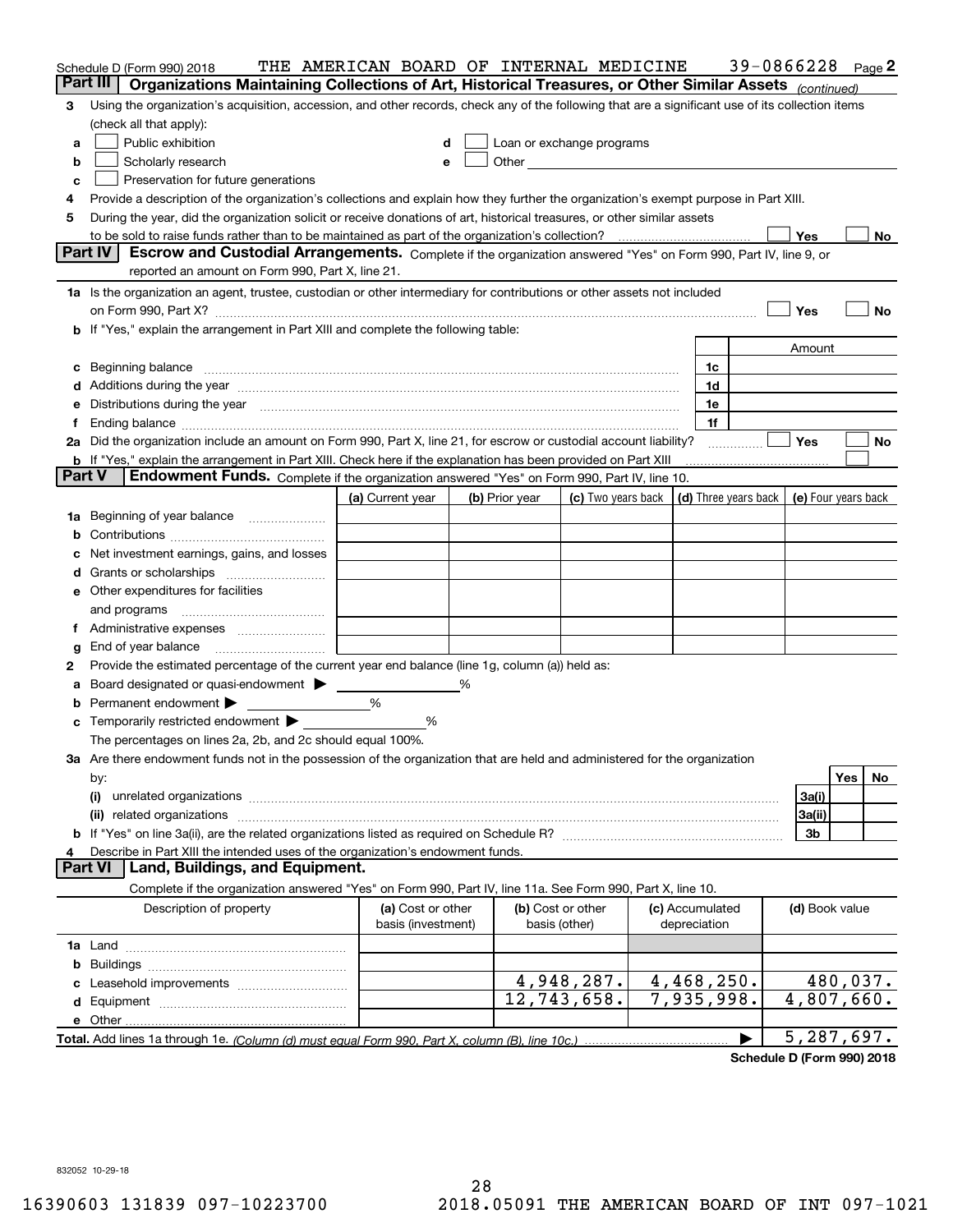Schedule D (Form 990) 2018 THE AMERICAN BOARD OF INTERNAL MEDICINE 39-0866228 Page **2**

## Part III Organizations Maintaining Collections of Art, Historical Treasures, or Other Similar Assets *(continued)*

**3** Using the organization's acquisition, accession, and other records, check any of the following that are a significant use of its collection items (check all that apply):

- **a** ☐ Public exhibition
- **b** ☐ Scholarly research
- **c** ☐ Preservation for future generations
- **d** ☐ Loan or exchange programs
- **e** ☐ Other

**4** Provide a description of the organization's collections and explain how they further the organization's exempt purpose in Part XIII.

**5** During the year, did the organization solicit or receive donations of art, historical treasures, or other similar assets to be sold to raise funds rather than to be maintained as part of the organization's collection? ☐ Yes ☐ No

## Part IV Escrow and Custodial Arrangements.

Complete if the organization answered "Yes" on Form 990, Part IV, line 9, or reported an amount on Form 990, Part X, line 21.

**1a** Is the organization an agent, trustee, custodian or other intermediary for contributions or other assets not included on Form 990, Part X? ☐ Yes ☐ No

**b** If "Yes," explain the arrangement in Part XIII and complete the following table:

| | | | Amount |
|---|---|---|---|
| **c** | Beginning balance | 1c | |
| **d** | Additions during the year | 1d | |
| **e** | Distributions during the year | 1e | |
| **f** | Ending balance | 1f | |

**2a** Did the organization include an amount on Form 990, Part X, line 21, for escrow or custodial account liability? ☐ Yes ☐ No

**b** If "Yes," explain the arrangement in Part XIII. Check here if the explanation has been provided on Part XIII ☐

## Part V Endowment Funds.

Complete if the organization answered "Yes" on Form 990, Part IV, line 10.

| | (a) Current year | (b) Prior year | (c) Two years back | (d) Three years back | (e) Four years back |
|---|---|---|---|---|---|
| **1a** Beginning of year balance | | | | | |
| **b** Contributions | | | | | |
| **c** Net investment earnings, gains, and losses | | | | | |
| **d** Grants or scholarships | | | | | |
| **e** Other expenditures for facilities and programs | | | | | |
| **f** Administrative expenses | | | | | |
| **g** End of year balance | | | | | |

**2** Provide the estimated percentage of the current year end balance (line 1g, column (a)) held as:

- **a** Board designated or quasi-endowment ▶ ______ %
- **b** Permanent endowment ▶ ______ %
- **c** Temporarily restricted endowment ▶ ______ %

The percentages on lines 2a, 2b, and 2c should equal 100%.

**3a** Are there endowment funds not in the possession of the organization that are held and administered for the organization by:

| | | Yes | No |
|---|---|---|---|
| (i) unrelated organizations | 3a(i) | | |
| (ii) related organizations | 3a(ii) | | |
| **b** If "Yes" on line 3a(ii), are the related organizations listed as required on Schedule R? | 3b | | |

**4** Describe in Part XIII the intended uses of the organization's endowment funds.

## Part VI Land, Buildings, and Equipment.

Complete if the organization answered "Yes" on Form 990, Part IV, line 11a. See Form 990, Part X, line 10.

| Description of property | (a) Cost or other basis (investment) | (b) Cost or other basis (other) | (c) Accumulated depreciation | (d) Book value |
|---|---|---|---|---|
| **1a** Land | | | | |
| **b** Buildings | | | | |
| **c** Leasehold improvements | | 4,948,287. | 4,468,250. | 480,037. |
| **d** Equipment | | 12,743,658. | 7,935,998. | 4,807,660. |
| **e** Other | | | | |
| **Total.** Add lines 1a through 1e. *(Column (d) must equal Form 990, Part X, column (B), line 10c.)* | | | | 5,287,697. |

**Schedule D (Form 990) 2018**

832052 10-29-18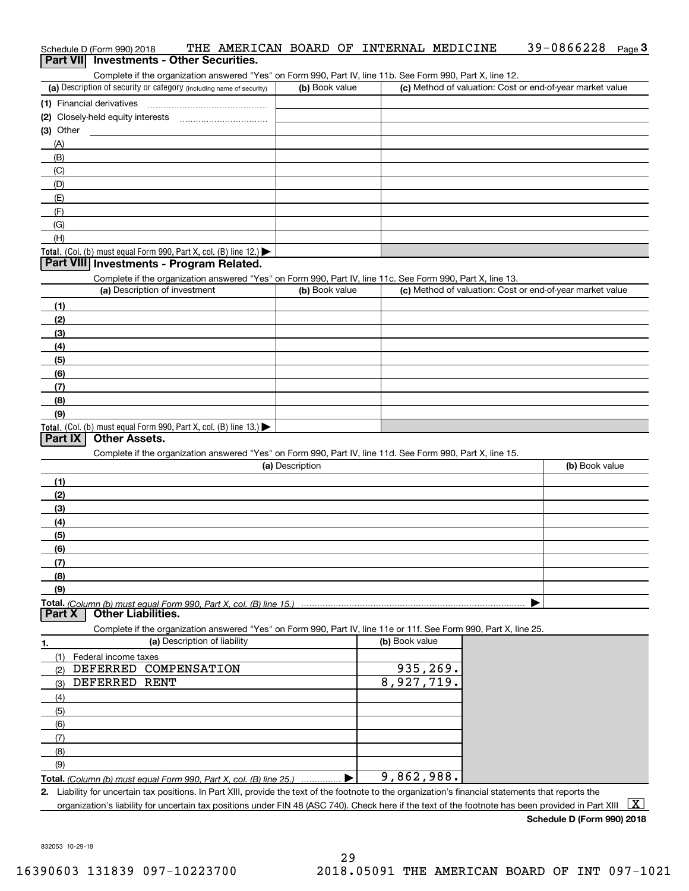Schedule D (Form 990) 2018 THE AMERICAN BOARD OF INTERNAL MEDICINE 39-0866228

## Part VII Investments - Other Securities.

Complete if the organization answered "Yes" on Form 990, Part IV, line 11b. See Form 990, Part X, line 12.

| (a) Description of security or category (including name of security) | (b) Book value | (c) Method of valuation: Cost or end-of-year market value |
|---|---|---|
| (1) Financial derivatives | | |
| (2) Closely-held equity interests | | |
| (3) Other | | |
| (A) | | |
| (B) | | |
| (C) | | |
| (D) | | |
| (E) | | |
| (F) | | |
| (G) | | |
| (H) | | |
| **Total.** (Col. (b) must equal Form 990, Part X, col. (B) line 12.) ▶ | | |

## Part VIII Investments - Program Related.

Complete if the organization answered "Yes" on Form 990, Part IV, line 11c. See Form 990, Part X, line 13.

| (a) Description of investment | (b) Book value | (c) Method of valuation: Cost or end-of-year market value |
|---|---|---|
| (1) | | |
| (2) | | |
| (3) | | |
| (4) | | |
| (5) | | |
| (6) | | |
| (7) | | |
| (8) | | |
| (9) | | |
| **Total.** (Col. (b) must equal Form 990, Part X, col. (B) line 13.) ▶ | | |

## Part IX Other Assets.

Complete if the organization answered "Yes" on Form 990, Part IV, line 11d. See Form 990, Part X, line 15.

| (a) Description | (b) Book value |
|---|---|
| (1) | |
| (2) | |
| (3) | |
| (4) | |
| (5) | |
| (6) | |
| (7) | |
| (8) | |
| (9) | |
| **Total.** *(Column (b) must equal Form 990, Part X, col. (B) line 15.)* ▶ | |

## Part X Other Liabilities.

Complete if the organization answered "Yes" on Form 990, Part IV, line 11e or 11f. See Form 990, Part X, line 25.

| 1. (a) Description of liability | (b) Book value |
|---|---|
| (1) Federal income taxes | |
| (2) DEFERRED COMPENSATION | 935,269. |
| (3) DEFERRED RENT | 8,927,719. |
| (4) | |
| (5) | |
| (6) | |
| (7) | |
| (8) | |
| (9) | |
| **Total.** *(Column (b) must equal Form 990, Part X, col. (B) line 25.)* ▶ | 9,862,988. |

**2.** Liability for uncertain tax positions. In Part XIII, provide the text of the footnote to the organization's financial statements that reports the organization's liability for uncertain tax positions under FIN 48 (ASC 740). Check here if the text of the footnote has been provided in Part XIII [X]

**Schedule D (Form 990) 2018**

832053 10-29-18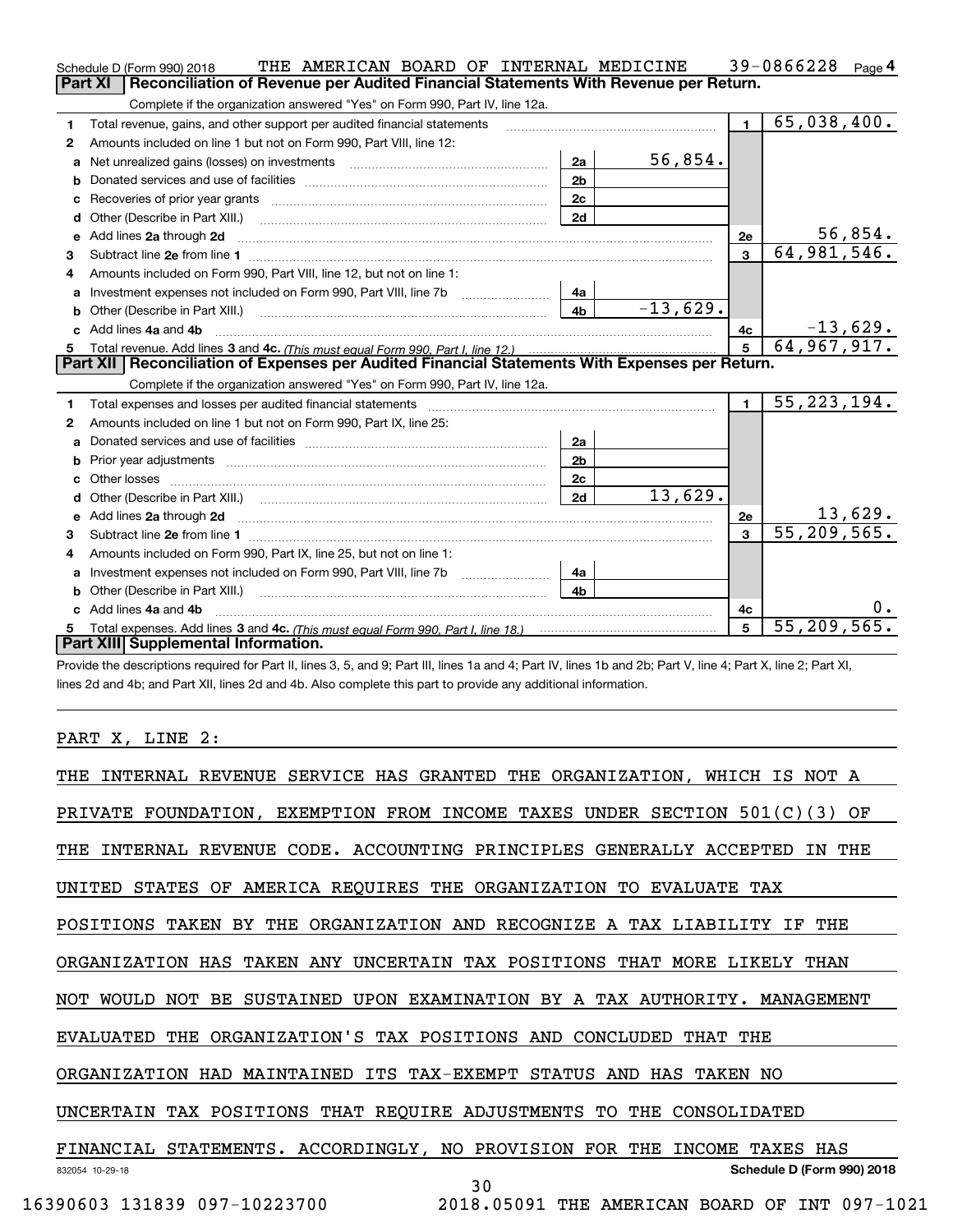Schedule D (Form 990) 2018 THE AMERICAN BOARD OF INTERNAL MEDICINE 39-0866228 Page 4

## Part XI | Reconciliation of Revenue per Audited Financial Statements With Revenue per Return.

Complete if the organization answered "Yes" on Form 990, Part IV, line 12a.

| | | | | | |
|---|---|---|---|---|---|
| 1 | Total revenue, gains, and other support per audited financial statements | | | 1 | 65,038,400. |
| 2 | Amounts included on line 1 but not on Form 990, Part VIII, line 12: | | | | |
| a | Net unrealized gains (losses) on investments | 2a | 56,854. | | |
| b | Donated services and use of facilities | 2b | | | |
| c | Recoveries of prior year grants | 2c | | | |
| d | Other (Describe in Part XIII.) | 2d | | | |
| e | Add lines 2a through 2d | | | 2e | 56,854. |
| 3 | Subtract line 2e from line 1 | | | 3 | 64,981,546. |
| 4 | Amounts included on Form 990, Part VIII, line 12, but not on line 1: | | | | |
| a | Investment expenses not included on Form 990, Part VIII, line 7b | 4a | | | |
| b | Other (Describe in Part XIII.) | 4b | -13,629. | | |
| c | Add lines 4a and 4b | | | 4c | -13,629. |
| 5 | Total revenue. Add lines 3 and 4c. *(This must equal Form 990, Part I, line 12.)* | | | 5 | 64,967,917. |

## Part XII | Reconciliation of Expenses per Audited Financial Statements With Expenses per Return.

Complete if the organization answered "Yes" on Form 990, Part IV, line 12a.

| | | | | | |
|---|---|---|---|---|---|
| 1 | Total expenses and losses per audited financial statements | | | 1 | 55,223,194. |
| 2 | Amounts included on line 1 but not on Form 990, Part IX, line 25: | | | | |
| a | Donated services and use of facilities | 2a | | | |
| b | Prior year adjustments | 2b | | | |
| c | Other losses | 2c | | | |
| d | Other (Describe in Part XIII.) | 2d | 13,629. | | |
| e | Add lines 2a through 2d | | | 2e | 13,629. |
| 3 | Subtract line 2e from line 1 | | | 3 | 55,209,565. |
| 4 | Amounts included on Form 990, Part IX, line 25, but not on line 1: | | | | |
| a | Investment expenses not included on Form 990, Part VIII, line 7b | 4a | | | |
| b | Other (Describe in Part XIII.) | 4b | | | |
| c | Add lines 4a and 4b | | | 4c | 0. |
| 5 | Total expenses. Add lines 3 and 4c. *(This must equal Form 990, Part I, line 18.)* | | | 5 | 55,209,565. |

## Part XIII | Supplemental Information.

Provide the descriptions required for Part II, lines 3, 5, and 9; Part III, lines 1a and 4; Part IV, lines 1b and 2b; Part V, line 4; Part X, line 2; Part XI, lines 2d and 4b; and Part XII, lines 2d and 4b. Also complete this part to provide any additional information.

PART X, LINE 2:

THE INTERNAL REVENUE SERVICE HAS GRANTED THE ORGANIZATION, WHICH IS NOT A PRIVATE FOUNDATION, EXEMPTION FROM INCOME TAXES UNDER SECTION 501(C)(3) OF THE INTERNAL REVENUE CODE. ACCOUNTING PRINCIPLES GENERALLY ACCEPTED IN THE UNITED STATES OF AMERICA REQUIRES THE ORGANIZATION TO EVALUATE TAX POSITIONS TAKEN BY THE ORGANIZATION AND RECOGNIZE A TAX LIABILITY IF THE ORGANIZATION HAS TAKEN ANY UNCERTAIN TAX POSITIONS THAT MORE LIKELY THAN NOT WOULD NOT BE SUSTAINED UPON EXAMINATION BY A TAX AUTHORITY. MANAGEMENT EVALUATED THE ORGANIZATION'S TAX POSITIONS AND CONCLUDED THAT THE ORGANIZATION HAD MAINTAINED ITS TAX-EXEMPT STATUS AND HAS TAKEN NO UNCERTAIN TAX POSITIONS THAT REQUIRE ADJUSTMENTS TO THE CONSOLIDATED FINANCIAL STATEMENTS. ACCORDINGLY, NO PROVISION FOR THE INCOME TAXES HAS

832054 10-29-18 Schedule D (Form 990) 2018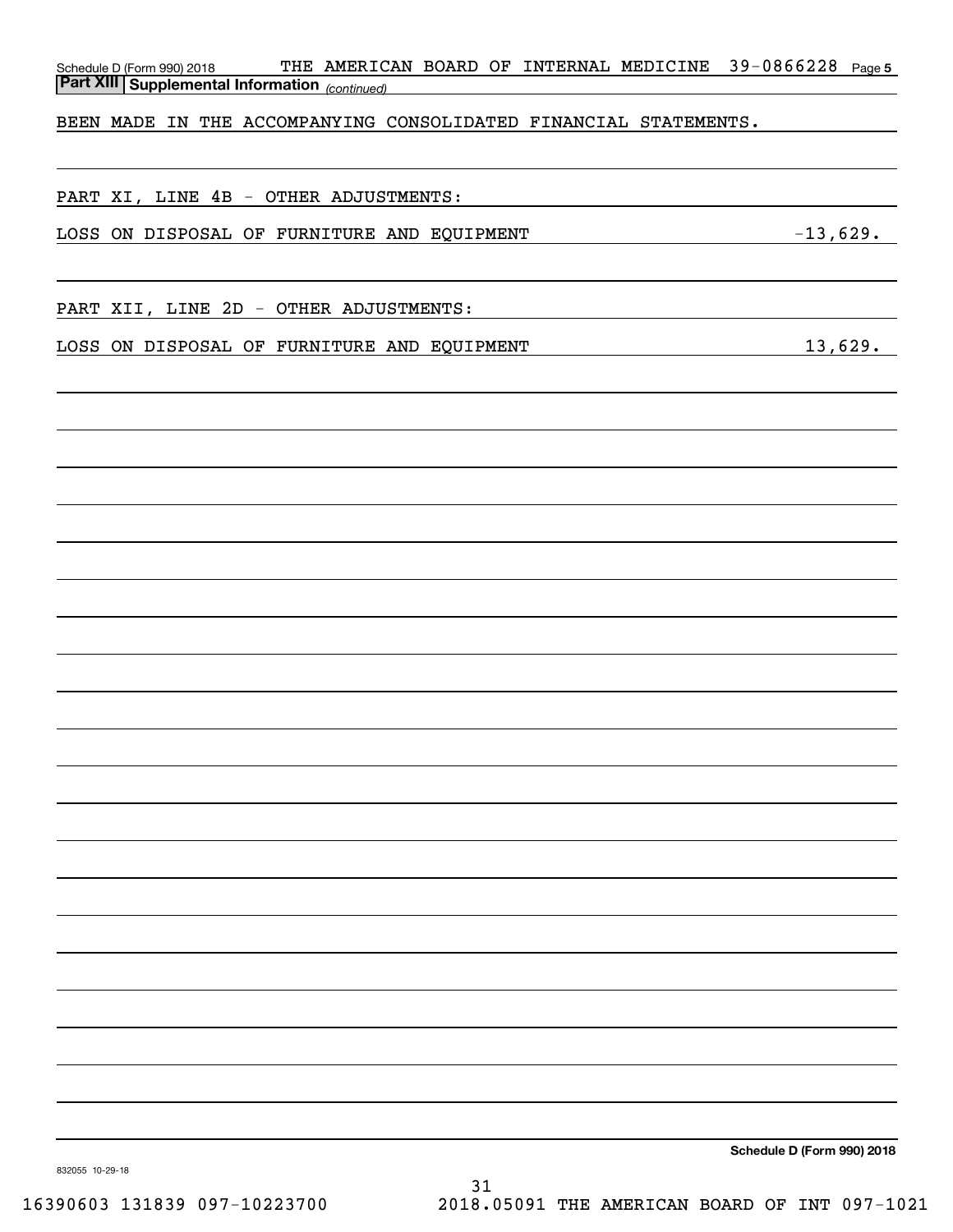Schedule D (Form 990) 2018 THE AMERICAN BOARD OF INTERNAL MEDICINE 39-0866228 Page 5

**Part XIII | Supplemental Information** *(continued)*

BEEN MADE IN THE ACCOMPANYING CONSOLIDATED FINANCIAL STATEMENTS.

PART XI, LINE 4B - OTHER ADJUSTMENTS:

| | |
|---|---|
| LOSS ON DISPOSAL OF FURNITURE AND EQUIPMENT | -13,629. |

PART XII, LINE 2D - OTHER ADJUSTMENTS:

| | |
|---|---|
| LOSS ON DISPOSAL OF FURNITURE AND EQUIPMENT | 13,629. |

**Schedule D (Form 990) 2018**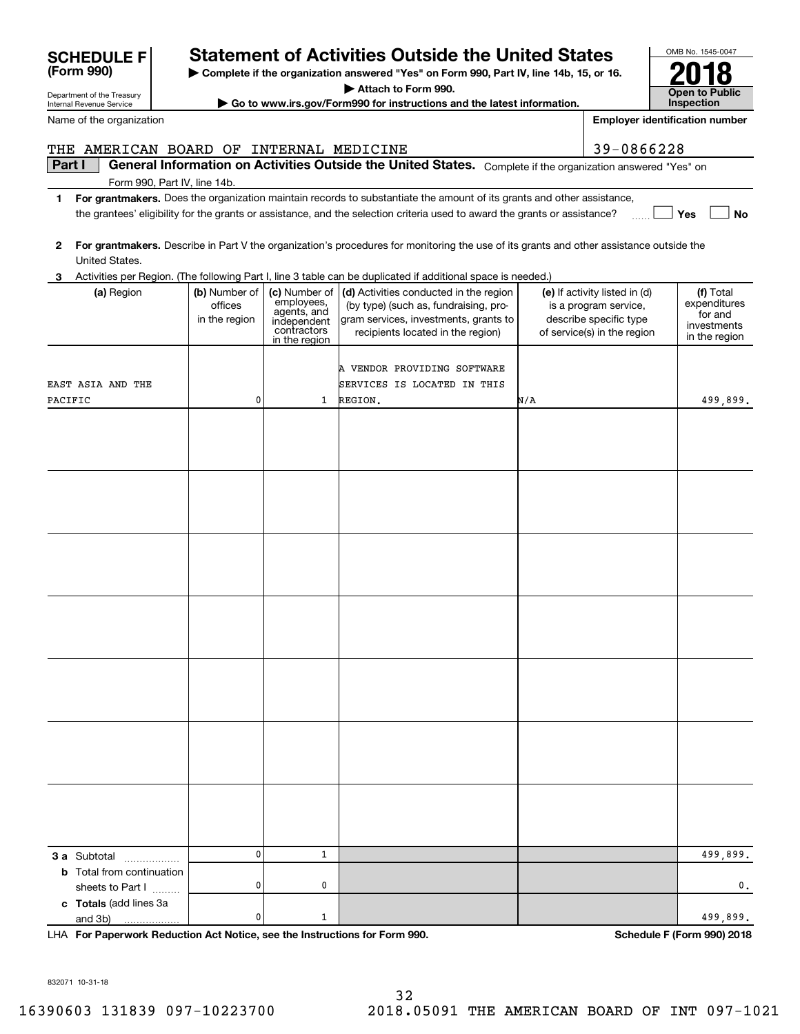**SCHEDULE F (Form 990)**

Department of the Treasury
Internal Revenue Service

# Statement of Activities Outside the United States

▶ **Complete if the organization answered "Yes" on Form 990, Part IV, line 14b, 15, or 16.**
▶ **Attach to Form 990.**
▶ **Go to www.irs.gov/Form990 for instructions and the latest information.**

OMB No. 1545-0047

**2018**

**Open to Public Inspection**

Name of the organization: THE AMERICAN BOARD OF INTERNAL MEDICINE

**Employer identification number:** 39-0866228

**Part I** **General Information on Activities Outside the United States.** Complete if the organization answered "Yes" on Form 990, Part IV, line 14b.

**1** **For grantmakers.** Does the organization maintain records to substantiate the amount of its grants and other assistance, the grantees' eligibility for the grants or assistance, and the selection criteria used to award the grants or assistance? ☐ Yes ☐ No

**2** **For grantmakers.** Describe in Part V the organization's procedures for monitoring the use of its grants and other assistance outside the United States.

**3** Activities per Region. (The following Part I, line 3 table can be duplicated if additional space is needed.)

| (a) Region | (b) Number of offices in the region | (c) Number of employees, agents, and independent contractors in the region | (d) Activities conducted in the region (by type) (such as, fundraising, program services, investments, grants to recipients located in the region) | (e) If activity listed in (d) is a program service, describe specific type of service(s) in the region | (f) Total expenditures for and investments in the region |
|---|---|---|---|---|---|
| EAST ASIA AND THE PACIFIC | 0 | 1 | A VENDOR PROVIDING SOFTWARE SERVICES IS LOCATED IN THIS REGION. | N/A | 499,899. |
| | | | | | |
| | | | | | |
| | | | | | |
| | | | | | |
| | | | | | |
| | | | | | |
| | | | | | |
| **3 a** Subtotal | 0 | 1 | | | 499,899. |
| **b** Total from continuation sheets to Part I | 0 | 0 | | | 0. |
| **c Totals** (add lines 3a and 3b) | 0 | 1 | | | 499,899. |

LHA **For Paperwork Reduction Act Notice, see the Instructions for Form 990.** **Schedule F (Form 990) 2018**

832071 10-31-18

16390603 131839 097-10223700 2018.05091 THE AMERICAN BOARD OF INT 097-1021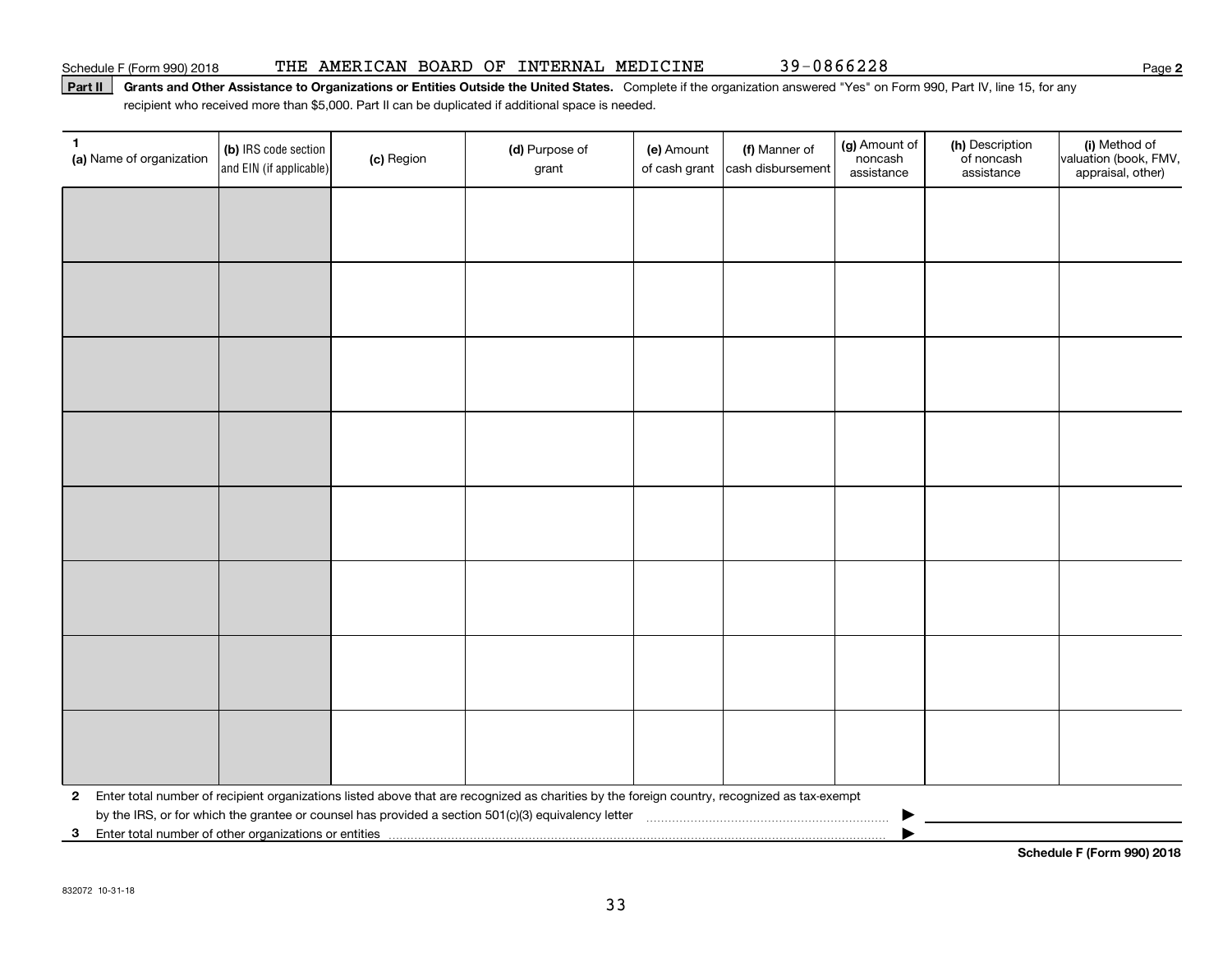Schedule F (Form 990) 2018 THE AMERICAN BOARD OF INTERNAL MEDICINE 39-0866228 Page **2**

**Part II** **Grants and Other Assistance to Organizations or Entities Outside the United States.** Complete if the organization answered "Yes" on Form 990, Part IV, line 15, for any recipient who received more than $5,000. Part II can be duplicated if additional space is needed.

| **1** **(a)** Name of organization | **(b)** IRS code section and EIN (if applicable) | **(c)** Region | **(d)** Purpose of grant | **(e)** Amount of cash grant | **(f)** Manner of cash disbursement | **(g)** Amount of noncash assistance | **(h)** Description of noncash assistance | **(i)** Method of valuation (book, FMV, appraisal, other) |
|---|---|---|---|---|---|---|---|---|
| | | | | | | | | |
| | | | | | | | | |
| | | | | | | | | |
| | | | | | | | | |
| | | | | | | | | |
| | | | | | | | | |
| | | | | | | | | |
| | | | | | | | | |

**2** Enter total number of recipient organizations listed above that are recognized as charities by the foreign country, recognized as tax-exempt by the IRS, or for which the grantee or counsel has provided a section 501(c)(3) equivalency letter ▶

**3** Enter total number of other organizations or entities ▶

**Schedule F (Form 990) 2018**

832072 10-31-18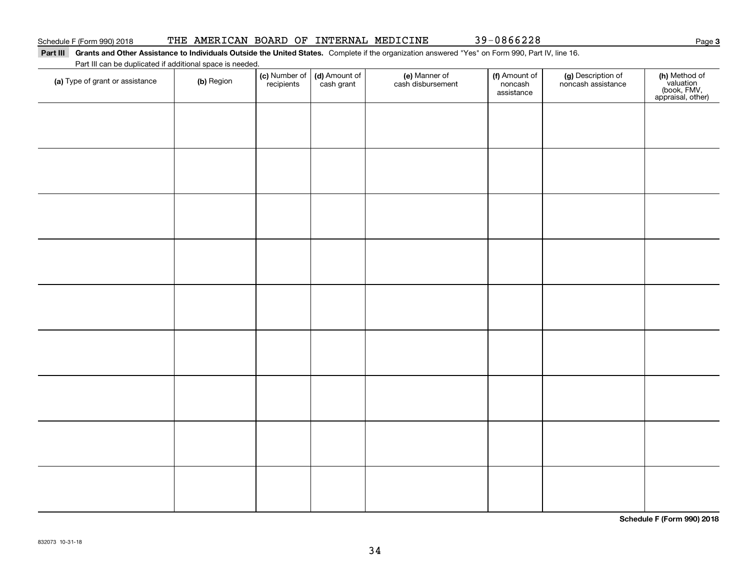Schedule F (Form 990) 2018 THE AMERICAN BOARD OF INTERNAL MEDICINE 39-0866228 Page **3**

**Part III** **Grants and Other Assistance to Individuals Outside the United States.** Complete if the organization answered "Yes" on Form 990, Part IV, line 16.

Part III can be duplicated if additional space is needed.

| (a) Type of grant or assistance | (b) Region | (c) Number of recipients | (d) Amount of cash grant | (e) Manner of cash disbursement | (f) Amount of noncash assistance | (g) Description of noncash assistance | (h) Method of valuation (book, FMV, appraisal, other) |
|---|---|---|---|---|---|---|---|
| | | | | | | | |
| | | | | | | | |
| | | | | | | | |
| | | | | | | | |
| | | | | | | | |
| | | | | | | | |
| | | | | | | | |
| | | | | | | | |
| | | | | | | | |

**Schedule F (Form 990) 2018**

832073 10-31-18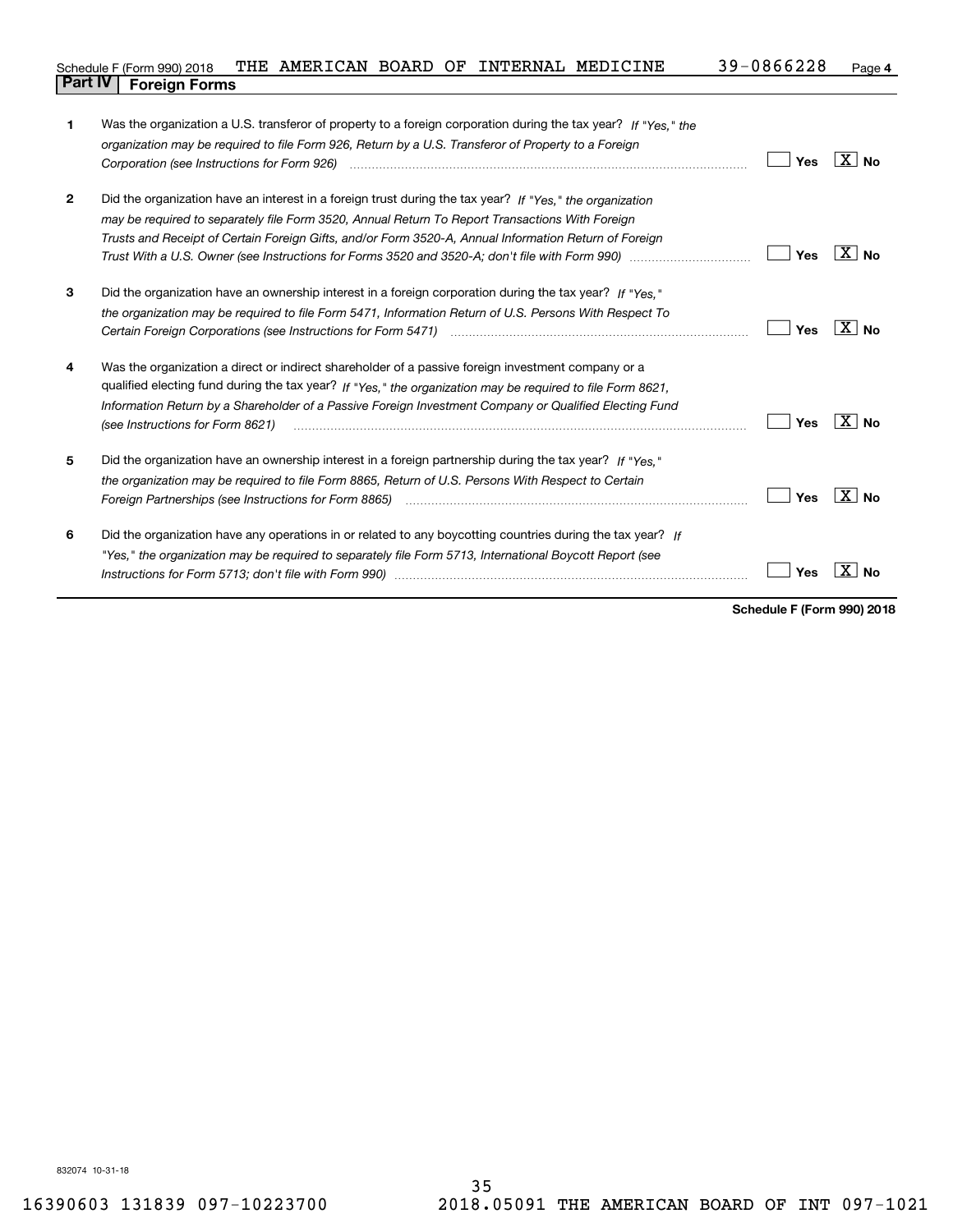## Part IV | Foreign Forms

| | | | |
|---|---|---|---|
| **1** | Was the organization a U.S. transferor of property to a foreign corporation during the tax year? *If "Yes," the organization may be required to file Form 926, Return by a U.S. Transferor of Property to a Foreign Corporation (see Instructions for Form 926)* | ☐ Yes | ☒ No |
| **2** | Did the organization have an interest in a foreign trust during the tax year? *If "Yes," the organization may be required to separately file Form 3520, Annual Return To Report Transactions With Foreign Trusts and Receipt of Certain Foreign Gifts, and/or Form 3520-A, Annual Information Return of Foreign Trust With a U.S. Owner (see Instructions for Forms 3520 and 3520-A; don't file with Form 990)* | ☐ Yes | ☒ No |
| **3** | Did the organization have an ownership interest in a foreign corporation during the tax year? *If "Yes," the organization may be required to file Form 5471, Information Return of U.S. Persons With Respect To Certain Foreign Corporations (see Instructions for Form 5471)* | ☐ Yes | ☒ No |
| **4** | Was the organization a direct or indirect shareholder of a passive foreign investment company or a qualified electing fund during the tax year? *If "Yes," the organization may be required to file Form 8621, Information Return by a Shareholder of a Passive Foreign Investment Company or Qualified Electing Fund (see Instructions for Form 8621)* | ☐ Yes | ☒ No |
| **5** | Did the organization have an ownership interest in a foreign partnership during the tax year? *If "Yes," the organization may be required to file Form 8865, Return of U.S. Persons With Respect to Certain Foreign Partnerships (see Instructions for Form 8865)* | ☐ Yes | ☒ No |
| **6** | Did the organization have any operations in or related to any boycotting countries during the tax year? *If "Yes," the organization may be required to separately file Form 5713, International Boycott Report (see Instructions for Form 5713; don't file with Form 990)* | ☐ Yes | ☒ No |

**Schedule F (Form 990) 2018**

832074 10-31-18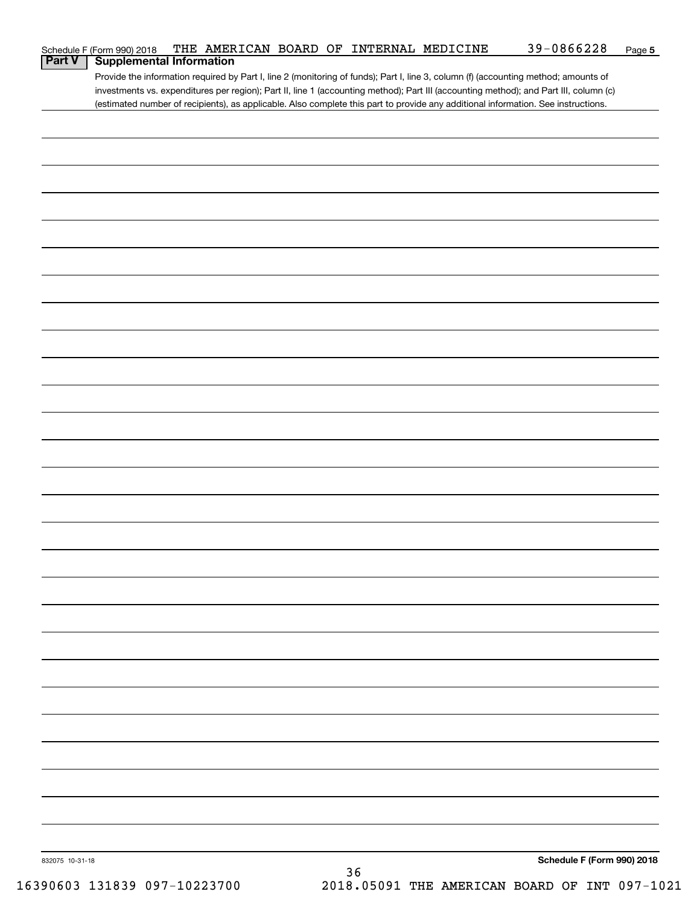Schedule F (Form 990) 2018 THE AMERICAN BOARD OF INTERNAL MEDICINE 39-0866228 Page **5**

## Part V Supplemental Information

Provide the information required by Part I, line 2 (monitoring of funds); Part I, line 3, column (f) (accounting method; amounts of investments vs. expenditures per region); Part II, line 1 (accounting method); Part III (accounting method); and Part III, column (c) (estimated number of recipients), as applicable. Also complete this part to provide any additional information. See instructions.

832075 10-31-18

**Schedule F (Form 990) 2018**

16390603 131839 097-10223700 2018.05091 THE AMERICAN BOARD OF INT 097-1021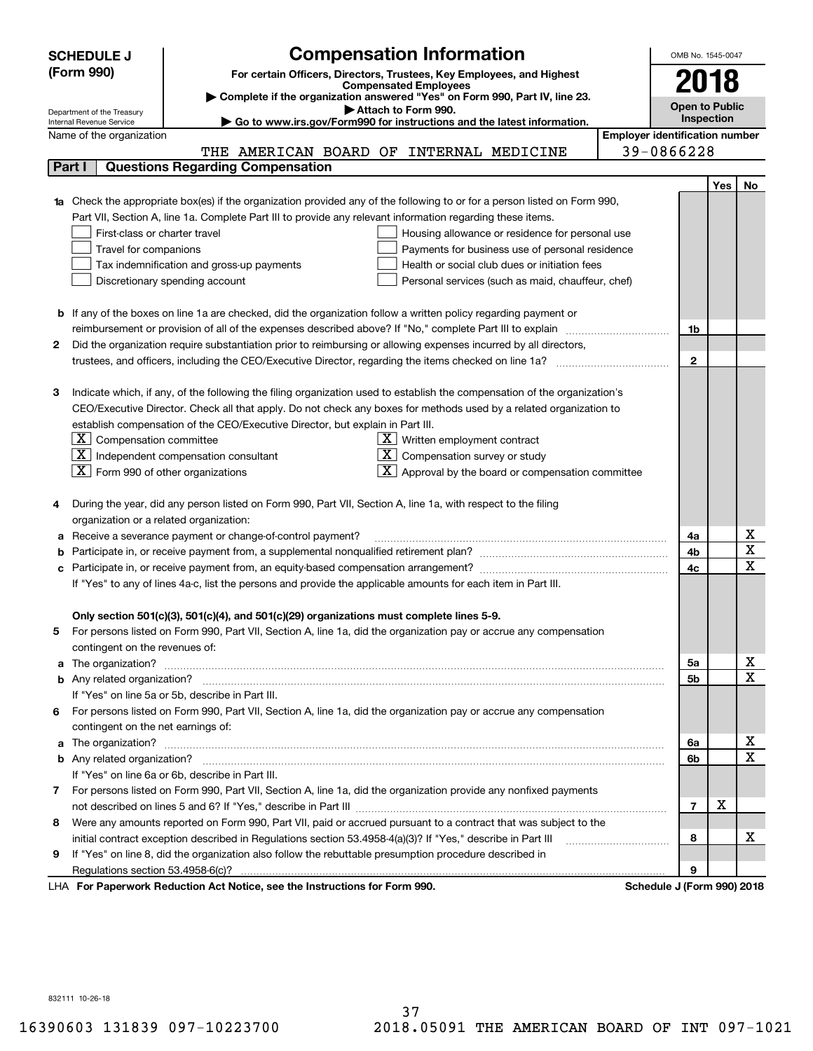**SCHEDULE J (Form 990)**

Department of the Treasury
Internal Revenue Service

# Compensation Information

**For certain Officers, Directors, Trustees, Key Employees, and Highest Compensated Employees**

▶ **Complete if the organization answered "Yes" on Form 990, Part IV, line 23.**

▶ **Attach to Form 990.**

▶ **Go to www.irs.gov/Form990 for instructions and the latest information.**

OMB No. 1545-0047

**2018**

**Open to Public Inspection**

Name of the organization: THE AMERICAN BOARD OF INTERNAL MEDICINE

Employer identification number: 39-0866228

## Part I Questions Regarding Compensation

| | | | Yes | No |
|---|---|---|---|---|
| **1a** | Check the appropriate box(es) if the organization provided any of the following to or for a person listed on Form 990, Part VII, Section A, line 1a. Complete Part III to provide any relevant information regarding these items.<br>☐ First-class or charter travel ☐ Housing allowance or residence for personal use<br>☐ Travel for companions ☐ Payments for business use of personal residence<br>☐ Tax indemnification and gross-up payments ☐ Health or social club dues or initiation fees<br>☐ Discretionary spending account ☐ Personal services (such as maid, chauffeur, chef) | | | |
| **b** | If any of the boxes on line 1a are checked, did the organization follow a written policy regarding payment or reimbursement or provision of all of the expenses described above? If "No," complete Part III to explain | 1b | | |
| **2** | Did the organization require substantiation prior to reimbursing or allowing expenses incurred by all directors, trustees, and officers, including the CEO/Executive Director, regarding the items checked on line 1a? | 2 | | |
| **3** | Indicate which, if any, of the following the filing organization used to establish the compensation of the organization's CEO/Executive Director. Check all that apply. Do not check any boxes for methods used by a related organization to establish compensation of the CEO/Executive Director, but explain in Part III.<br>☒ Compensation committee ☒ Written employment contract<br>☒ Independent compensation consultant ☒ Compensation survey or study<br>☒ Form 990 of other organizations ☒ Approval by the board or compensation committee | | | |
| **4** | During the year, did any person listed on Form 990, Part VII, Section A, line 1a, with respect to the filing organization or a related organization: | | | |
| **a** | Receive a severance payment or change-of-control payment? | 4a | | X |
| **b** | Participate in, or receive payment from, a supplemental nonqualified retirement plan? | 4b | | X |
| **c** | Participate in, or receive payment from, an equity-based compensation arrangement? | 4c | | X |
| | If "Yes" to any of lines 4a-c, list the persons and provide the applicable amounts for each item in Part III. | | | |
| | **Only section 501(c)(3), 501(c)(4), and 501(c)(29) organizations must complete lines 5-9.** | | | |
| **5** | For persons listed on Form 990, Part VII, Section A, line 1a, did the organization pay or accrue any compensation contingent on the revenues of: | | | |
| **a** | The organization? | 5a | | X |
| **b** | Any related organization? | 5b | | X |
| | If "Yes" on line 5a or 5b, describe in Part III. | | | |
| **6** | For persons listed on Form 990, Part VII, Section A, line 1a, did the organization pay or accrue any compensation contingent on the net earnings of: | | | |
| **a** | The organization? | 6a | | X |
| **b** | Any related organization? | 6b | | X |
| | If "Yes" on line 6a or 6b, describe in Part III. | | | |
| **7** | For persons listed on Form 990, Part VII, Section A, line 1a, did the organization provide any nonfixed payments not described on lines 5 and 6? If "Yes," describe in Part III | 7 | X | |
| **8** | Were any amounts reported on Form 990, Part VII, paid or accrued pursuant to a contract that was subject to the initial contract exception described in Regulations section 53.4958-4(a)(3)? If "Yes," describe in Part III | 8 | | X |
| **9** | If "Yes" on line 8, did the organization also follow the rebuttable presumption procedure described in Regulations section 53.4958-6(c)? | 9 | | |

LHA **For Paperwork Reduction Act Notice, see the Instructions for Form 990.** **Schedule J (Form 990) 2018**

832111 10-26-18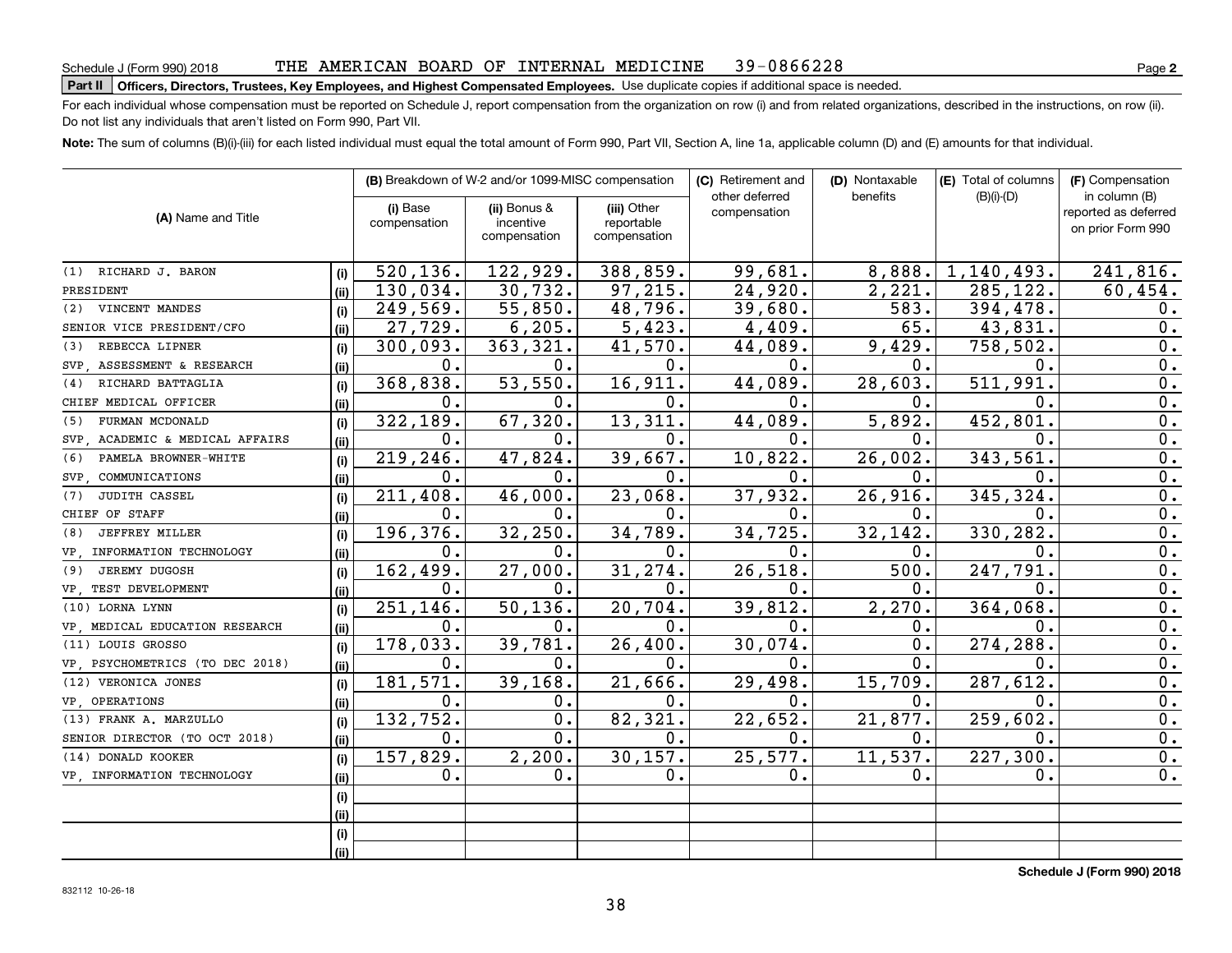Schedule J (Form 990) 2018 THE AMERICAN BOARD OF INTERNAL MEDICINE 39-0866228

**Part II** **Officers, Directors, Trustees, Key Employees, and Highest Compensated Employees.** Use duplicate copies if additional space is needed.

For each individual whose compensation must be reported on Schedule J, report compensation from the organization on row (i) and from related organizations, described in the instructions, on row (ii). Do not list any individuals that aren't listed on Form 990, Part VII.

**Note:** The sum of columns (B)(i)-(iii) for each listed individual must equal the total amount of Form 990, Part VII, Section A, line 1a, applicable column (D) and (E) amounts for that individual.

| (A) Name and Title | | (B) Breakdown of W-2 and/or 1099-MISC compensation | | | (C) Retirement and other deferred compensation | (D) Nontaxable benefits | (E) Total of columns (B)(i)-(D) | (F) Compensation in column (B) reported as deferred on prior Form 990 |
|---|---|---|---|---|---|---|---|---|
| | | (i) Base compensation | (ii) Bonus & incentive compensation | (iii) Other reportable compensation | | | | |
| (1) RICHARD J. BARON | (i) | 520,136. | 122,929. | 388,859. | 99,681. | 8,888. | 1,140,493. | 241,816. |
| PRESIDENT | (ii) | 130,034. | 30,732. | 97,215. | 24,920. | 2,221. | 285,122. | 60,454. |
| (2) VINCENT MANDES | (i) | 249,569. | 55,850. | 48,796. | 39,680. | 583. | 394,478. | 0. |
| SENIOR VICE PRESIDENT/CFO | (ii) | 27,729. | 6,205. | 5,423. | 4,409. | 65. | 43,831. | 0. |
| (3) REBECCA LIPNER | (i) | 300,093. | 363,321. | 41,570. | 44,089. | 9,429. | 758,502. | 0. |
| SVP, ASSESSMENT & RESEARCH | (ii) | 0. | 0. | 0. | 0. | 0. | 0. | 0. |
| (4) RICHARD BATTAGLIA | (i) | 368,838. | 53,550. | 16,911. | 44,089. | 28,603. | 511,991. | 0. |
| CHIEF MEDICAL OFFICER | (ii) | 0. | 0. | 0. | 0. | 0. | 0. | 0. |
| (5) FURMAN MCDONALD | (i) | 322,189. | 67,320. | 13,311. | 44,089. | 5,892. | 452,801. | 0. |
| SVP, ACADEMIC & MEDICAL AFFAIRS | (ii) | 0. | 0. | 0. | 0. | 0. | 0. | 0. |
| (6) PAMELA BROWNER-WHITE | (i) | 219,246. | 47,824. | 39,667. | 10,822. | 26,002. | 343,561. | 0. |
| SVP, COMMUNICATIONS | (ii) | 0. | 0. | 0. | 0. | 0. | 0. | 0. |
| (7) JUDITH CASSEL | (i) | 211,408. | 46,000. | 23,068. | 37,932. | 26,916. | 345,324. | 0. |
| CHIEF OF STAFF | (ii) | 0. | 0. | 0. | 0. | 0. | 0. | 0. |
| (8) JEFFREY MILLER | (i) | 196,376. | 32,250. | 34,789. | 34,725. | 32,142. | 330,282. | 0. |
| VP, INFORMATION TECHNOLOGY | (ii) | 0. | 0. | 0. | 0. | 0. | 0. | 0. |
| (9) JEREMY DUGOSH | (i) | 162,499. | 27,000. | 31,274. | 26,518. | 500. | 247,791. | 0. |
| VP, TEST DEVELOPMENT | (ii) | 0. | 0. | 0. | 0. | 0. | 0. | 0. |
| (10) LORNA LYNN | (i) | 251,146. | 50,136. | 20,704. | 39,812. | 2,270. | 364,068. | 0. |
| VP, MEDICAL EDUCATION RESEARCH | (ii) | 0. | 0. | 0. | 0. | 0. | 0. | 0. |
| (11) LOUIS GROSSO | (i) | 178,033. | 39,781. | 26,400. | 30,074. | 0. | 274,288. | 0. |
| VP, PSYCHOMETRICS (TO DEC 2018) | (ii) | 0. | 0. | 0. | 0. | 0. | 0. | 0. |
| (12) VERONICA JONES | (i) | 181,571. | 39,168. | 21,666. | 29,498. | 15,709. | 287,612. | 0. |
| VP, OPERATIONS | (ii) | 0. | 0. | 0. | 0. | 0. | 0. | 0. |
| (13) FRANK A. MARZULLO | (i) | 132,752. | 0. | 82,321. | 22,652. | 21,877. | 259,602. | 0. |
| SENIOR DIRECTOR (TO OCT 2018) | (ii) | 0. | 0. | 0. | 0. | 0. | 0. | 0. |
| (14) DONALD KOOKER | (i) | 157,829. | 2,200. | 30,157. | 25,577. | 11,537. | 227,300. | 0. |
| VP, INFORMATION TECHNOLOGY | (ii) | 0. | 0. | 0. | 0. | 0. | 0. | 0. |
| | (i) | | | | | | | |
| | (ii) | | | | | | | |
| | (i) | | | | | | | |
| | (ii) | | | | | | | |

**Schedule J (Form 990) 2018**

832112 10-26-18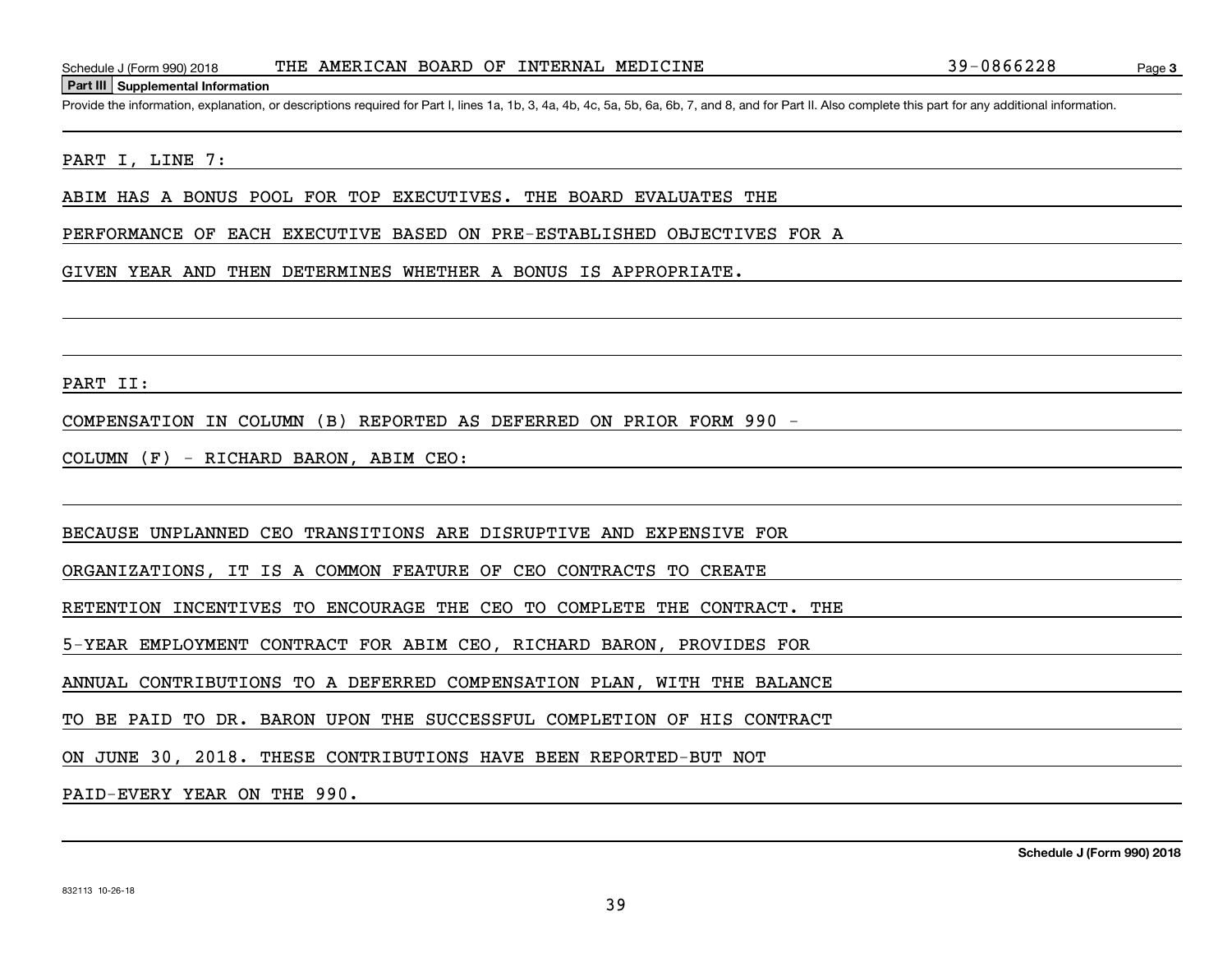## Part III Supplemental Information

Provide the information, explanation, or descriptions required for Part I, lines 1a, 1b, 3, 4a, 4b, 4c, 5a, 5b, 6a, 6b, 7, and 8, and for Part II. Also complete this part for any additional information.

PART I, LINE 7:

ABIM HAS A BONUS POOL FOR TOP EXECUTIVES. THE BOARD EVALUATES THE PERFORMANCE OF EACH EXECUTIVE BASED ON PRE-ESTABLISHED OBJECTIVES FOR A GIVEN YEAR AND THEN DETERMINES WHETHER A BONUS IS APPROPRIATE.

PART II:

COMPENSATION IN COLUMN (B) REPORTED AS DEFERRED ON PRIOR FORM 990 - COLUMN (F) - RICHARD BARON, ABIM CEO:

BECAUSE UNPLANNED CEO TRANSITIONS ARE DISRUPTIVE AND EXPENSIVE FOR ORGANIZATIONS, IT IS A COMMON FEATURE OF CEO CONTRACTS TO CREATE RETENTION INCENTIVES TO ENCOURAGE THE CEO TO COMPLETE THE CONTRACT. THE 5-YEAR EMPLOYMENT CONTRACT FOR ABIM CEO, RICHARD BARON, PROVIDES FOR ANNUAL CONTRIBUTIONS TO A DEFERRED COMPENSATION PLAN, WITH THE BALANCE TO BE PAID TO DR. BARON UPON THE SUCCESSFUL COMPLETION OF HIS CONTRACT ON JUNE 30, 2018. THESE CONTRIBUTIONS HAVE BEEN REPORTED-BUT NOT PAID-EVERY YEAR ON THE 990.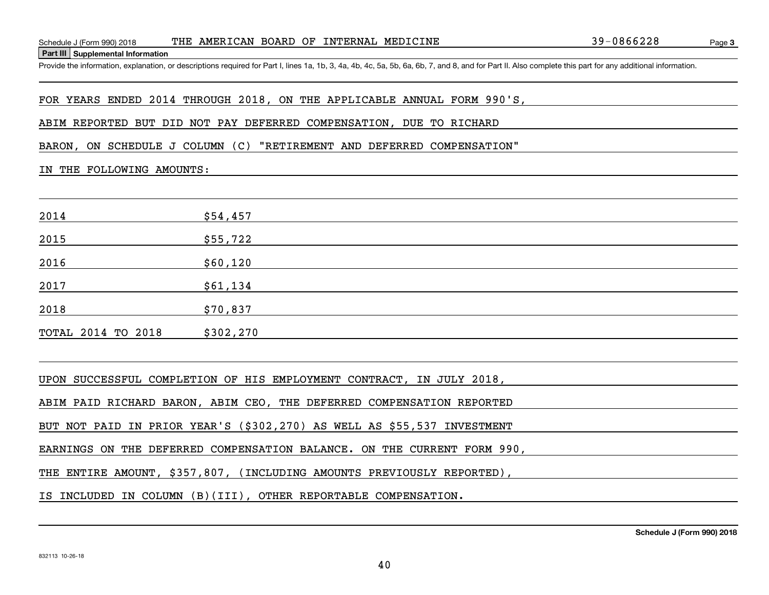Schedule J (Form 990) 2018 THE AMERICAN BOARD OF INTERNAL MEDICINE 39-0866228 Page **3**

**Part III Supplemental Information**

Provide the information, explanation, or descriptions required for Part I, lines 1a, 1b, 3, 4a, 4b, 4c, 5a, 5b, 6a, 6b, 7, and 8, and for Part II. Also complete this part for any additional information.

FOR YEARS ENDED 2014 THROUGH 2018, ON THE APPLICABLE ANNUAL FORM 990'S, ABIM REPORTED BUT DID NOT PAY DEFERRED COMPENSATION, DUE TO RICHARD BARON, ON SCHEDULE J COLUMN (C) "RETIREMENT AND DEFERRED COMPENSATION" IN THE FOLLOWING AMOUNTS:

| | |
|---|---|
| 2014 | $54,457 |
| 2015 | $55,722 |
| 2016 | $60,120 |
| 2017 | $61,134 |
| 2018 | $70,837 |
| TOTAL 2014 TO 2018 | $302,270 |

UPON SUCCESSFUL COMPLETION OF HIS EMPLOYMENT CONTRACT, IN JULY 2018, ABIM PAID RICHARD BARON, ABIM CEO, THE DEFERRED COMPENSATION REPORTED BUT NOT PAID IN PRIOR YEAR'S ($302,270) AS WELL AS $55,537 INVESTMENT EARNINGS ON THE DEFERRED COMPENSATION BALANCE. ON THE CURRENT FORM 990, THE ENTIRE AMOUNT, $357,807, (INCLUDING AMOUNTS PREVIOUSLY REPORTED), IS INCLUDED IN COLUMN (B)(III), OTHER REPORTABLE COMPENSATION.

**Schedule J (Form 990) 2018**

832113 10-26-18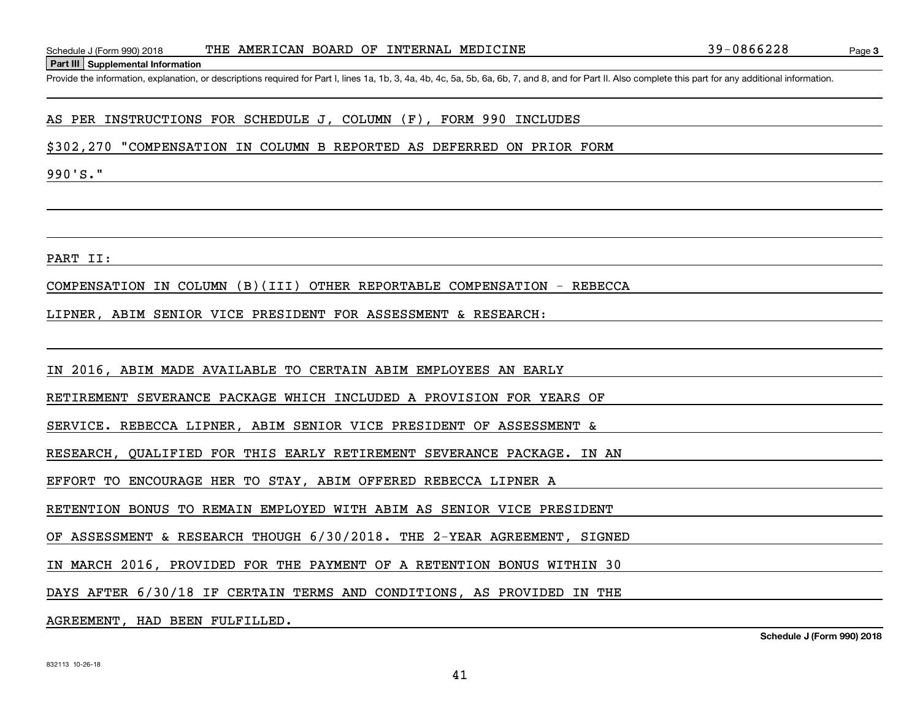## Part III Supplemental Information

Provide the information, explanation, or descriptions required for Part I, lines 1a, 1b, 3, 4a, 4b, 4c, 5a, 5b, 6a, 6b, 7, and 8, and for Part II. Also complete this part for any additional information.

AS PER INSTRUCTIONS FOR SCHEDULE J, COLUMN (F), FORM 990 INCLUDES $302,270 "COMPENSATION IN COLUMN B REPORTED AS DEFERRED ON PRIOR FORM 990'S."

PART II:

COMPENSATION IN COLUMN (B)(III) OTHER REPORTABLE COMPENSATION - REBECCA LIPNER, ABIM SENIOR VICE PRESIDENT FOR ASSESSMENT & RESEARCH:

IN 2016, ABIM MADE AVAILABLE TO CERTAIN ABIM EMPLOYEES AN EARLY RETIREMENT SEVERANCE PACKAGE WHICH INCLUDED A PROVISION FOR YEARS OF SERVICE. REBECCA LIPNER, ABIM SENIOR VICE PRESIDENT OF ASSESSMENT & RESEARCH, QUALIFIED FOR THIS EARLY RETIREMENT SEVERANCE PACKAGE. IN AN EFFORT TO ENCOURAGE HER TO STAY, ABIM OFFERED REBECCA LIPNER A RETENTION BONUS TO REMAIN EMPLOYED WITH ABIM AS SENIOR VICE PRESIDENT OF ASSESSMENT & RESEARCH THOUGH 6/30/2018. THE 2-YEAR AGREEMENT, SIGNED IN MARCH 2016, PROVIDED FOR THE PAYMENT OF A RETENTION BONUS WITHIN 30 DAYS AFTER 6/30/18 IF CERTAIN TERMS AND CONDITIONS, AS PROVIDED IN THE AGREEMENT, HAD BEEN FULFILLED.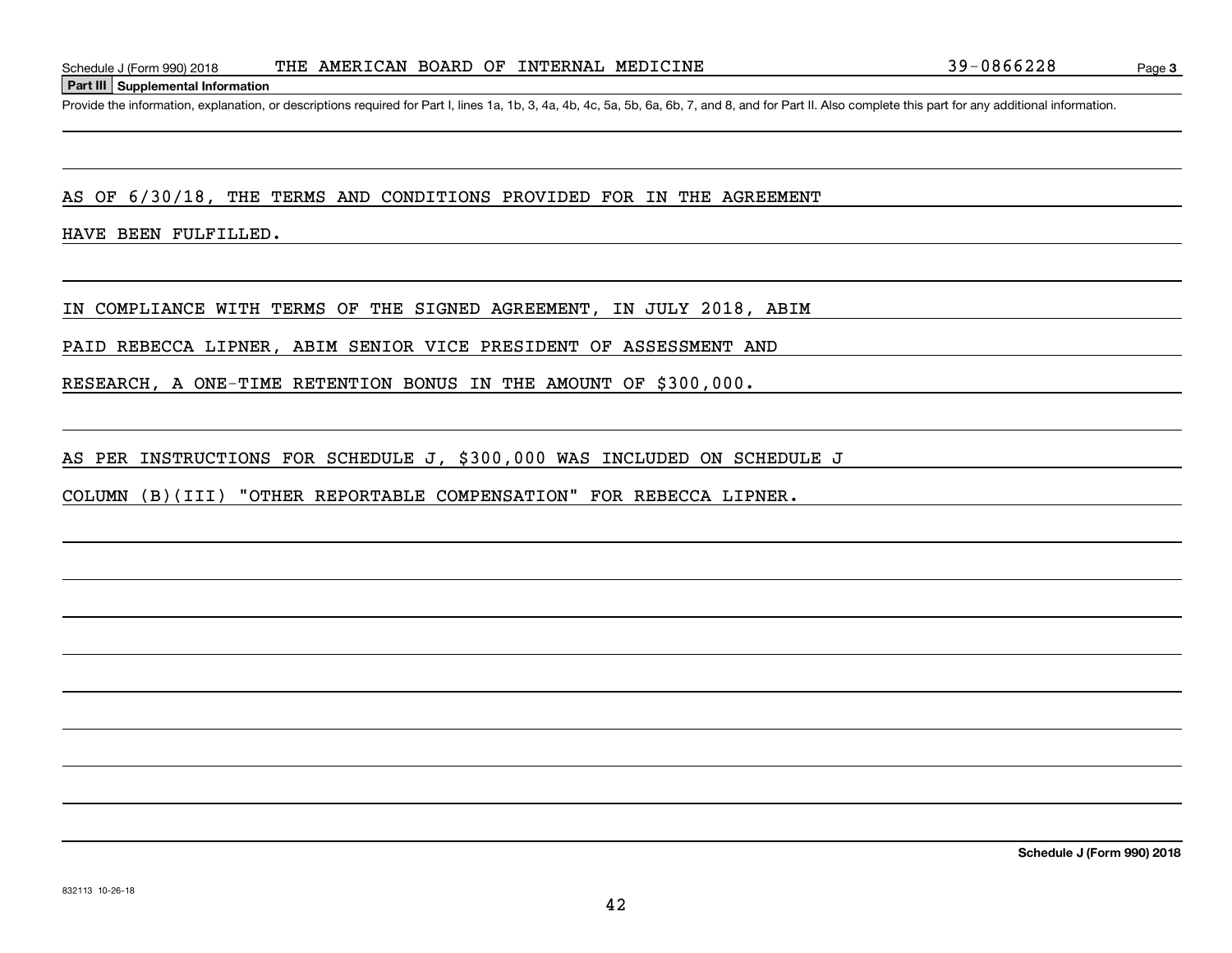## Part III Supplemental Information

Provide the information, explanation, or descriptions required for Part I, lines 1a, 1b, 3, 4a, 4b, 4c, 5a, 5b, 6a, 6b, 7, and 8, and for Part II. Also complete this part for any additional information.

AS OF 6/30/18, THE TERMS AND CONDITIONS PROVIDED FOR IN THE AGREEMENT HAVE BEEN FULFILLED.

IN COMPLIANCE WITH TERMS OF THE SIGNED AGREEMENT, IN JULY 2018, ABIM PAID REBECCA LIPNER, ABIM SENIOR VICE PRESIDENT OF ASSESSMENT AND RESEARCH, A ONE-TIME RETENTION BONUS IN THE AMOUNT OF $300,000.

AS PER INSTRUCTIONS FOR SCHEDULE J, $300,000 WAS INCLUDED ON SCHEDULE J COLUMN (B)(III) "OTHER REPORTABLE COMPENSATION" FOR REBECCA LIPNER.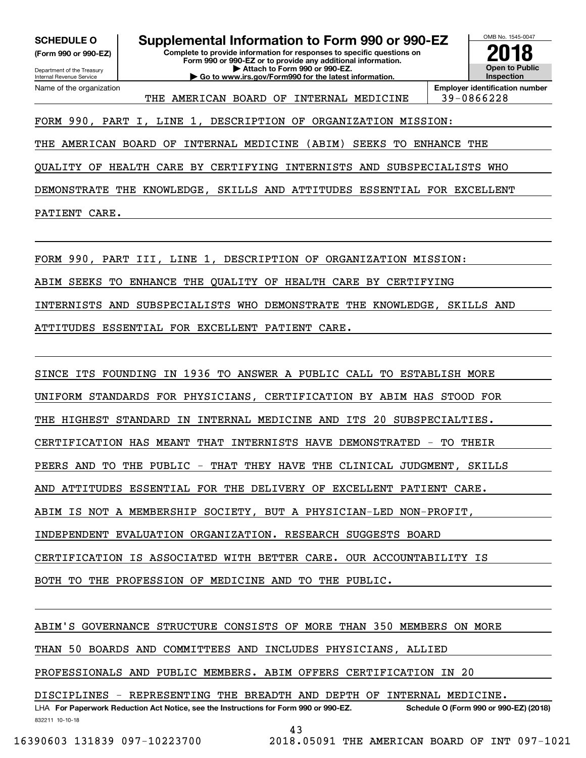**SCHEDULE O**
**(Form 990 or 990-EZ)**

Department of the Treasury
Internal Revenue Service

# Supplemental Information to Form 990 or 990-EZ

**Complete to provide information for responses to specific questions on Form 990 or 990-EZ or to provide any additional information.**
**▶ Attach to Form 990 or 990-EZ.**
**▶ Go to www.irs.gov/Form990 for the latest information.**

OMB No. 1545-0047
**2018**
**Open to Public Inspection**

| Name of the organization | Employer identification number |
|---|---|
| THE AMERICAN BOARD OF INTERNAL MEDICINE | 39-0866228 |

FORM 990, PART I, LINE 1, DESCRIPTION OF ORGANIZATION MISSION:

THE AMERICAN BOARD OF INTERNAL MEDICINE (ABIM) SEEKS TO ENHANCE THE QUALITY OF HEALTH CARE BY CERTIFYING INTERNISTS AND SUBSPECIALISTS WHO DEMONSTRATE THE KNOWLEDGE, SKILLS AND ATTITUDES ESSENTIAL FOR EXCELLENT PATIENT CARE.

FORM 990, PART III, LINE 1, DESCRIPTION OF ORGANIZATION MISSION:

ABIM SEEKS TO ENHANCE THE QUALITY OF HEALTH CARE BY CERTIFYING INTERNISTS AND SUBSPECIALISTS WHO DEMONSTRATE THE KNOWLEDGE, SKILLS AND ATTITUDES ESSENTIAL FOR EXCELLENT PATIENT CARE.

SINCE ITS FOUNDING IN 1936 TO ANSWER A PUBLIC CALL TO ESTABLISH MORE UNIFORM STANDARDS FOR PHYSICIANS, CERTIFICATION BY ABIM HAS STOOD FOR THE HIGHEST STANDARD IN INTERNAL MEDICINE AND ITS 20 SUBSPECIALTIES. CERTIFICATION HAS MEANT THAT INTERNISTS HAVE DEMONSTRATED - TO THEIR PEERS AND TO THE PUBLIC - THAT THEY HAVE THE CLINICAL JUDGMENT, SKILLS AND ATTITUDES ESSENTIAL FOR THE DELIVERY OF EXCELLENT PATIENT CARE. ABIM IS NOT A MEMBERSHIP SOCIETY, BUT A PHYSICIAN-LED NON-PROFIT, INDEPENDENT EVALUATION ORGANIZATION. RESEARCH SUGGESTS BOARD CERTIFICATION IS ASSOCIATED WITH BETTER CARE. OUR ACCOUNTABILITY IS BOTH TO THE PROFESSION OF MEDICINE AND TO THE PUBLIC.

ABIM'S GOVERNANCE STRUCTURE CONSISTS OF MORE THAN 350 MEMBERS ON MORE THAN 50 BOARDS AND COMMITTEES AND INCLUDES PHYSICIANS, ALLIED PROFESSIONALS AND PUBLIC MEMBERS. ABIM OFFERS CERTIFICATION IN 20 DISCIPLINES - REPRESENTING THE BREADTH AND DEPTH OF INTERNAL MEDICINE.

LHA **For Paperwork Reduction Act Notice, see the Instructions for Form 990 or 990-EZ.** **Schedule O (Form 990 or 990-EZ) (2018)**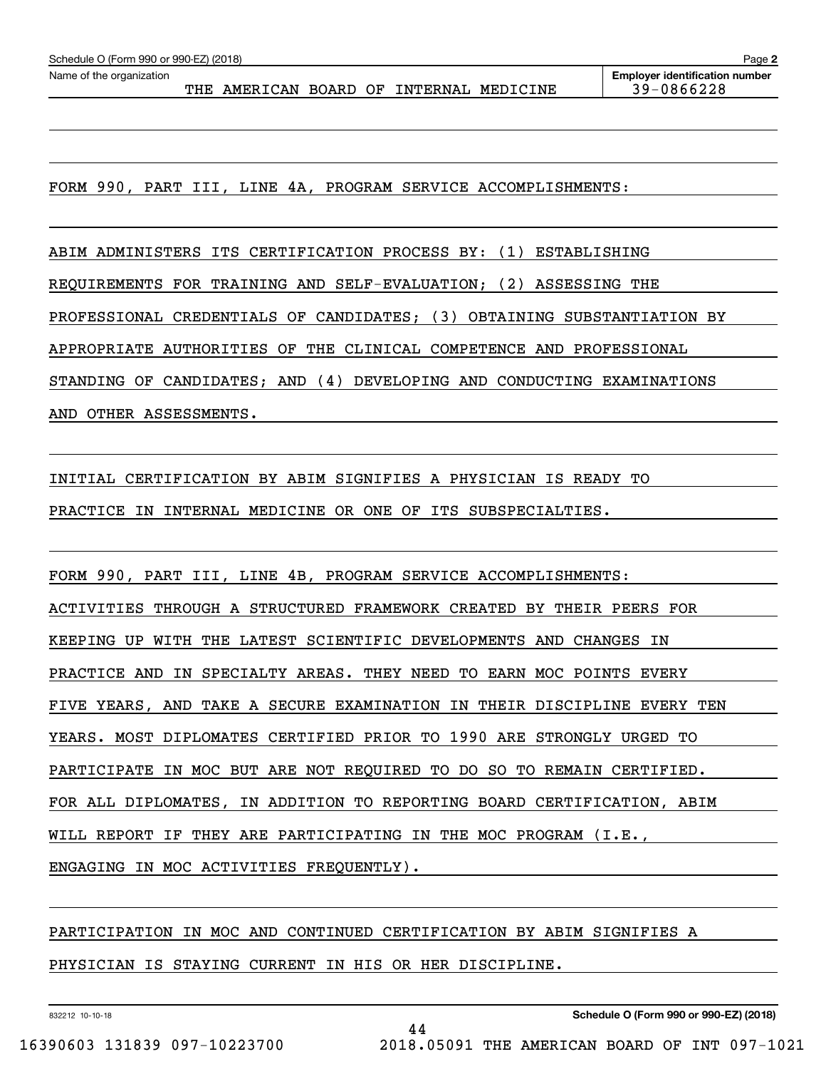Schedule O (Form 990 or 990-EZ) (2018)

Name of the organization: THE AMERICAN BOARD OF INTERNAL MEDICINE

Employer identification number: 39-0866228

FORM 990, PART III, LINE 4A, PROGRAM SERVICE ACCOMPLISHMENTS:

ABIM ADMINISTERS ITS CERTIFICATION PROCESS BY: (1) ESTABLISHING REQUIREMENTS FOR TRAINING AND SELF-EVALUATION; (2) ASSESSING THE PROFESSIONAL CREDENTIALS OF CANDIDATES; (3) OBTAINING SUBSTANTIATION BY APPROPRIATE AUTHORITIES OF THE CLINICAL COMPETENCE AND PROFESSIONAL STANDING OF CANDIDATES; AND (4) DEVELOPING AND CONDUCTING EXAMINATIONS AND OTHER ASSESSMENTS.

INITIAL CERTIFICATION BY ABIM SIGNIFIES A PHYSICIAN IS READY TO PRACTICE IN INTERNAL MEDICINE OR ONE OF ITS SUBSPECIALTIES.

FORM 990, PART III, LINE 4B, PROGRAM SERVICE ACCOMPLISHMENTS:

ACTIVITIES THROUGH A STRUCTURED FRAMEWORK CREATED BY THEIR PEERS FOR KEEPING UP WITH THE LATEST SCIENTIFIC DEVELOPMENTS AND CHANGES IN PRACTICE AND IN SPECIALTY AREAS. THEY NEED TO EARN MOC POINTS EVERY FIVE YEARS, AND TAKE A SECURE EXAMINATION IN THEIR DISCIPLINE EVERY TEN YEARS. MOST DIPLOMATES CERTIFIED PRIOR TO 1990 ARE STRONGLY URGED TO PARTICIPATE IN MOC BUT ARE NOT REQUIRED TO DO SO TO REMAIN CERTIFIED. FOR ALL DIPLOMATES, IN ADDITION TO REPORTING BOARD CERTIFICATION, ABIM WILL REPORT IF THEY ARE PARTICIPATING IN THE MOC PROGRAM (I.E., ENGAGING IN MOC ACTIVITIES FREQUENTLY).

PARTICIPATION IN MOC AND CONTINUED CERTIFICATION BY ABIM SIGNIFIES A PHYSICIAN IS STAYING CURRENT IN HIS OR HER DISCIPLINE.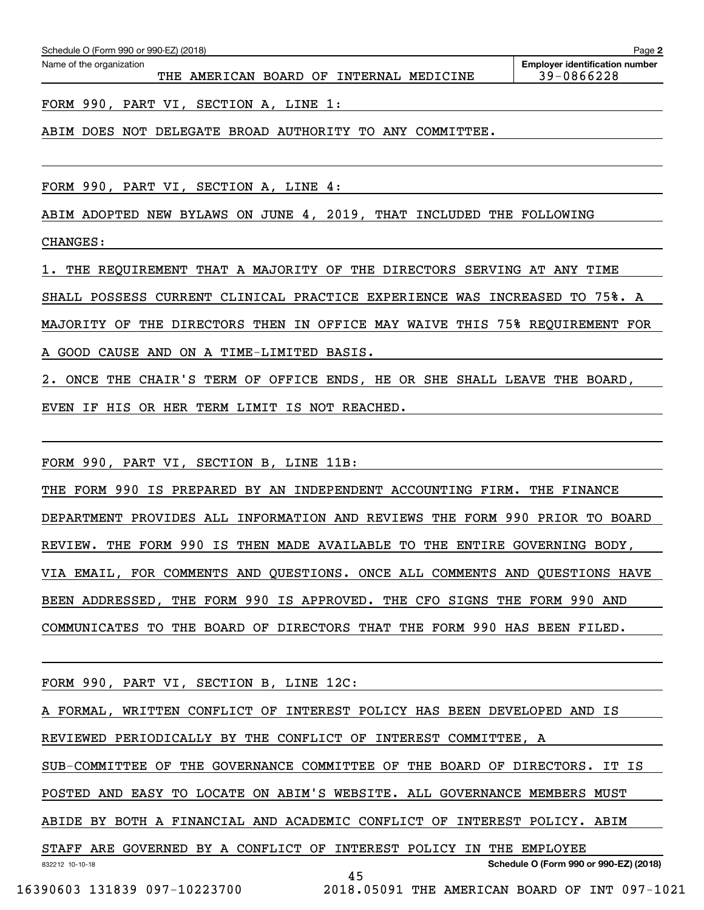Schedule O (Form 990 or 990-EZ) (2018)

Name of the organization: THE AMERICAN BOARD OF INTERNAL MEDICINE

Employer identification number: 39-0866228

FORM 990, PART VI, SECTION A, LINE 1:

ABIM DOES NOT DELEGATE BROAD AUTHORITY TO ANY COMMITTEE.

FORM 990, PART VI, SECTION A, LINE 4:

ABIM ADOPTED NEW BYLAWS ON JUNE 4, 2019, THAT INCLUDED THE FOLLOWING CHANGES:

1. THE REQUIREMENT THAT A MAJORITY OF THE DIRECTORS SERVING AT ANY TIME SHALL POSSESS CURRENT CLINICAL PRACTICE EXPERIENCE WAS INCREASED TO 75%. A MAJORITY OF THE DIRECTORS THEN IN OFFICE MAY WAIVE THIS 75% REQUIREMENT FOR A GOOD CAUSE AND ON A TIME-LIMITED BASIS.
2. ONCE THE CHAIR'S TERM OF OFFICE ENDS, HE OR SHE SHALL LEAVE THE BOARD, EVEN IF HIS OR HER TERM LIMIT IS NOT REACHED.

FORM 990, PART VI, SECTION B, LINE 11B:

THE FORM 990 IS PREPARED BY AN INDEPENDENT ACCOUNTING FIRM. THE FINANCE DEPARTMENT PROVIDES ALL INFORMATION AND REVIEWS THE FORM 990 PRIOR TO BOARD REVIEW. THE FORM 990 IS THEN MADE AVAILABLE TO THE ENTIRE GOVERNING BODY, VIA EMAIL, FOR COMMENTS AND QUESTIONS. ONCE ALL COMMENTS AND QUESTIONS HAVE BEEN ADDRESSED, THE FORM 990 IS APPROVED. THE CFO SIGNS THE FORM 990 AND COMMUNICATES TO THE BOARD OF DIRECTORS THAT THE FORM 990 HAS BEEN FILED.

FORM 990, PART VI, SECTION B, LINE 12C:

A FORMAL, WRITTEN CONFLICT OF INTEREST POLICY HAS BEEN DEVELOPED AND IS REVIEWED PERIODICALLY BY THE CONFLICT OF INTEREST COMMITTEE, A SUB-COMMITTEE OF THE GOVERNANCE COMMITTEE OF THE BOARD OF DIRECTORS. IT IS POSTED AND EASY TO LOCATE ON ABIM'S WEBSITE. ALL GOVERNANCE MEMBERS MUST ABIDE BY BOTH A FINANCIAL AND ACADEMIC CONFLICT OF INTEREST POLICY. ABIM STAFF ARE GOVERNED BY A CONFLICT OF INTEREST POLICY IN THE EMPLOYEE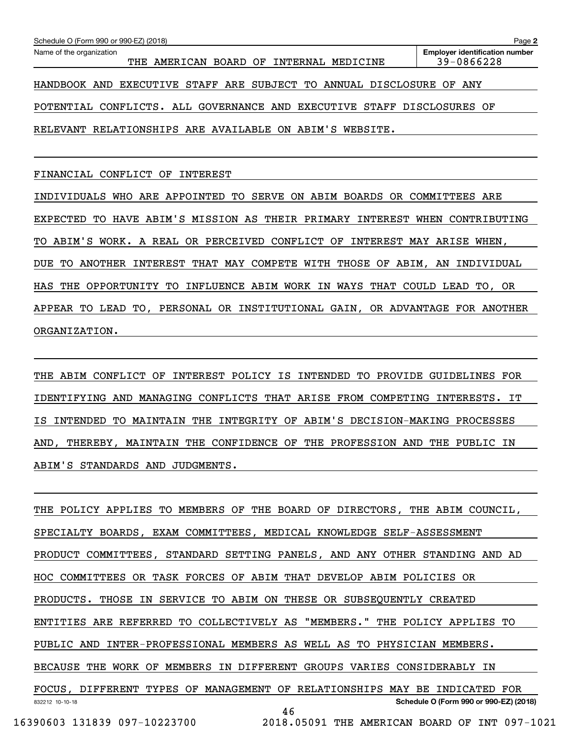HANDBOOK AND EXECUTIVE STAFF ARE SUBJECT TO ANNUAL DISCLOSURE OF ANY POTENTIAL CONFLICTS. ALL GOVERNANCE AND EXECUTIVE STAFF DISCLOSURES OF RELEVANT RELATIONSHIPS ARE AVAILABLE ON ABIM'S WEBSITE.

FINANCIAL CONFLICT OF INTEREST

INDIVIDUALS WHO ARE APPOINTED TO SERVE ON ABIM BOARDS OR COMMITTEES ARE EXPECTED TO HAVE ABIM'S MISSION AS THEIR PRIMARY INTEREST WHEN CONTRIBUTING TO ABIM'S WORK. A REAL OR PERCEIVED CONFLICT OF INTEREST MAY ARISE WHEN, DUE TO ANOTHER INTEREST THAT MAY COMPETE WITH THOSE OF ABIM, AN INDIVIDUAL HAS THE OPPORTUNITY TO INFLUENCE ABIM WORK IN WAYS THAT COULD LEAD TO, OR APPEAR TO LEAD TO, PERSONAL OR INSTITUTIONAL GAIN, OR ADVANTAGE FOR ANOTHER ORGANIZATION.

THE ABIM CONFLICT OF INTEREST POLICY IS INTENDED TO PROVIDE GUIDELINES FOR IDENTIFYING AND MANAGING CONFLICTS THAT ARISE FROM COMPETING INTERESTS. IT IS INTENDED TO MAINTAIN THE INTEGRITY OF ABIM'S DECISION-MAKING PROCESSES AND, THEREBY, MAINTAIN THE CONFIDENCE OF THE PROFESSION AND THE PUBLIC IN ABIM'S STANDARDS AND JUDGMENTS.

THE POLICY APPLIES TO MEMBERS OF THE BOARD OF DIRECTORS, THE ABIM COUNCIL, SPECIALTY BOARDS, EXAM COMMITTEES, MEDICAL KNOWLEDGE SELF-ASSESSMENT PRODUCT COMMITTEES, STANDARD SETTING PANELS, AND ANY OTHER STANDING AND AD HOC COMMITTEES OR TASK FORCES OF ABIM THAT DEVELOP ABIM POLICIES OR PRODUCTS. THOSE IN SERVICE TO ABIM ON THESE OR SUBSEQUENTLY CREATED ENTITIES ARE REFERRED TO COLLECTIVELY AS "MEMBERS." THE POLICY APPLIES TO PUBLIC AND INTER-PROFESSIONAL MEMBERS AS WELL AS TO PHYSICIAN MEMBERS. BECAUSE THE WORK OF MEMBERS IN DIFFERENT GROUPS VARIES CONSIDERABLY IN FOCUS, DIFFERENT TYPES OF MANAGEMENT OF RELATIONSHIPS MAY BE INDICATED FOR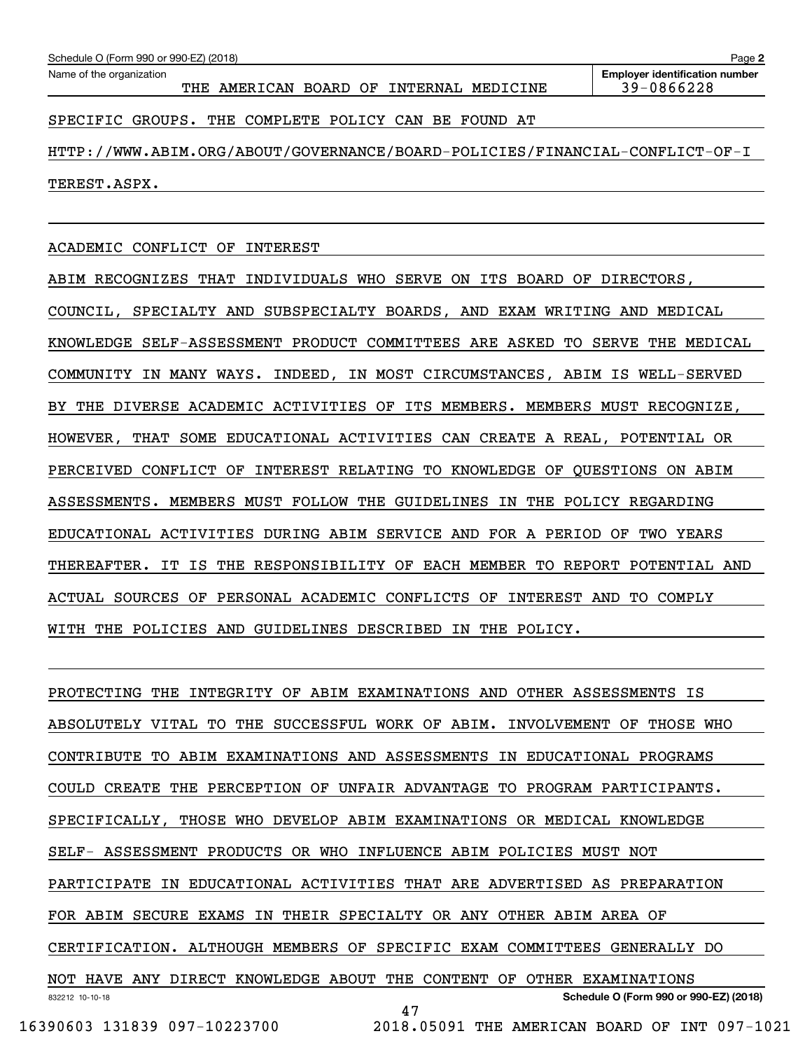SPECIFIC GROUPS. THE COMPLETE POLICY CAN BE FOUND AT HTTP://WWW.ABIM.ORG/ABOUT/GOVERNANCE/BOARD-POLICIES/FINANCIAL-CONFLICT-OF-INTEREST.ASPX.

ACADEMIC CONFLICT OF INTEREST

ABIM RECOGNIZES THAT INDIVIDUALS WHO SERVE ON ITS BOARD OF DIRECTORS, COUNCIL, SPECIALTY AND SUBSPECIALTY BOARDS, AND EXAM WRITING AND MEDICAL KNOWLEDGE SELF-ASSESSMENT PRODUCT COMMITTEES ARE ASKED TO SERVE THE MEDICAL COMMUNITY IN MANY WAYS. INDEED, IN MOST CIRCUMSTANCES, ABIM IS WELL-SERVED BY THE DIVERSE ACADEMIC ACTIVITIES OF ITS MEMBERS. MEMBERS MUST RECOGNIZE, HOWEVER, THAT SOME EDUCATIONAL ACTIVITIES CAN CREATE A REAL, POTENTIAL OR PERCEIVED CONFLICT OF INTEREST RELATING TO KNOWLEDGE OF QUESTIONS ON ABIM ASSESSMENTS. MEMBERS MUST FOLLOW THE GUIDELINES IN THE POLICY REGARDING EDUCATIONAL ACTIVITIES DURING ABIM SERVICE AND FOR A PERIOD OF TWO YEARS THEREAFTER. IT IS THE RESPONSIBILITY OF EACH MEMBER TO REPORT POTENTIAL AND ACTUAL SOURCES OF PERSONAL ACADEMIC CONFLICTS OF INTEREST AND TO COMPLY WITH THE POLICIES AND GUIDELINES DESCRIBED IN THE POLICY.

PROTECTING THE INTEGRITY OF ABIM EXAMINATIONS AND OTHER ASSESSMENTS IS ABSOLUTELY VITAL TO THE SUCCESSFUL WORK OF ABIM. INVOLVEMENT OF THOSE WHO CONTRIBUTE TO ABIM EXAMINATIONS AND ASSESSMENTS IN EDUCATIONAL PROGRAMS COULD CREATE THE PERCEPTION OF UNFAIR ADVANTAGE TO PROGRAM PARTICIPANTS. SPECIFICALLY, THOSE WHO DEVELOP ABIM EXAMINATIONS OR MEDICAL KNOWLEDGE SELF- ASSESSMENT PRODUCTS OR WHO INFLUENCE ABIM POLICIES MUST NOT PARTICIPATE IN EDUCATIONAL ACTIVITIES THAT ARE ADVERTISED AS PREPARATION FOR ABIM SECURE EXAMS IN THEIR SPECIALTY OR ANY OTHER ABIM AREA OF CERTIFICATION. ALTHOUGH MEMBERS OF SPECIFIC EXAM COMMITTEES GENERALLY DO NOT HAVE ANY DIRECT KNOWLEDGE ABOUT THE CONTENT OF OTHER EXAMINATIONS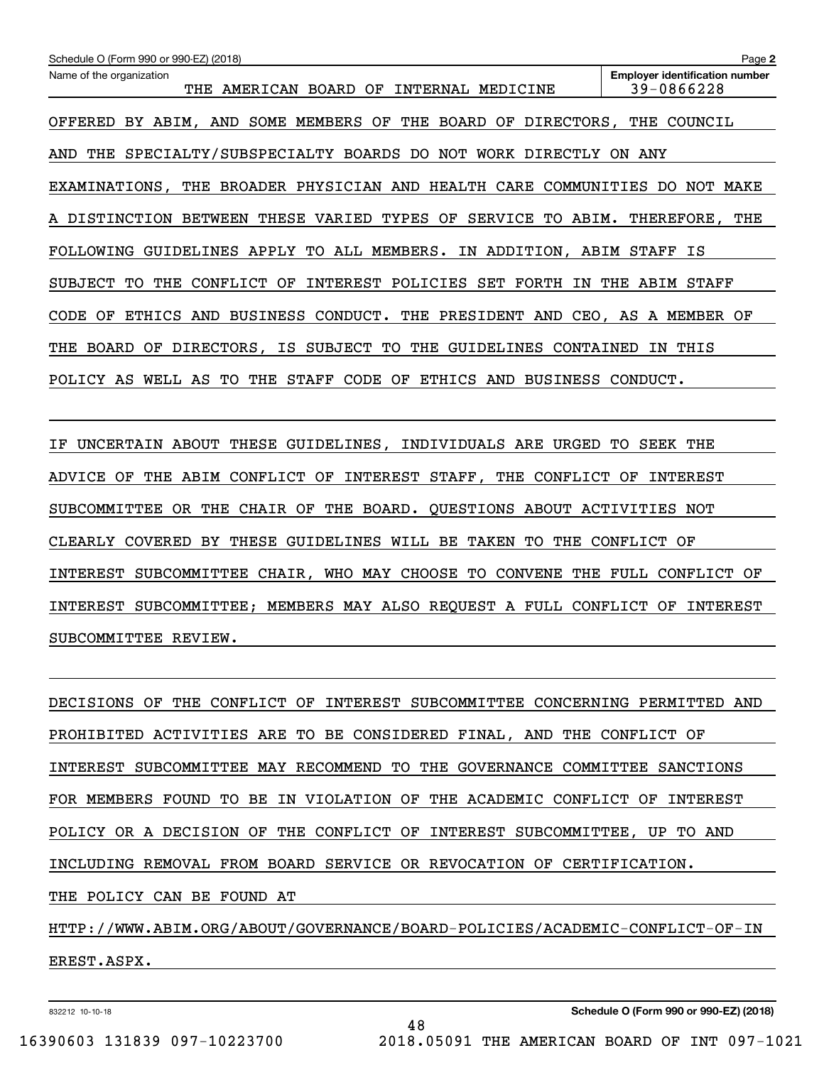OFFERED BY ABIM, AND SOME MEMBERS OF THE BOARD OF DIRECTORS, THE COUNCIL AND THE SPECIALTY/SUBSPECIALTY BOARDS DO NOT WORK DIRECTLY ON ANY EXAMINATIONS, THE BROADER PHYSICIAN AND HEALTH CARE COMMUNITIES DO NOT MAKE A DISTINCTION BETWEEN THESE VARIED TYPES OF SERVICE TO ABIM. THEREFORE, THE FOLLOWING GUIDELINES APPLY TO ALL MEMBERS. IN ADDITION, ABIM STAFF IS SUBJECT TO THE CONFLICT OF INTEREST POLICIES SET FORTH IN THE ABIM STAFF CODE OF ETHICS AND BUSINESS CONDUCT. THE PRESIDENT AND CEO, AS A MEMBER OF THE BOARD OF DIRECTORS, IS SUBJECT TO THE GUIDELINES CONTAINED IN THIS POLICY AS WELL AS TO THE STAFF CODE OF ETHICS AND BUSINESS CONDUCT.

IF UNCERTAIN ABOUT THESE GUIDELINES, INDIVIDUALS ARE URGED TO SEEK THE ADVICE OF THE ABIM CONFLICT OF INTEREST STAFF, THE CONFLICT OF INTEREST SUBCOMMITTEE OR THE CHAIR OF THE BOARD. QUESTIONS ABOUT ACTIVITIES NOT CLEARLY COVERED BY THESE GUIDELINES WILL BE TAKEN TO THE CONFLICT OF INTEREST SUBCOMMITTEE CHAIR, WHO MAY CHOOSE TO CONVENE THE FULL CONFLICT OF INTEREST SUBCOMMITTEE; MEMBERS MAY ALSO REQUEST A FULL CONFLICT OF INTEREST SUBCOMMITTEE REVIEW.

DECISIONS OF THE CONFLICT OF INTEREST SUBCOMMITTEE CONCERNING PERMITTED AND PROHIBITED ACTIVITIES ARE TO BE CONSIDERED FINAL, AND THE CONFLICT OF INTEREST SUBCOMMITTEE MAY RECOMMEND TO THE GOVERNANCE COMMITTEE SANCTIONS FOR MEMBERS FOUND TO BE IN VIOLATION OF THE ACADEMIC CONFLICT OF INTEREST POLICY OR A DECISION OF THE CONFLICT OF INTEREST SUBCOMMITTEE, UP TO AND INCLUDING REMOVAL FROM BOARD SERVICE OR REVOCATION OF CERTIFICATION.

THE POLICY CAN BE FOUND AT

HTTP://WWW.ABIM.ORG/ABOUT/GOVERNANCE/BOARD-POLICIES/ACADEMIC-CONFLICT-OF-INEREST.ASPX.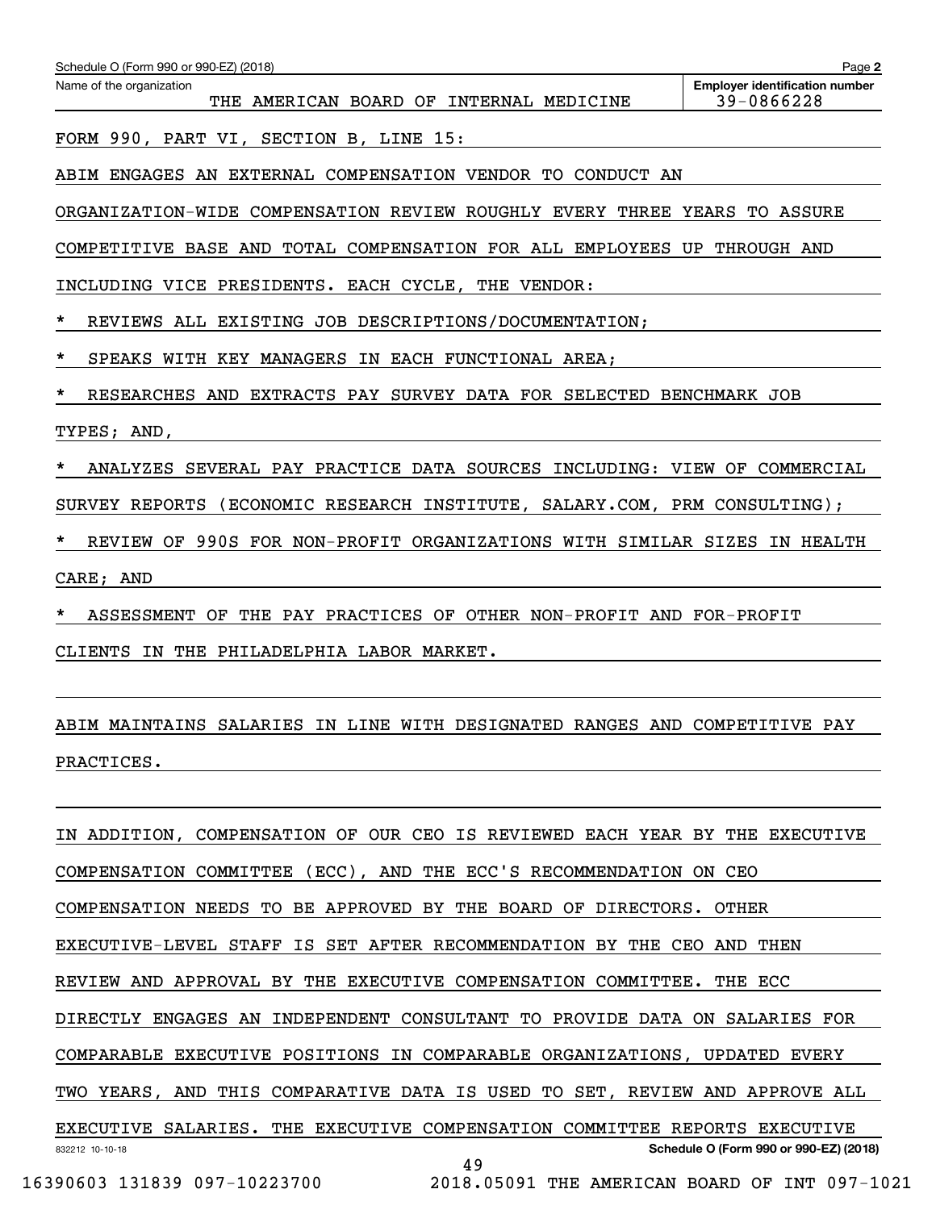Schedule O (Form 990 or 990-EZ) (2018)

Name of the organization: THE AMERICAN BOARD OF INTERNAL MEDICINE

Employer identification number: 39-0866228

FORM 990, PART VI, SECTION B, LINE 15:

ABIM ENGAGES AN EXTERNAL COMPENSATION VENDOR TO CONDUCT AN ORGANIZATION-WIDE COMPENSATION REVIEW ROUGHLY EVERY THREE YEARS TO ASSURE COMPETITIVE BASE AND TOTAL COMPENSATION FOR ALL EMPLOYEES UP THROUGH AND INCLUDING VICE PRESIDENTS. EACH CYCLE, THE VENDOR:

* REVIEWS ALL EXISTING JOB DESCRIPTIONS/DOCUMENTATION;
* SPEAKS WITH KEY MANAGERS IN EACH FUNCTIONAL AREA;
* RESEARCHES AND EXTRACTS PAY SURVEY DATA FOR SELECTED BENCHMARK JOB TYPES; AND,
* ANALYZES SEVERAL PAY PRACTICE DATA SOURCES INCLUDING: VIEW OF COMMERCIAL SURVEY REPORTS (ECONOMIC RESEARCH INSTITUTE, SALARY.COM, PRM CONSULTING);
* REVIEW OF 990S FOR NON-PROFIT ORGANIZATIONS WITH SIMILAR SIZES IN HEALTH CARE; AND
* ASSESSMENT OF THE PAY PRACTICES OF OTHER NON-PROFIT AND FOR-PROFIT CLIENTS IN THE PHILADELPHIA LABOR MARKET.

ABIM MAINTAINS SALARIES IN LINE WITH DESIGNATED RANGES AND COMPETITIVE PAY PRACTICES.

IN ADDITION, COMPENSATION OF OUR CEO IS REVIEWED EACH YEAR BY THE EXECUTIVE COMPENSATION COMMITTEE (ECC), AND THE ECC'S RECOMMENDATION ON CEO COMPENSATION NEEDS TO BE APPROVED BY THE BOARD OF DIRECTORS. OTHER EXECUTIVE-LEVEL STAFF IS SET AFTER RECOMMENDATION BY THE CEO AND THEN REVIEW AND APPROVAL BY THE EXECUTIVE COMPENSATION COMMITTEE. THE ECC DIRECTLY ENGAGES AN INDEPENDENT CONSULTANT TO PROVIDE DATA ON SALARIES FOR COMPARABLE EXECUTIVE POSITIONS IN COMPARABLE ORGANIZATIONS, UPDATED EVERY TWO YEARS, AND THIS COMPARATIVE DATA IS USED TO SET, REVIEW AND APPROVE ALL EXECUTIVE SALARIES. THE EXECUTIVE COMPENSATION COMMITTEE REPORTS EXECUTIVE

832212 10-10-18

Schedule O (Form 990 or 990-EZ) (2018)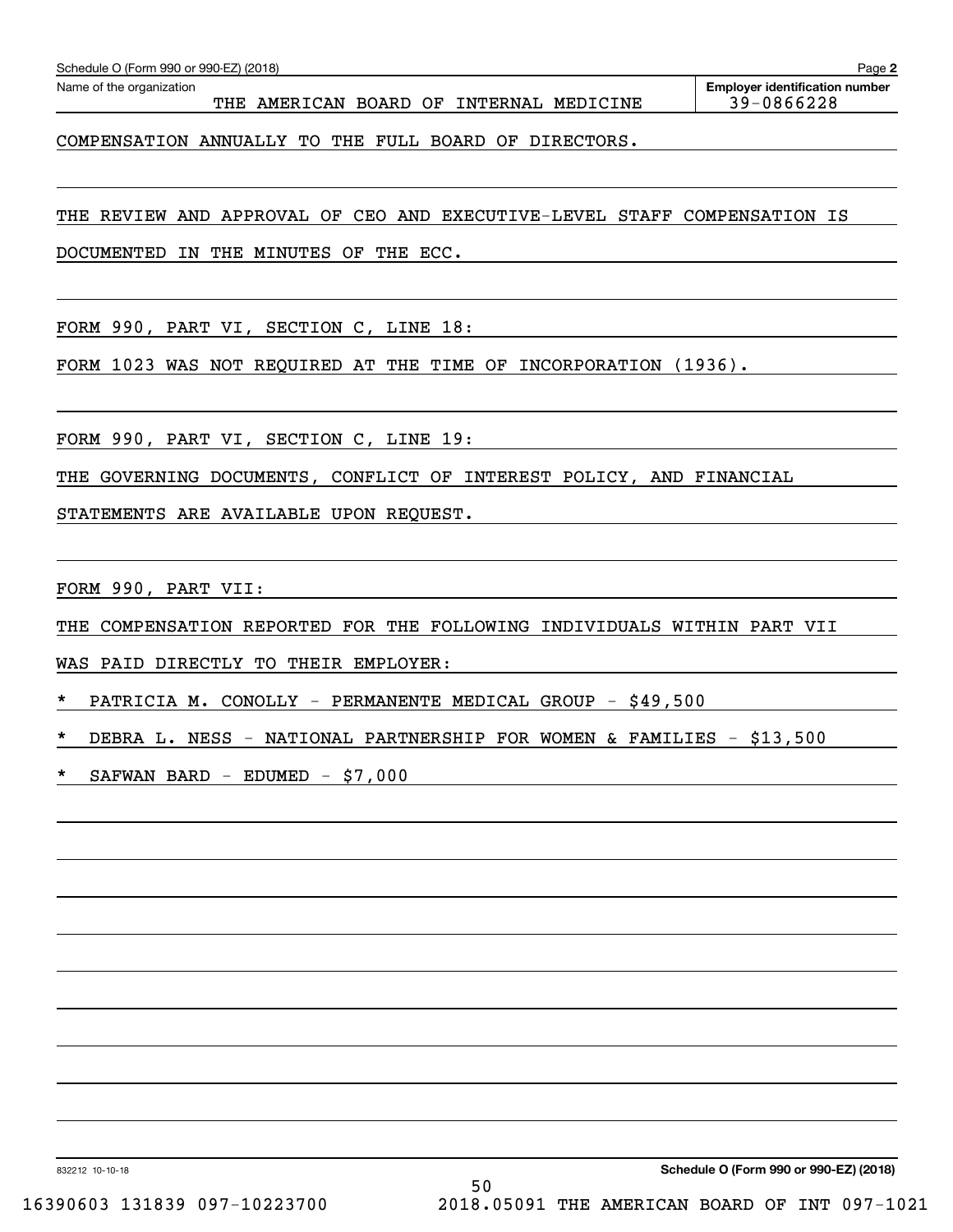Name of the organization: THE AMERICAN BOARD OF INTERNAL MEDICINE

Employer identification number: 39-0866228

COMPENSATION ANNUALLY TO THE FULL BOARD OF DIRECTORS.

THE REVIEW AND APPROVAL OF CEO AND EXECUTIVE-LEVEL STAFF COMPENSATION IS DOCUMENTED IN THE MINUTES OF THE ECC.

FORM 990, PART VI, SECTION C, LINE 18:

FORM 1023 WAS NOT REQUIRED AT THE TIME OF INCORPORATION (1936).

FORM 990, PART VI, SECTION C, LINE 19:

THE GOVERNING DOCUMENTS, CONFLICT OF INTEREST POLICY, AND FINANCIAL STATEMENTS ARE AVAILABLE UPON REQUEST.

FORM 990, PART VII:

THE COMPENSATION REPORTED FOR THE FOLLOWING INDIVIDUALS WITHIN PART VII WAS PAID DIRECTLY TO THEIR EMPLOYER:

* PATRICIA M. CONOLLY - PERMANENTE MEDICAL GROUP - $49,500
* DEBRA L. NESS - NATIONAL PARTNERSHIP FOR WOMEN & FAMILIES - $13,500
* SAFWAN BARD - EDUMED - $7,000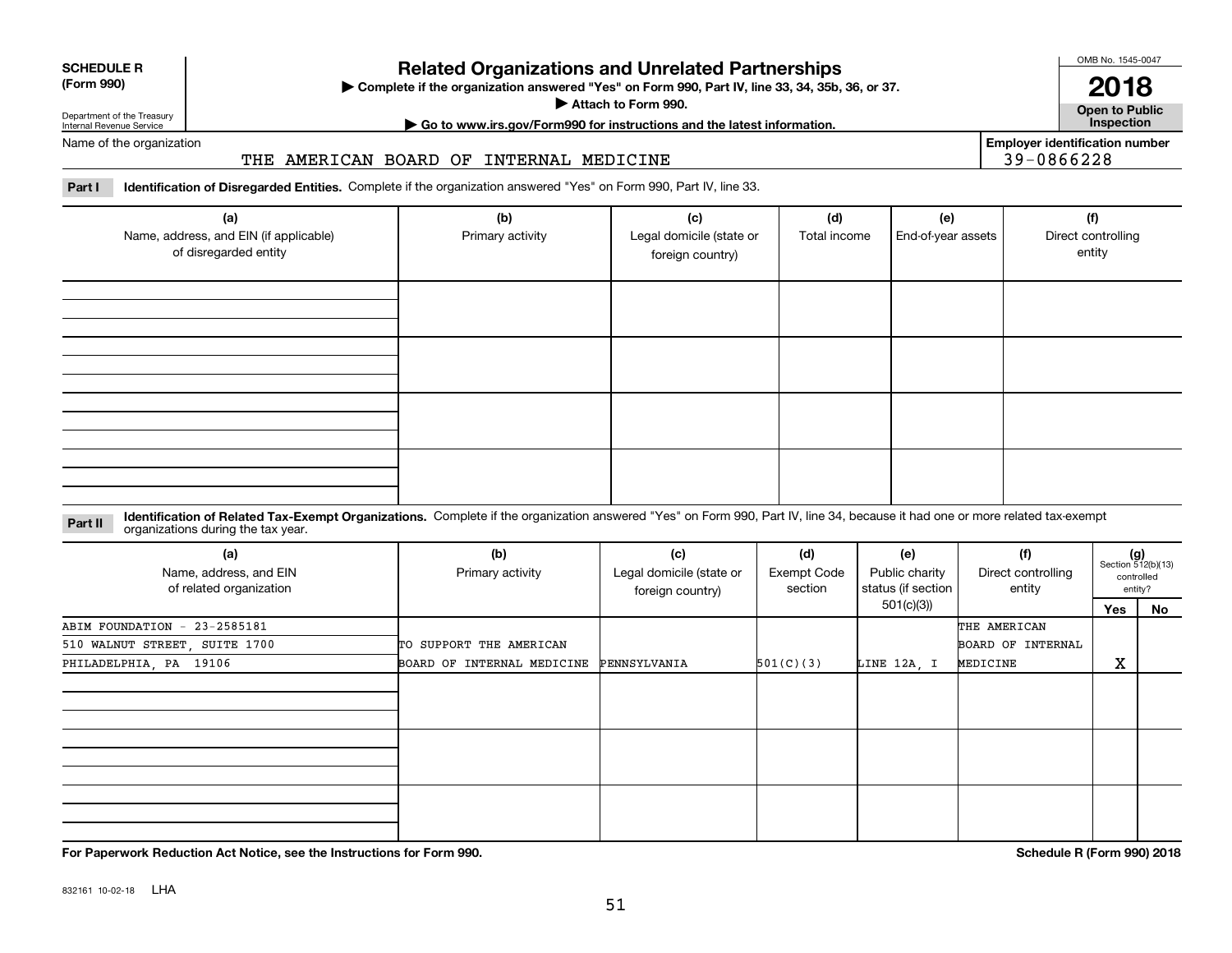**SCHEDULE R (Form 990)**

Department of the Treasury
Internal Revenue Service

# Related Organizations and Unrelated Partnerships

▶ Complete if the organization answered "Yes" on Form 990, Part IV, line 33, 34, 35b, 36, or 37.
▶ Attach to Form 990.
▶ Go to www.irs.gov/Form990 for instructions and the latest information.

OMB No. 1545-0047

**2018**

**Open to Public Inspection**

Name of the organization: THE AMERICAN BOARD OF INTERNAL MEDICINE

Employer identification number: 39-0866228

**Part I** **Identification of Disregarded Entities.** Complete if the organization answered "Yes" on Form 990, Part IV, line 33.

| (a) Name, address, and EIN (if applicable) of disregarded entity | (b) Primary activity | (c) Legal domicile (state or foreign country) | (d) Total income | (e) End-of-year assets | (f) Direct controlling entity |
|---|---|---|---|---|---|
| | | | | | |
| | | | | | |
| | | | | | |
| | | | | | |

**Part II** **Identification of Related Tax-Exempt Organizations.** Complete if the organization answered "Yes" on Form 990, Part IV, line 34, because it had one or more related tax-exempt organizations during the tax year.

| (a) Name, address, and EIN of related organization | (b) Primary activity | (c) Legal domicile (state or foreign country) | (d) Exempt Code section | (e) Public charity status (if section 501(c)(3)) | (f) Direct controlling entity | (g) Section 512(b)(13) controlled entity? Yes | No |
|---|---|---|---|---|---|---|---|
| ABIM FOUNDATION - 23-2585181<br>510 WALNUT STREET, SUITE 1700<br>PHILADELPHIA, PA 19106 | TO SUPPORT THE AMERICAN BOARD OF INTERNAL MEDICINE | PENNSYLVANIA | 501(C)(3) | LINE 12A, I | THE AMERICAN BOARD OF INTERNAL MEDICINE | X | |
| | | | | | | | |
| | | | | | | | |
| | | | | | | | |

**For Paperwork Reduction Act Notice, see the Instructions for Form 990.**

**Schedule R (Form 990) 2018**

832161 10-02-18 LHA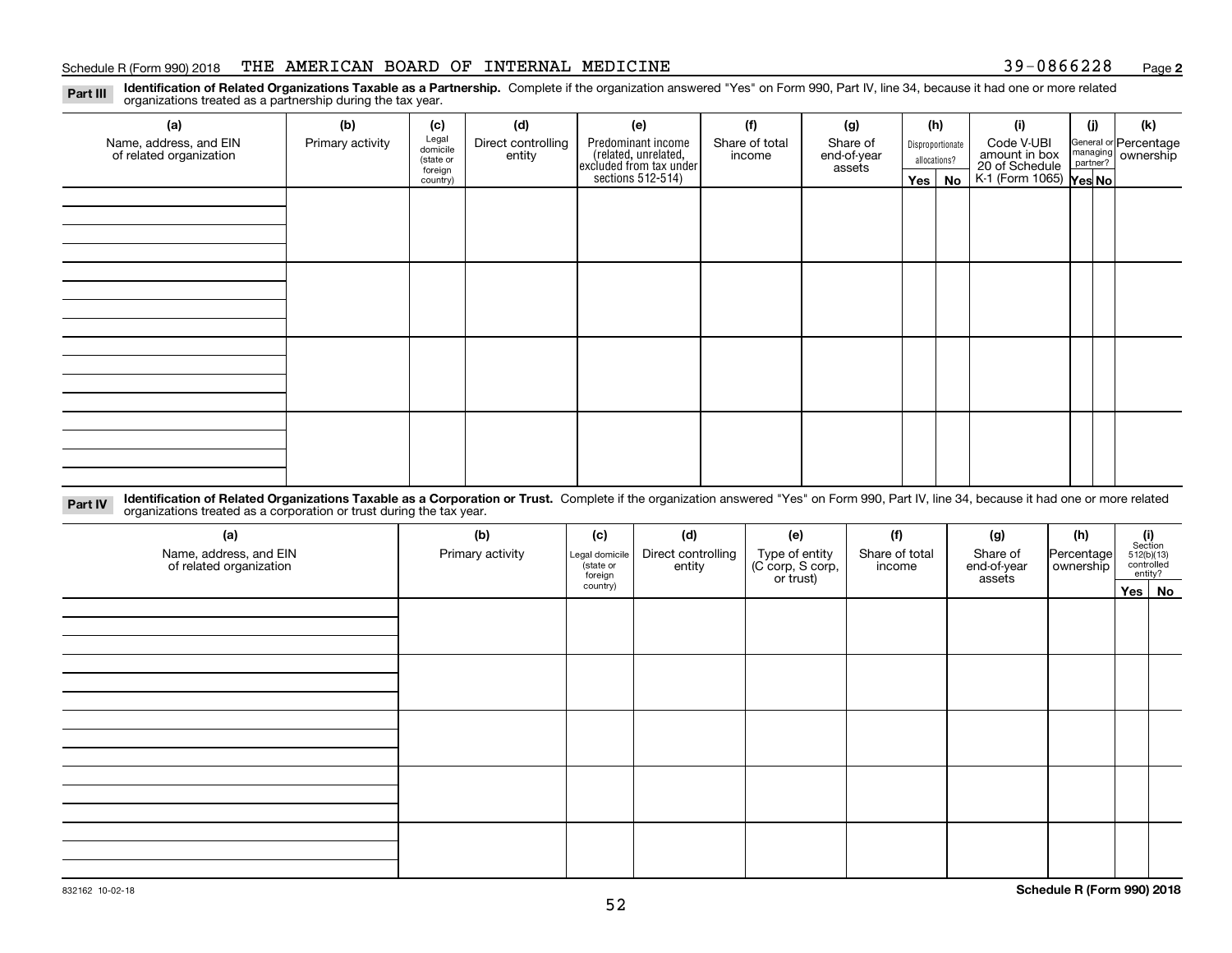Schedule R (Form 990) 2018 THE AMERICAN BOARD OF INTERNAL MEDICINE 39-0866228 Page **2**

**Part III** **Identification of Related Organizations Taxable as a Partnership.** Complete if the organization answered "Yes" on Form 990, Part IV, line 34, because it had one or more related organizations treated as a partnership during the tax year.

| (a) Name, address, and EIN of related organization | (b) Primary activity | (c) Legal domicile (state or foreign country) | (d) Direct controlling entity | (e) Predominant income (related, unrelated, excluded from tax under sections 512-514) | (f) Share of total income | (g) Share of end-of-year assets | (h) Disproportionate allocations? Yes | No | (i) Code V-UBI amount in box 20 of Schedule K-1 (Form 1065) | (j) General or managing partner? Yes | No | (k) Percentage ownership |
|---|---|---|---|---|---|---|---|---|---|---|---|---|
| | | | | | | | | | | | | |
| | | | | | | | | | | | | |
| | | | | | | | | | | | | |
| | | | | | | | | | | | | |

**Part IV** **Identification of Related Organizations Taxable as a Corporation or Trust.** Complete if the organization answered "Yes" on Form 990, Part IV, line 34, because it had one or more related organizations treated as a corporation or trust during the tax year.

| (a) Name, address, and EIN of related organization | (b) Primary activity | (c) Legal domicile (state or foreign country) | (d) Direct controlling entity | (e) Type of entity (C corp, S corp, or trust) | (f) Share of total income | (g) Share of end-of-year assets | (h) Percentage ownership | (i) Section 512(b)(13) controlled entity? Yes | No |
|---|---|---|---|---|---|---|---|---|---|
| | | | | | | | | | |
| | | | | | | | | | |
| | | | | | | | | | |
| | | | | | | | | | |
| | | | | | | | | | |

832162 10-02-18 **Schedule R (Form 990) 2018**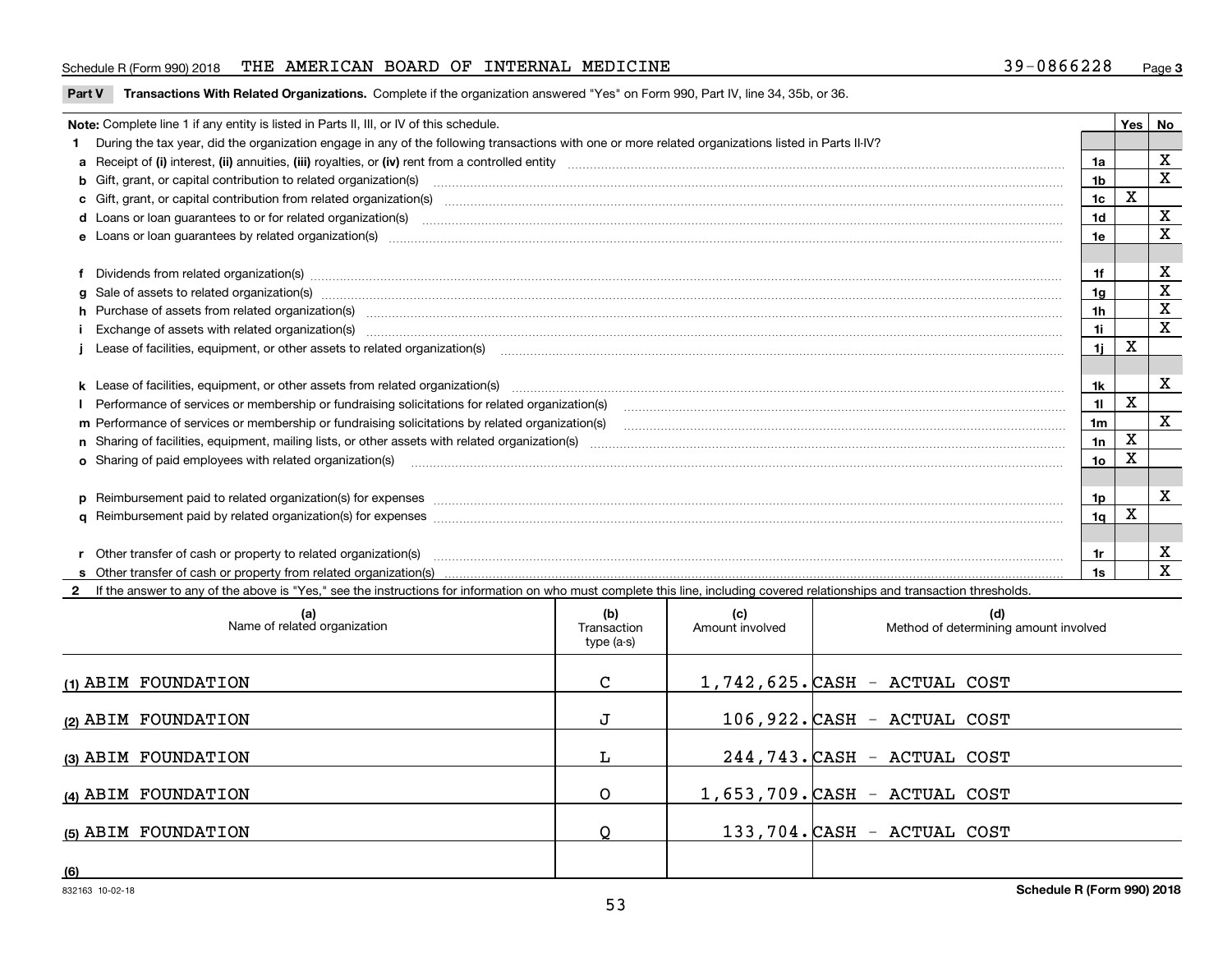Schedule R (Form 990) 2018 THE AMERICAN BOARD OF INTERNAL MEDICINE 39-0866228

**Part V Transactions With Related Organizations.** Complete if the organization answered "Yes" on Form 990, Part IV, line 34, 35b, or 36.

| **Note:** Complete line 1 if any entity is listed in Parts II, III, or IV of this schedule. | | Yes | No |
|---|---|---|---|
| **1** During the tax year, did the organization engage in any of the following transactions with one or more related organizations listed in Parts II-IV? | | | |
| **a** Receipt of **(i)** interest, **(ii)** annuities, **(iii)** royalties, or **(iv)** rent from a controlled entity | 1a | | X |
| **b** Gift, grant, or capital contribution to related organization(s) | 1b | | X |
| **c** Gift, grant, or capital contribution from related organization(s) | 1c | X | |
| **d** Loans or loan guarantees to or for related organization(s) | 1d | | X |
| **e** Loans or loan guarantees by related organization(s) | 1e | | X |
| **f** Dividends from related organization(s) | 1f | | X |
| **g** Sale of assets to related organization(s) | 1g | | X |
| **h** Purchase of assets from related organization(s) | 1h | | X |
| **i** Exchange of assets with related organization(s) | 1i | | X |
| **j** Lease of facilities, equipment, or other assets to related organization(s) | 1j | X | |
| **k** Lease of facilities, equipment, or other assets from related organization(s) | 1k | | X |
| **l** Performance of services or membership or fundraising solicitations for related organization(s) | 1l | X | |
| **m** Performance of services or membership or fundraising solicitations by related organization(s) | 1m | | X |
| **n** Sharing of facilities, equipment, mailing lists, or other assets with related organization(s) | 1n | X | |
| **o** Sharing of paid employees with related organization(s) | 1o | X | |
| **p** Reimbursement paid to related organization(s) for expenses | 1p | | X |
| **q** Reimbursement paid by related organization(s) for expenses | 1q | X | |
| **r** Other transfer of cash or property to related organization(s) | 1r | | X |
| **s** Other transfer of cash or property from related organization(s) | 1s | | X |

**2** If the answer to any of the above is "Yes," see the instructions for information on who must complete this line, including covered relationships and transaction thresholds.

| (a) Name of related organization | (b) Transaction type (a-s) | (c) Amount involved | (d) Method of determining amount involved |
|---|---|---|---|
| (1) ABIM FOUNDATION | C | 1,742,625. | CASH - ACTUAL COST |
| (2) ABIM FOUNDATION | J | 106,922. | CASH - ACTUAL COST |
| (3) ABIM FOUNDATION | L | 244,743. | CASH - ACTUAL COST |
| (4) ABIM FOUNDATION | O | 1,653,709. | CASH - ACTUAL COST |
| (5) ABIM FOUNDATION | Q | 133,704. | CASH - ACTUAL COST |
| (6) | | | |

832163 10-02-18 **Schedule R (Form 990) 2018**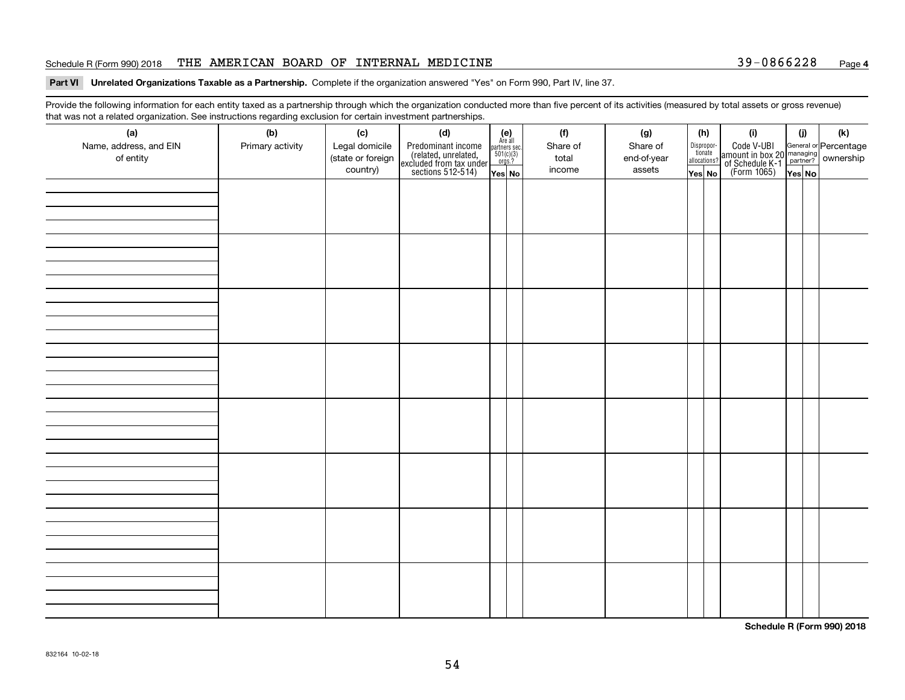Schedule R (Form 990) 2018 THE AMERICAN BOARD OF INTERNAL MEDICINE 39-0866228 Page **4**

**Part VI Unrelated Organizations Taxable as a Partnership.** Complete if the organization answered "Yes" on Form 990, Part IV, line 37.

Provide the following information for each entity taxed as a partnership through which the organization conducted more than five percent of its activities (measured by total assets or gross revenue) that was not a related organization. See instructions regarding exclusion for certain investment partnerships.

| (a) Name, address, and EIN of entity | (b) Primary activity | (c) Legal domicile (state or foreign country) | (d) Predominant income (related, unrelated, excluded from tax under sections 512-514) | (e) Are all partners sec. 501(c)(3) orgs.? | | (f) Share of total income | (g) Share of end-of-year assets | (h) Disproportionate allocations? | | (i) Code V-UBI amount in box 20 of Schedule K-1 (Form 1065) | (j) General or managing partner? | | (k) Percentage ownership |
|---|---|---|---|---|---|---|---|---|---|---|---|---|---|
| | | | | Yes | No | | | Yes | No | | Yes | No | |
| | | | | | | | | | | | | | |
| | | | | | | | | | | | | | |
| | | | | | | | | | | | | | |
| | | | | | | | | | | | | | |
| | | | | | | | | | | | | | |
| | | | | | | | | | | | | | |
| | | | | | | | | | | | | | |
| | | | | | | | | | | | | | |

**Schedule R (Form 990) 2018**

832164 10-02-18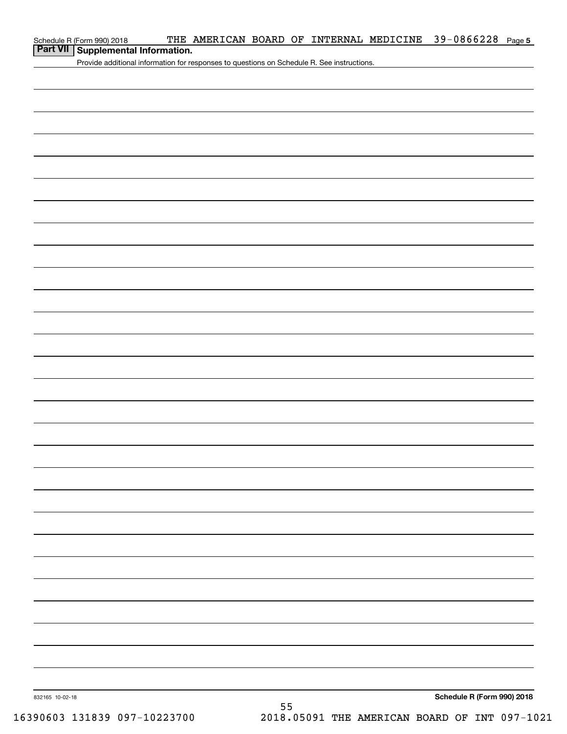## Part VII Supplemental Information.

Provide additional information for responses to questions on Schedule R. See instructions.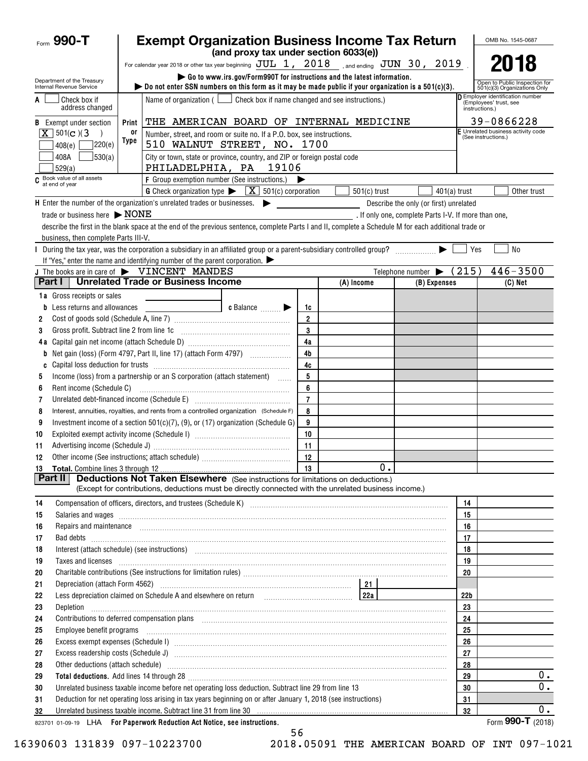Form **990-T**

# Exempt Organization Business Income Tax Return

**(and proxy tax under section 6033(e))**

For calendar year 2018 or other tax year beginning JUL 1, 2018 , and ending JUN 30, 2019 .

▶ Go to www.irs.gov/Form990T for instructions and the latest information.

▶ Do not enter SSN numbers on this form as it may be made public if your organization is a 501(c)(3).

Department of the Treasury Internal Revenue Service

OMB No. 1545-0687

**2018**

Open to Public Inspection for 501(c)(3) Organizations Only

A ☐ Check box if address changed

B Exempt under section
☒ 501(c)(3)
☐ 408(e) ☐ 220(e)
☐ 408A ☐ 530(a)
☐ 529(a)

C Book value of all assets at end of year

Name of organization ( ☐ Check box if name changed and see instructions.)

THE AMERICAN BOARD OF INTERNAL MEDICINE

Number, street, and room or suite no. If a P.O. box, see instructions.

510 WALNUT STREET, NO. 1700

City or town, state or province, country, and ZIP or foreign postal code

PHILADELPHIA, PA 19106

D Employer identification number (Employees' trust, see instructions.)

39-0866228

E Unrelated business activity code (See instructions.)

F Group exemption number (See instructions.) ▶

G Check organization type ▶ ☒ 501(c) corporation ☐ 501(c) trust ☐ 401(a) trust ☐ Other trust

H Enter the number of the organization's unrelated trades or businesses. ▶ ______ Describe the only (or first) unrelated trade or business here ▶ NONE . If only one, complete Parts I-V. If more than one, describe the first in the blank space at the end of the previous sentence, complete Parts I and II, complete a Schedule M for each additional trade or business, then complete Parts III-V.

I During the tax year, was the corporation a subsidiary in an affiliated group or a parent-subsidiary controlled group? ▶ ☐ Yes ☐ No

If "Yes," enter the name and identifying number of the parent corporation. ▶

J The books are in care of ▶ VINCENT MANDES Telephone number ▶ (215) 446-3500

## Part I Unrelated Trade or Business Income

| | | | (A) Income | (B) Expenses | (C) Net |
|---|---|---|---|---|---|
| 1a | Gross receipts or sales | | | | |
| b | Less returns and allowances ______ c Balance ▶ | 1c | | | |
| 2 | Cost of goods sold (Schedule A, line 7) | 2 | | | |
| 3 | Gross profit. Subtract line 2 from line 1c | 3 | | | |
| 4a | Capital gain net income (attach Schedule D) | 4a | | | |
| b | Net gain (loss) (Form 4797, Part II, line 17) (attach Form 4797) | 4b | | | |
| c | Capital loss deduction for trusts | 4c | | | |
| 5 | Income (loss) from a partnership or an S corporation (attach statement) | 5 | | | |
| 6 | Rent income (Schedule C) | 6 | | | |
| 7 | Unrelated debt-financed income (Schedule E) | 7 | | | |
| 8 | Interest, annuities, royalties, and rents from a controlled organization (Schedule F) | 8 | | | |
| 9 | Investment income of a section 501(c)(7), (9), or (17) organization (Schedule G) | 9 | | | |
| 10 | Exploited exempt activity income (Schedule I) | 10 | | | |
| 11 | Advertising income (Schedule J) | 11 | | | |
| 12 | Other income (See instructions; attach schedule) | 12 | | | |
| 13 | **Total.** Combine lines 3 through 12 | 13 | 0. | | |

## Part II Deductions Not Taken Elsewhere (See instructions for limitations on deductions.)

(Except for contributions, deductions must be directly connected with the unrelated business income.)

| | | | |
|---|---|---|---|
| 14 | Compensation of officers, directors, and trustees (Schedule K) | 14 | |
| 15 | Salaries and wages | 15 | |
| 16 | Repairs and maintenance | 16 | |
| 17 | Bad debts | 17 | |
| 18 | Interest (attach schedule) (see instructions) | 18 | |
| 19 | Taxes and licenses | 19 | |
| 20 | Charitable contributions (See instructions for limitation rules) | 20 | |
| 21 | Depreciation (attach Form 4562) — 21 | | |
| 22 | Less depreciation claimed on Schedule A and elsewhere on return — 22a | 22b | |
| 23 | Depletion | 23 | |
| 24 | Contributions to deferred compensation plans | 24 | |
| 25 | Employee benefit programs | 25 | |
| 26 | Excess exempt expenses (Schedule I) | 26 | |
| 27 | Excess readership costs (Schedule J) | 27 | |
| 28 | Other deductions (attach schedule) | 28 | |
| 29 | **Total deductions.** Add lines 14 through 28 | 29 | 0. |
| 30 | Unrelated business taxable income before net operating loss deduction. Subtract line 29 from line 13 | 30 | 0. |
| 31 | Deduction for net operating loss arising in tax years beginning on or after January 1, 2018 (see instructions) | 31 | |
| 32 | Unrelated business taxable income. Subtract line 31 from line 30 | 32 | 0. |

823701 01-09-19 LHA **For Paperwork Reduction Act Notice, see instructions.** Form **990-T** (2018)

16390603 131839 097-10223700 2018.05091 THE AMERICAN BOARD OF INT 097-1021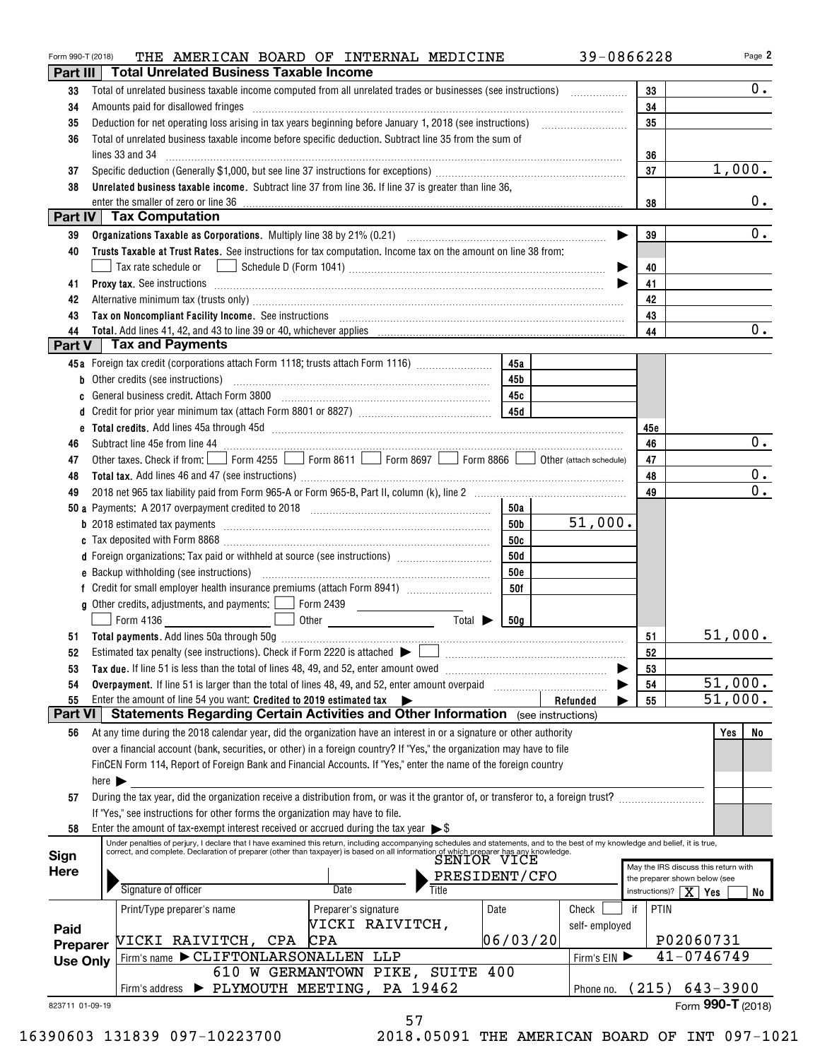Form 990-T (2018) THE AMERICAN BOARD OF INTERNAL MEDICINE 39-0866228 Page 2

## Part III Total Unrelated Business Taxable Income

| | | | |
|---|---|---|---|
| 33 | Total of unrelated business taxable income computed from all unrelated trades or businesses (see instructions) | 33 | 0. |
| 34 | Amounts paid for disallowed fringes | 34 | |
| 35 | Deduction for net operating loss arising in tax years beginning before January 1, 2018 (see instructions) | 35 | |
| 36 | Total of unrelated business taxable income before specific deduction. Subtract line 35 from the sum of lines 33 and 34 | 36 | |
| 37 | Specific deduction (Generally $1,000, but see line 37 instructions for exceptions) | 37 | 1,000. |
| 38 | **Unrelated business taxable income.** Subtract line 37 from line 36. If line 37 is greater than line 36, enter the smaller of zero or line 36 | 38 | 0. |

## Part IV Tax Computation

| | | | |
|---|---|---|---|
| 39 | **Organizations Taxable as Corporations.** Multiply line 38 by 21% (0.21) | 39 | 0. |
| 40 | **Trusts Taxable at Trust Rates.** See instructions for tax computation. Income tax on the amount on line 38 from: ☐ Tax rate schedule or ☐ Schedule D (Form 1041) | 40 | |
| 41 | **Proxy tax.** See instructions | 41 | |
| 42 | Alternative minimum tax (trusts only) | 42 | |
| 43 | **Tax on Noncompliant Facility Income.** See instructions | 43 | |
| 44 | **Total.** Add lines 41, 42, and 43 to line 39 or 40, whichever applies | 44 | 0. |

## Part V Tax and Payments

| | | | | | |
|---|---|---|---|---|---|
| 45a | Foreign tax credit (corporations attach Form 1118; trusts attach Form 1116) | 45a | | | |
| b | Other credits (see instructions) | 45b | | | |
| c | General business credit. Attach Form 3800 | 45c | | | |
| d | Credit for prior year minimum tax (attach Form 8801 or 8827) | 45d | | | |
| e | **Total credits.** Add lines 45a through 45d | | | 45e | |
| 46 | Subtract line 45e from line 44 | | | 46 | 0. |
| 47 | Other taxes. Check if from: ☐ Form 4255 ☐ Form 8611 ☐ Form 8697 ☐ Form 8866 ☐ Other (attach schedule) | | | 47 | |
| 48 | **Total tax.** Add lines 46 and 47 (see instructions) | | | 48 | 0. |
| 49 | 2018 net 965 tax liability paid from Form 965-A or Form 965-B, Part II, column (k), line 2 | | | 49 | 0. |
| 50a | Payments: A 2017 overpayment credited to 2018 | 50a | | | |
| b | 2018 estimated tax payments | 50b | 51,000. | | |
| c | Tax deposited with Form 8868 | 50c | | | |
| d | Foreign organizations: Tax paid or withheld at source (see instructions) | 50d | | | |
| e | Backup withholding (see instructions) | 50e | | | |
| f | Credit for small employer health insurance premiums (attach Form 8941) | 50f | | | |
| g | Other credits, adjustments, and payments: ☐ Form 2439 ☐ Form 4136 ☐ Other Total ▶ | 50g | | | |
| 51 | **Total payments.** Add lines 50a through 50g | | | 51 | 51,000. |
| 52 | Estimated tax penalty (see instructions). Check if Form 2220 is attached ▶ ☐ | | | 52 | |
| 53 | **Tax due.** If line 51 is less than the total of lines 48, 49, and 52, enter amount owed | | | 53 | |
| 54 | **Overpayment.** If line 51 is larger than the total of lines 48, 49, and 52, enter amount overpaid | | | 54 | 51,000. |
| 55 | Enter the amount of line 54 you want: **Credited to 2019 estimated tax** ▶ | | Refunded ▶ | 55 | 51,000. |

## Part VI Statements Regarding Certain Activities and Other Information (see instructions)

| | | Yes | No |
|---|---|---|---|
| 56 | At any time during the 2018 calendar year, did the organization have an interest in or a signature or other authority over a financial account (bank, securities, or other) in a foreign country? If "Yes," the organization may have to file FinCEN Form 114, Report of Foreign Bank and Financial Accounts. If "Yes," enter the name of the foreign country here ▶ | | |
| 57 | During the tax year, did the organization receive a distribution from, or was it the grantor of, or transferor to, a foreign trust? If "Yes," see instructions for other forms the organization may have to file. | | |
| 58 | Enter the amount of tax-exempt interest received or accrued during the tax year ▶ $ | | |

**Sign Here**

Under penalties of perjury, I declare that I have examined this return, including accompanying schedules and statements, and to the best of my knowledge and belief, it is true, correct, and complete. Declaration of preparer (other than taxpayer) is based on all information of which preparer has any knowledge.

Signature of officer | Date | Title: SENIOR VICE PRESIDENT/CFO

May the IRS discuss this return with the preparer shown below (see instructions)? ☒ Yes ☐ No

**Paid Preparer Use Only**

| Print/Type preparer's name | Preparer's signature | Date | Check ☐ if self-employed | PTIN |
|---|---|---|---|---|
| VICKI RAIVITCH, CPA | VICKI RAIVITCH, CPA | 06/03/20 | | P02060731 |

Firm's name ▶ CLIFTONLARSONALLEN LLP | Firm's EIN ▶ 41-0746749

Firm's address ▶ 610 W GERMANTOWN PIKE, SUITE 400, PLYMOUTH MEETING, PA 19462 | Phone no. (215) 643-3900

823711 01-09-19 Form **990-T** (2018)

16390603 131839 097-10223700 2018.05091 THE AMERICAN BOARD OF INT 097-1021